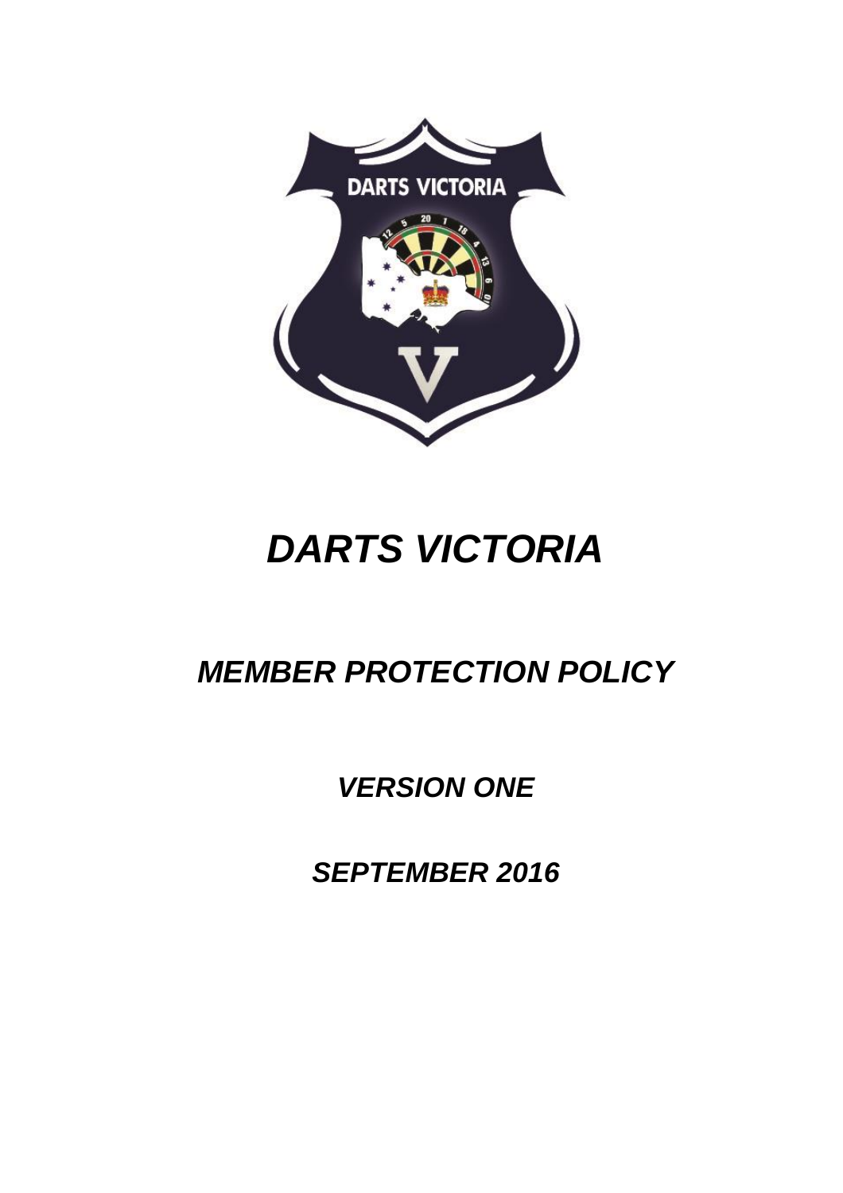# *DARTS VICTORIA*

## *MEMBER PROTECTION POLICY*

### *VERSION ONE*

### *SEPTEMBER 2016*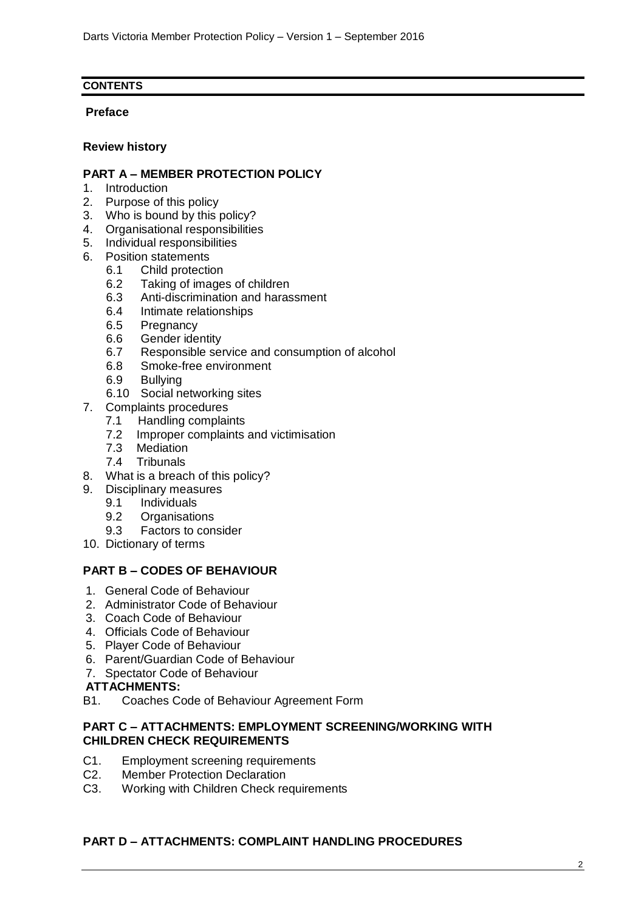## CONTENTS

**Preface**

**Review history**

### PART A – MEMBER PROTECTION POLICY

1. Introduction
2. Purpose of this policy
3. Who is bound by this policy?
4. Organisational responsibilities
5. Individual responsibilities
6. Position statements
   - 6.1 Child protection
   - 6.2 Taking of images of children
   - 6.3 Anti-discrimination and harassment
   - 6.4 Intimate relationships
   - 6.5 Pregnancy
   - 6.6 Gender identity
   - 6.7 Responsible service and consumption of alcohol
   - 6.8 Smoke-free environment
   - 6.9 Bullying
   - 6.10 Social networking sites
7. Complaints procedures
   - 7.1 Handling complaints
   - 7.2 Improper complaints and victimisation
   - 7.3 Mediation
   - 7.4 Tribunals
8. What is a breach of this policy?
9. Disciplinary measures
   - 9.1 Individuals
   - 9.2 Organisations
   - 9.3 Factors to consider
10. Dictionary of terms

### PART B – CODES OF BEHAVIOUR

1. General Code of Behaviour
2. Administrator Code of Behaviour
3. Coach Code of Behaviour
4. Officials Code of Behaviour
5. Player Code of Behaviour
6. Parent/Guardian Code of Behaviour
7. Spectator Code of Behaviour

**ATTACHMENTS:**

B1. Coaches Code of Behaviour Agreement Form

### PART C – ATTACHMENTS: EMPLOYMENT SCREENING/WORKING WITH CHILDREN CHECK REQUIREMENTS

C1. Employment screening requirements
C2. Member Protection Declaration
C3. Working with Children Check requirements

### PART D – ATTACHMENTS: COMPLAINT HANDLING PROCEDURES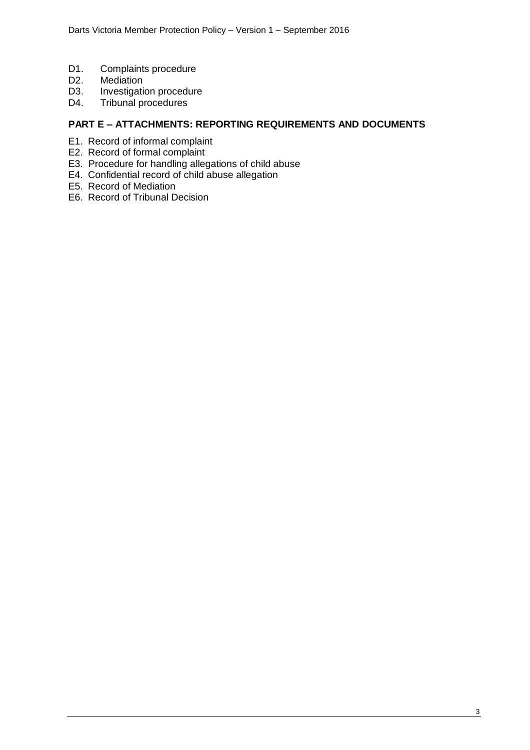D1. Complaints procedure
D2. Mediation
D3. Investigation procedure
D4. Tribunal procedures

**PART E – ATTACHMENTS: REPORTING REQUIREMENTS AND DOCUMENTS**

E1. Record of informal complaint
E2. Record of formal complaint
E3. Procedure for handling allegations of child abuse
E4. Confidential record of child abuse allegation
E5. Record of Mediation
E6. Record of Tribunal Decision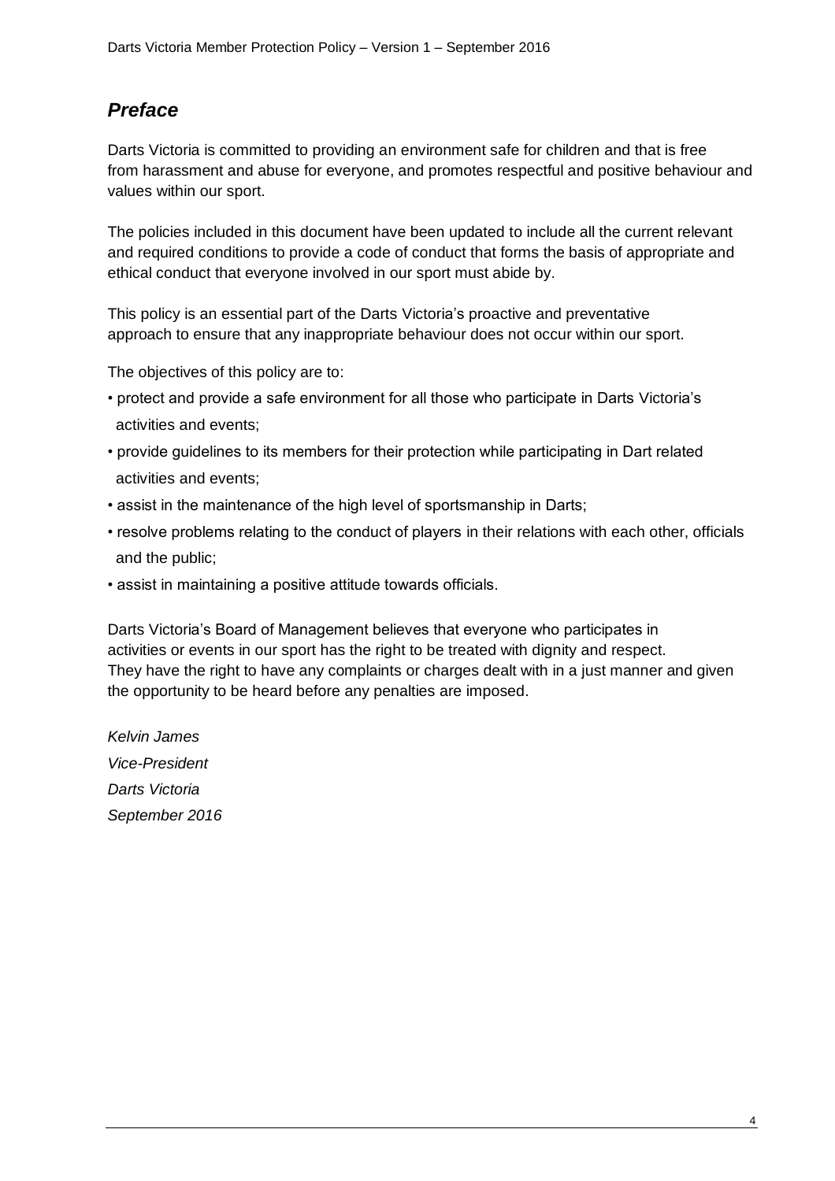## *Preface*

Darts Victoria is committed to providing an environment safe for children and that is free from harassment and abuse for everyone, and promotes respectful and positive behaviour and values within our sport.

The policies included in this document have been updated to include all the current relevant and required conditions to provide a code of conduct that forms the basis of appropriate and ethical conduct that everyone involved in our sport must abide by.

This policy is an essential part of the Darts Victoria's proactive and preventative approach to ensure that any inappropriate behaviour does not occur within our sport.

The objectives of this policy are to:

- protect and provide a safe environment for all those who participate in Darts Victoria's activities and events;
- provide guidelines to its members for their protection while participating in Dart related activities and events;
- assist in the maintenance of the high level of sportsmanship in Darts;
- resolve problems relating to the conduct of players in their relations with each other, officials and the public;
- assist in maintaining a positive attitude towards officials.

Darts Victoria's Board of Management believes that everyone who participates in activities or events in our sport has the right to be treated with dignity and respect. They have the right to have any complaints or charges dealt with in a just manner and given the opportunity to be heard before any penalties are imposed.

*Kelvin James*
*Vice-President*
*Darts Victoria*
*September 2016*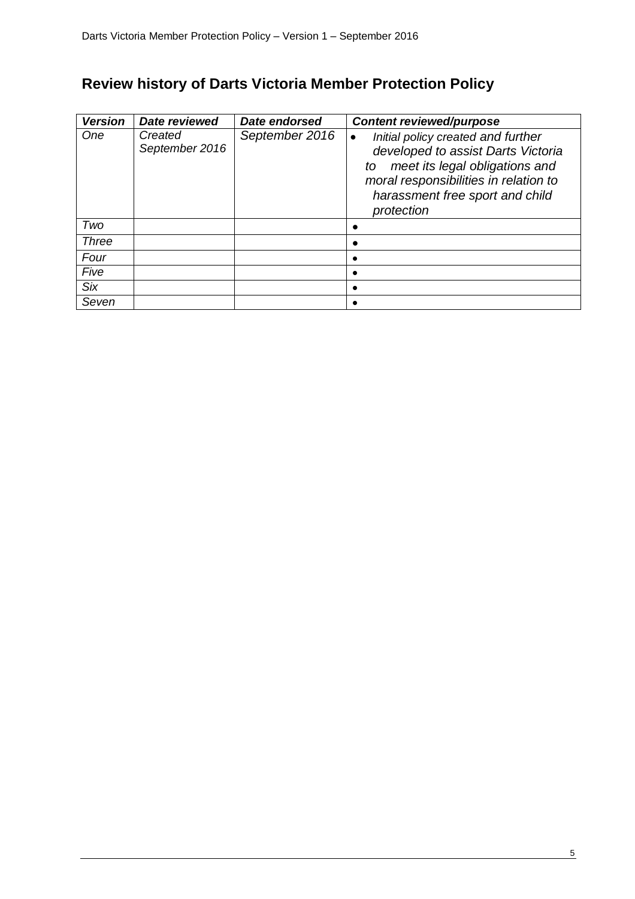## Review history of Darts Victoria Member Protection Policy

| ***Version*** | ***Date reviewed*** | ***Date endorsed*** | ***Content reviewed/purpose*** |
|---|---|---|---|
| *One* | *Created September 2016* | *September 2016* | • *Initial policy created and further developed to assist Darts Victoria to meet its legal obligations and moral responsibilities in relation to harassment free sport and child protection* |
| *Two* | | | • |
| *Three* | | | • |
| *Four* | | | • |
| *Five* | | | • |
| *Six* | | | • |
| *Seven* | | | • |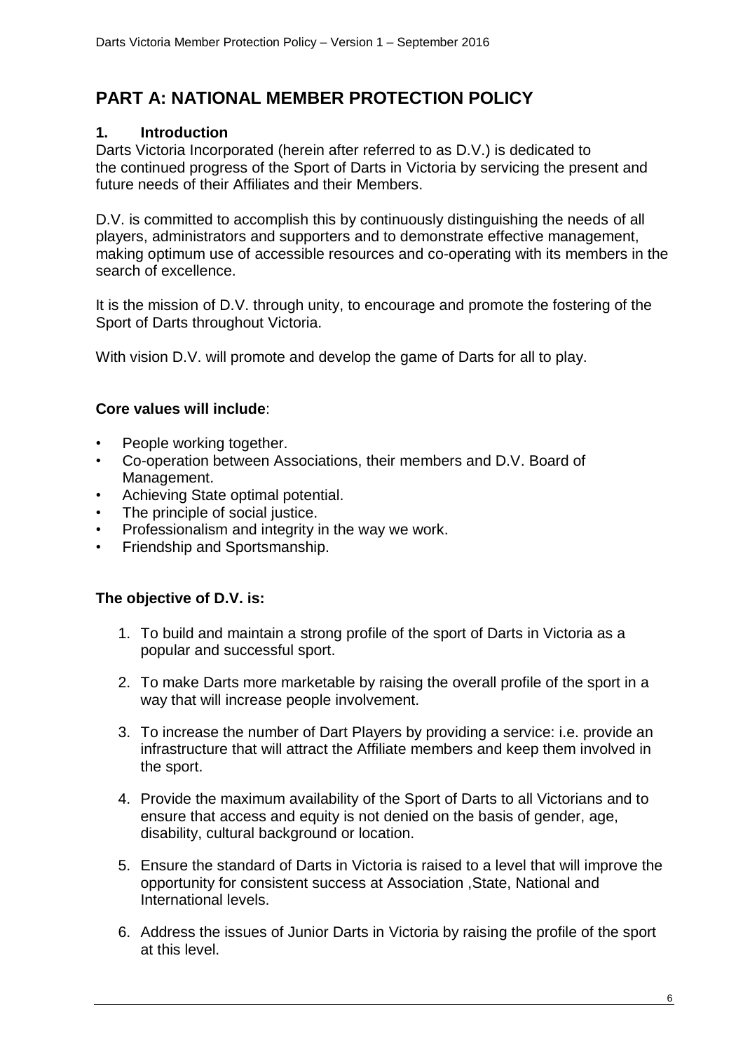# PART A: NATIONAL MEMBER PROTECTION POLICY

## 1. Introduction

Darts Victoria Incorporated (herein after referred to as D.V.) is dedicated to the continued progress of the Sport of Darts in Victoria by servicing the present and future needs of their Affiliates and their Members.

D.V. is committed to accomplish this by continuously distinguishing the needs of all players, administrators and supporters and to demonstrate effective management, making optimum use of accessible resources and co-operating with its members in the search of excellence.

It is the mission of D.V. through unity, to encourage and promote the fostering of the Sport of Darts throughout Victoria.

With vision D.V. will promote and develop the game of Darts for all to play.

**Core values will include**:

- People working together.
- Co-operation between Associations, their members and D.V. Board of Management.
- Achieving State optimal potential.
- The principle of social justice.
- Professionalism and integrity in the way we work.
- Friendship and Sportsmanship.

**The objective of D.V. is:**

1. To build and maintain a strong profile of the sport of Darts in Victoria as a popular and successful sport.
2. To make Darts more marketable by raising the overall profile of the sport in a way that will increase people involvement.
3. To increase the number of Dart Players by providing a service: i.e. provide an infrastructure that will attract the Affiliate members and keep them involved in the sport.
4. Provide the maximum availability of the Sport of Darts to all Victorians and to ensure that access and equity is not denied on the basis of gender, age, disability, cultural background or location.
5. Ensure the standard of Darts in Victoria is raised to a level that will improve the opportunity for consistent success at Association ,State, National and International levels.
6. Address the issues of Junior Darts in Victoria by raising the profile of the sport at this level.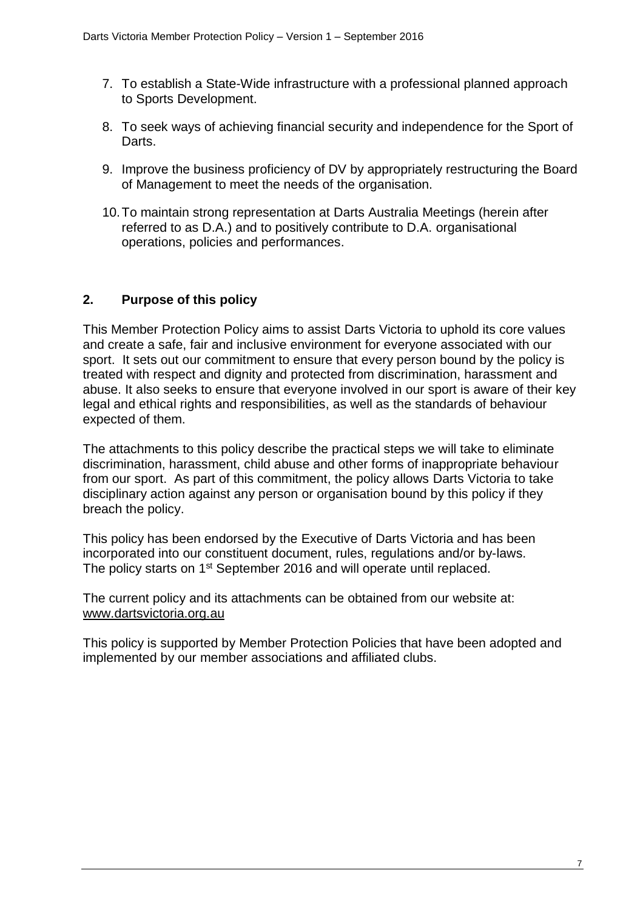7. To establish a State-Wide infrastructure with a professional planned approach to Sports Development.
8. To seek ways of achieving financial security and independence for the Sport of Darts.
9. Improve the business proficiency of DV by appropriately restructuring the Board of Management to meet the needs of the organisation.
10. To maintain strong representation at Darts Australia Meetings (herein after referred to as D.A.) and to positively contribute to D.A. organisational operations, policies and performances.

## 2. Purpose of this policy

This Member Protection Policy aims to assist Darts Victoria to uphold its core values and create a safe, fair and inclusive environment for everyone associated with our sport. It sets out our commitment to ensure that every person bound by the policy is treated with respect and dignity and protected from discrimination, harassment and abuse. It also seeks to ensure that everyone involved in our sport is aware of their key legal and ethical rights and responsibilities, as well as the standards of behaviour expected of them.

The attachments to this policy describe the practical steps we will take to eliminate discrimination, harassment, child abuse and other forms of inappropriate behaviour from our sport. As part of this commitment, the policy allows Darts Victoria to take disciplinary action against any person or organisation bound by this policy if they breach the policy.

This policy has been endorsed by the Executive of Darts Victoria and has been incorporated into our constituent document, rules, regulations and/or by-laws. The policy starts on 1st September 2016 and will operate until replaced.

The current policy and its attachments can be obtained from our website at: www.dartsvictoria.org.au

This policy is supported by Member Protection Policies that have been adopted and implemented by our member associations and affiliated clubs.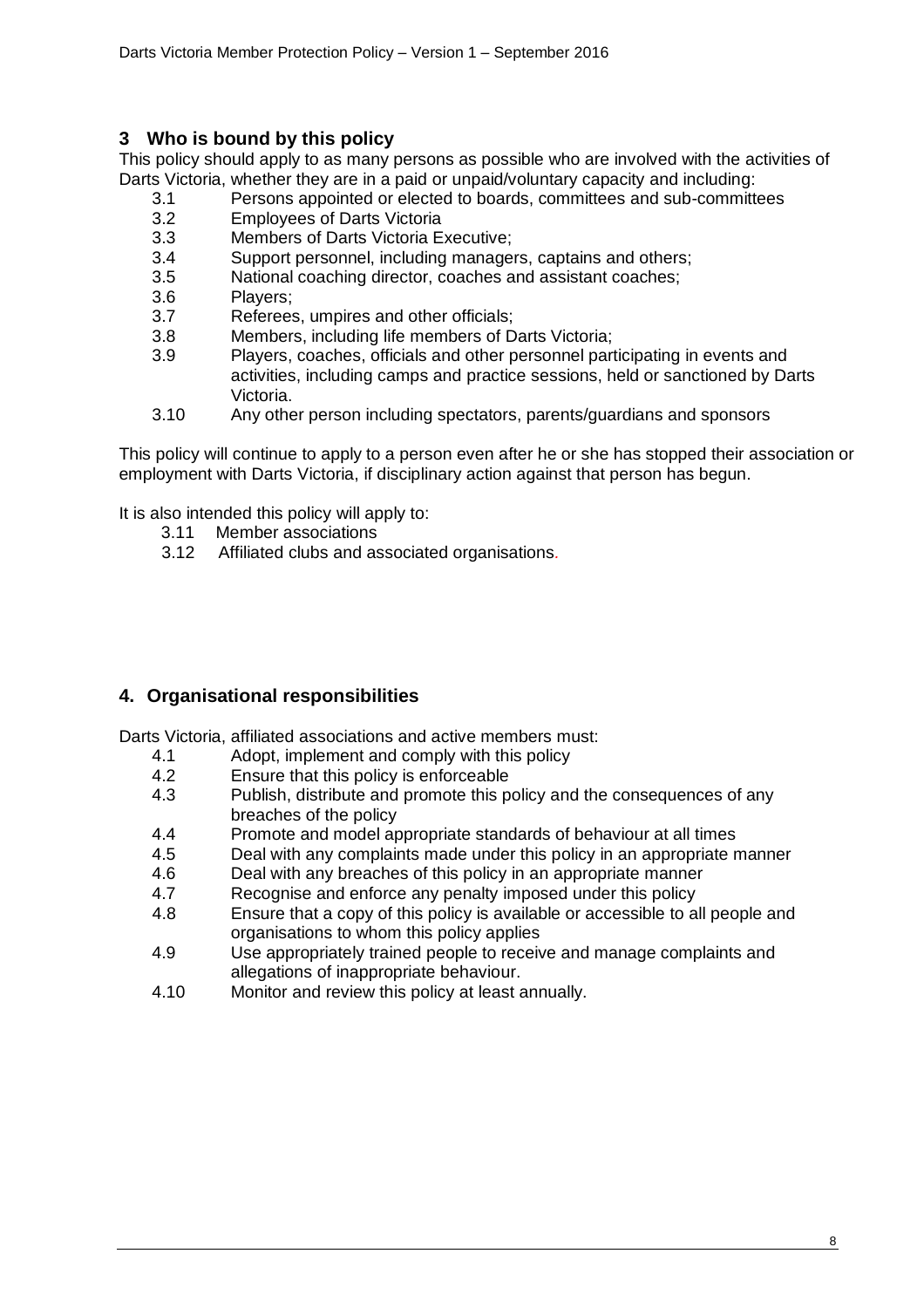## 3 Who is bound by this policy

This policy should apply to as many persons as possible who are involved with the activities of Darts Victoria, whether they are in a paid or unpaid/voluntary capacity and including:

- 3.1 Persons appointed or elected to boards, committees and sub-committees
- 3.2 Employees of Darts Victoria
- 3.3 Members of Darts Victoria Executive;
- 3.4 Support personnel, including managers, captains and others;
- 3.5 National coaching director, coaches and assistant coaches;
- 3.6 Players;
- 3.7 Referees, umpires and other officials;
- 3.8 Members, including life members of Darts Victoria;
- 3.9 Players, coaches, officials and other personnel participating in events and activities, including camps and practice sessions, held or sanctioned by Darts Victoria.
- 3.10 Any other person including spectators, parents/guardians and sponsors

This policy will continue to apply to a person even after he or she has stopped their association or employment with Darts Victoria, if disciplinary action against that person has begun.

It is also intended this policy will apply to:

- 3.11 Member associations
- 3.12 Affiliated clubs and associated organisations.

## 4. Organisational responsibilities

Darts Victoria, affiliated associations and active members must:

- 4.1 Adopt, implement and comply with this policy
- 4.2 Ensure that this policy is enforceable
- 4.3 Publish, distribute and promote this policy and the consequences of any breaches of the policy
- 4.4 Promote and model appropriate standards of behaviour at all times
- 4.5 Deal with any complaints made under this policy in an appropriate manner
- 4.6 Deal with any breaches of this policy in an appropriate manner
- 4.7 Recognise and enforce any penalty imposed under this policy
- 4.8 Ensure that a copy of this policy is available or accessible to all people and organisations to whom this policy applies
- 4.9 Use appropriately trained people to receive and manage complaints and allegations of inappropriate behaviour.
- 4.10 Monitor and review this policy at least annually.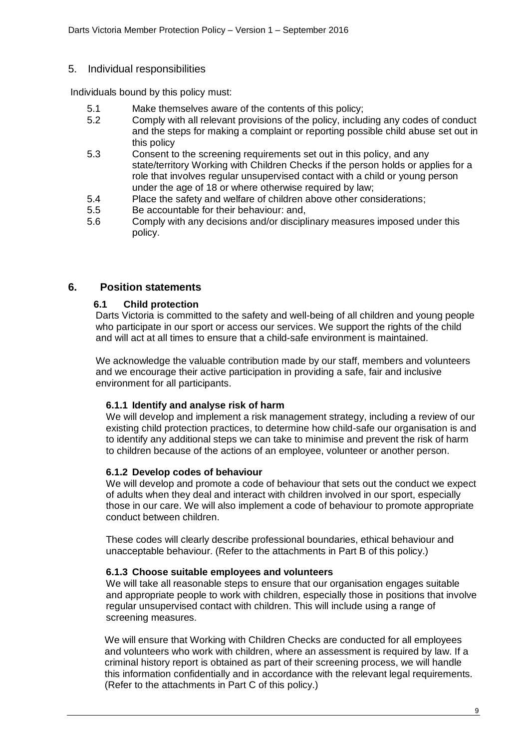## 5. Individual responsibilities

Individuals bound by this policy must:

5.1 Make themselves aware of the contents of this policy;

5.2 Comply with all relevant provisions of the policy, including any codes of conduct and the steps for making a complaint or reporting possible child abuse set out in this policy

5.3 Consent to the screening requirements set out in this policy, and any state/territory Working with Children Checks if the person holds or applies for a role that involves regular unsupervised contact with a child or young person under the age of 18 or where otherwise required by law;

5.4 Place the safety and welfare of children above other considerations;

5.5 Be accountable for their behaviour: and,

5.6 Comply with any decisions and/or disciplinary measures imposed under this policy.

## 6. Position statements

### 6.1 Child protection

Darts Victoria is committed to the safety and well-being of all children and young people who participate in our sport or access our services. We support the rights of the child and will act at all times to ensure that a child-safe environment is maintained.

We acknowledge the valuable contribution made by our staff, members and volunteers and we encourage their active participation in providing a safe, fair and inclusive environment for all participants.

#### 6.1.1 Identify and analyse risk of harm

We will develop and implement a risk management strategy, including a review of our existing child protection practices, to determine how child-safe our organisation is and to identify any additional steps we can take to minimise and prevent the risk of harm to children because of the actions of an employee, volunteer or another person.

#### 6.1.2 Develop codes of behaviour

We will develop and promote a code of behaviour that sets out the conduct we expect of adults when they deal and interact with children involved in our sport, especially those in our care. We will also implement a code of behaviour to promote appropriate conduct between children.

These codes will clearly describe professional boundaries, ethical behaviour and unacceptable behaviour. (Refer to the attachments in Part B of this policy.)

#### 6.1.3 Choose suitable employees and volunteers

We will take all reasonable steps to ensure that our organisation engages suitable and appropriate people to work with children, especially those in positions that involve regular unsupervised contact with children. This will include using a range of screening measures.

We will ensure that Working with Children Checks are conducted for all employees and volunteers who work with children, where an assessment is required by law. If a criminal history report is obtained as part of their screening process, we will handle this information confidentially and in accordance with the relevant legal requirements. (Refer to the attachments in Part C of this policy.)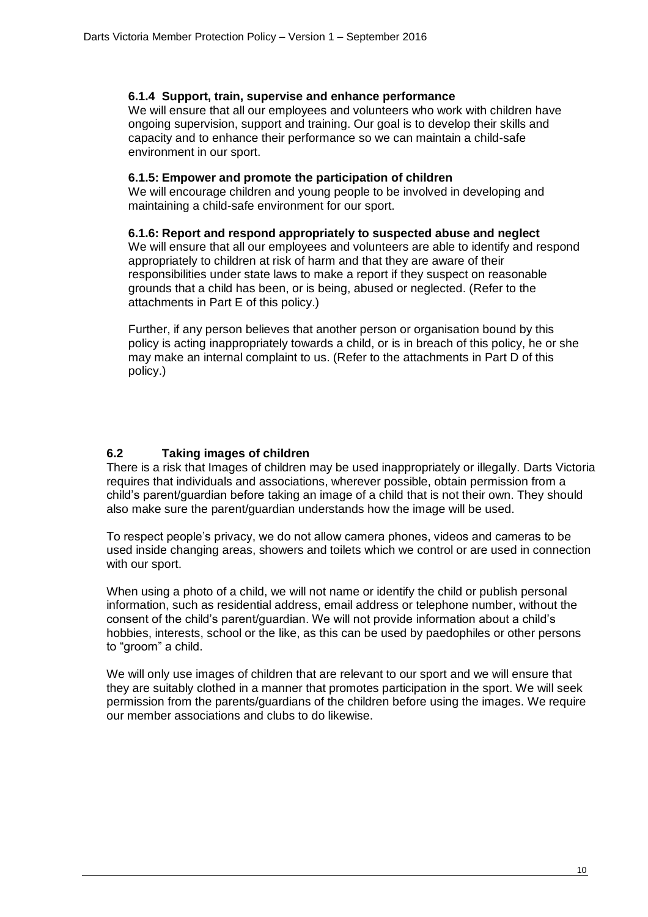#### 6.1.4 Support, train, supervise and enhance performance

We will ensure that all our employees and volunteers who work with children have ongoing supervision, support and training. Our goal is to develop their skills and capacity and to enhance their performance so we can maintain a child-safe environment in our sport.

#### 6.1.5: Empower and promote the participation of children

We will encourage children and young people to be involved in developing and maintaining a child-safe environment for our sport.

#### 6.1.6: Report and respond appropriately to suspected abuse and neglect

We will ensure that all our employees and volunteers are able to identify and respond appropriately to children at risk of harm and that they are aware of their responsibilities under state laws to make a report if they suspect on reasonable grounds that a child has been, or is being, abused or neglected. (Refer to the attachments in Part E of this policy.)

Further, if any person believes that another person or organisation bound by this policy is acting inappropriately towards a child, or is in breach of this policy, he or she may make an internal complaint to us. (Refer to the attachments in Part D of this policy.)

### 6.2 Taking images of children

There is a risk that Images of children may be used inappropriately or illegally. Darts Victoria requires that individuals and associations, wherever possible, obtain permission from a child's parent/guardian before taking an image of a child that is not their own. They should also make sure the parent/guardian understands how the image will be used.

To respect people's privacy, we do not allow camera phones, videos and cameras to be used inside changing areas, showers and toilets which we control or are used in connection with our sport.

When using a photo of a child, we will not name or identify the child or publish personal information, such as residential address, email address or telephone number, without the consent of the child's parent/guardian. We will not provide information about a child's hobbies, interests, school or the like, as this can be used by paedophiles or other persons to "groom" a child.

We will only use images of children that are relevant to our sport and we will ensure that they are suitably clothed in a manner that promotes participation in the sport. We will seek permission from the parents/guardians of the children before using the images. We require our member associations and clubs to do likewise.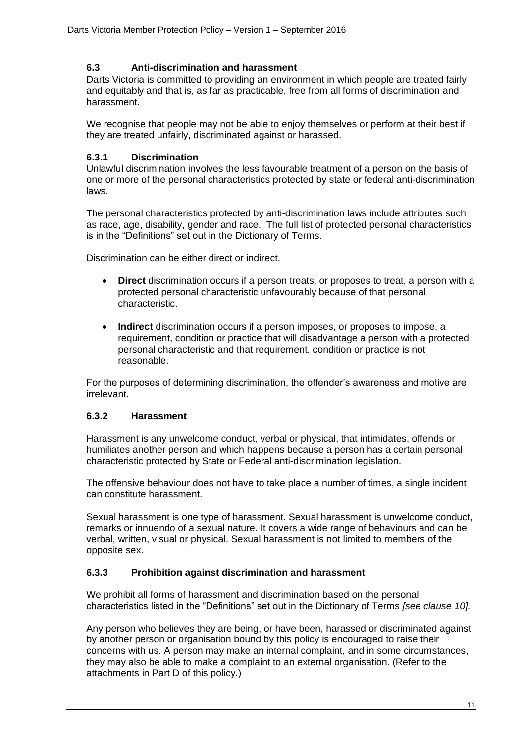### 6.3 Anti-discrimination and harassment

Darts Victoria is committed to providing an environment in which people are treated fairly and equitably and that is, as far as practicable, free from all forms of discrimination and harassment.

We recognise that people may not be able to enjoy themselves or perform at their best if they are treated unfairly, discriminated against or harassed.

#### 6.3.1 Discrimination

Unlawful discrimination involves the less favourable treatment of a person on the basis of one or more of the personal characteristics protected by state or federal anti-discrimination laws.

The personal characteristics protected by anti-discrimination laws include attributes such as race, age, disability, gender and race. The full list of protected personal characteristics is in the "Definitions" set out in the Dictionary of Terms.

Discrimination can be either direct or indirect.

- **Direct** discrimination occurs if a person treats, or proposes to treat, a person with a protected personal characteristic unfavourably because of that personal characteristic.
- **Indirect** discrimination occurs if a person imposes, or proposes to impose, a requirement, condition or practice that will disadvantage a person with a protected personal characteristic and that requirement, condition or practice is not reasonable.

For the purposes of determining discrimination, the offender's awareness and motive are irrelevant.

#### 6.3.2 Harassment

Harassment is any unwelcome conduct, verbal or physical, that intimidates, offends or humiliates another person and which happens because a person has a certain personal characteristic protected by State or Federal anti-discrimination legislation.

The offensive behaviour does not have to take place a number of times, a single incident can constitute harassment.

Sexual harassment is one type of harassment. Sexual harassment is unwelcome conduct, remarks or innuendo of a sexual nature. It covers a wide range of behaviours and can be verbal, written, visual or physical. Sexual harassment is not limited to members of the opposite sex.

#### 6.3.3 Prohibition against discrimination and harassment

We prohibit all forms of harassment and discrimination based on the personal characteristics listed in the "Definitions" set out in the Dictionary of Terms *[see clause 10].*

Any person who believes they are being, or have been, harassed or discriminated against by another person or organisation bound by this policy is encouraged to raise their concerns with us. A person may make an internal complaint, and in some circumstances, they may also be able to make a complaint to an external organisation. (Refer to the attachments in Part D of this policy.)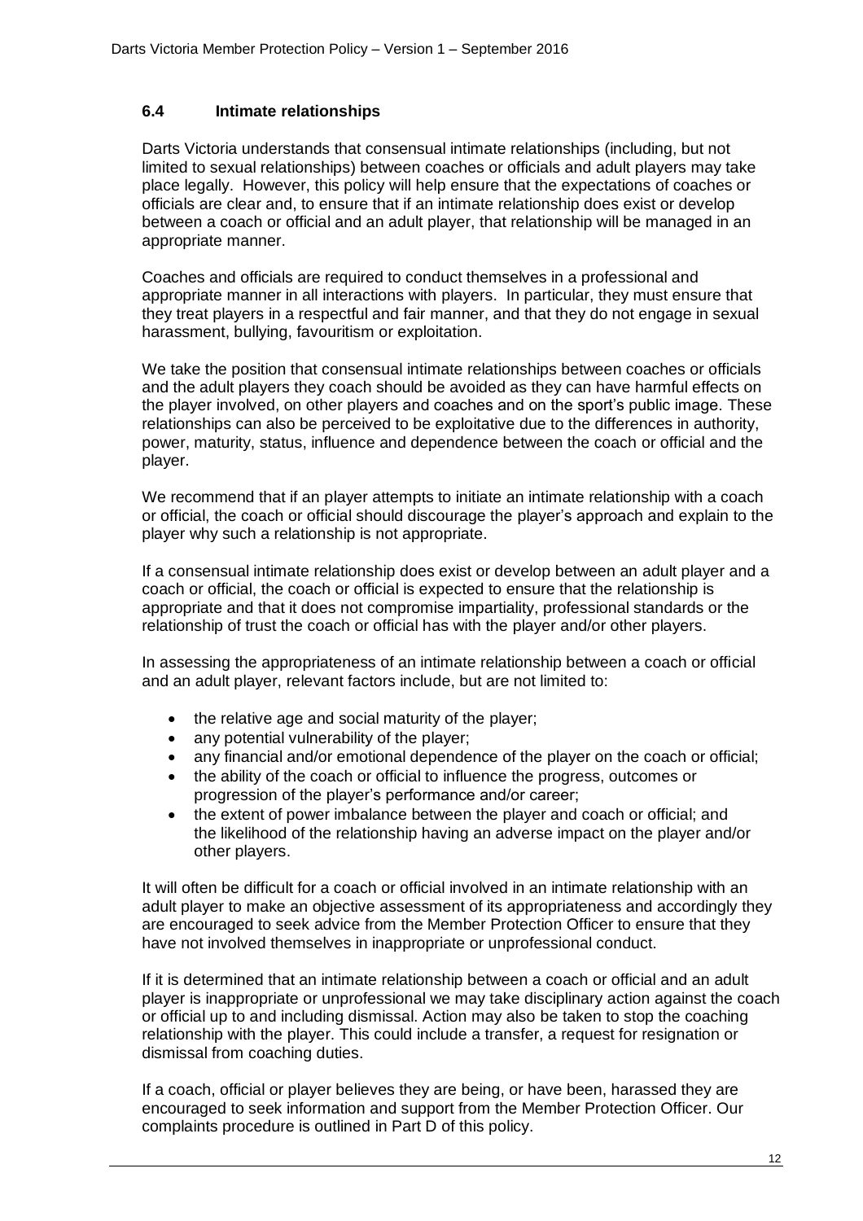### 6.4 Intimate relationships

Darts Victoria understands that consensual intimate relationships (including, but not limited to sexual relationships) between coaches or officials and adult players may take place legally. However, this policy will help ensure that the expectations of coaches or officials are clear and, to ensure that if an intimate relationship does exist or develop between a coach or official and an adult player, that relationship will be managed in an appropriate manner.

Coaches and officials are required to conduct themselves in a professional and appropriate manner in all interactions with players. In particular, they must ensure that they treat players in a respectful and fair manner, and that they do not engage in sexual harassment, bullying, favouritism or exploitation.

We take the position that consensual intimate relationships between coaches or officials and the adult players they coach should be avoided as they can have harmful effects on the player involved, on other players and coaches and on the sport's public image. These relationships can also be perceived to be exploitative due to the differences in authority, power, maturity, status, influence and dependence between the coach or official and the player.

We recommend that if an player attempts to initiate an intimate relationship with a coach or official, the coach or official should discourage the player's approach and explain to the player why such a relationship is not appropriate.

If a consensual intimate relationship does exist or develop between an adult player and a coach or official, the coach or official is expected to ensure that the relationship is appropriate and that it does not compromise impartiality, professional standards or the relationship of trust the coach or official has with the player and/or other players.

In assessing the appropriateness of an intimate relationship between a coach or official and an adult player, relevant factors include, but are not limited to:

- the relative age and social maturity of the player;
- any potential vulnerability of the player;
- any financial and/or emotional dependence of the player on the coach or official;
- the ability of the coach or official to influence the progress, outcomes or progression of the player's performance and/or career;
- the extent of power imbalance between the player and coach or official; and the likelihood of the relationship having an adverse impact on the player and/or other players.

It will often be difficult for a coach or official involved in an intimate relationship with an adult player to make an objective assessment of its appropriateness and accordingly they are encouraged to seek advice from the Member Protection Officer to ensure that they have not involved themselves in inappropriate or unprofessional conduct.

If it is determined that an intimate relationship between a coach or official and an adult player is inappropriate or unprofessional we may take disciplinary action against the coach or official up to and including dismissal. Action may also be taken to stop the coaching relationship with the player. This could include a transfer, a request for resignation or dismissal from coaching duties.

If a coach, official or player believes they are being, or have been, harassed they are encouraged to seek information and support from the Member Protection Officer. Our complaints procedure is outlined in Part D of this policy.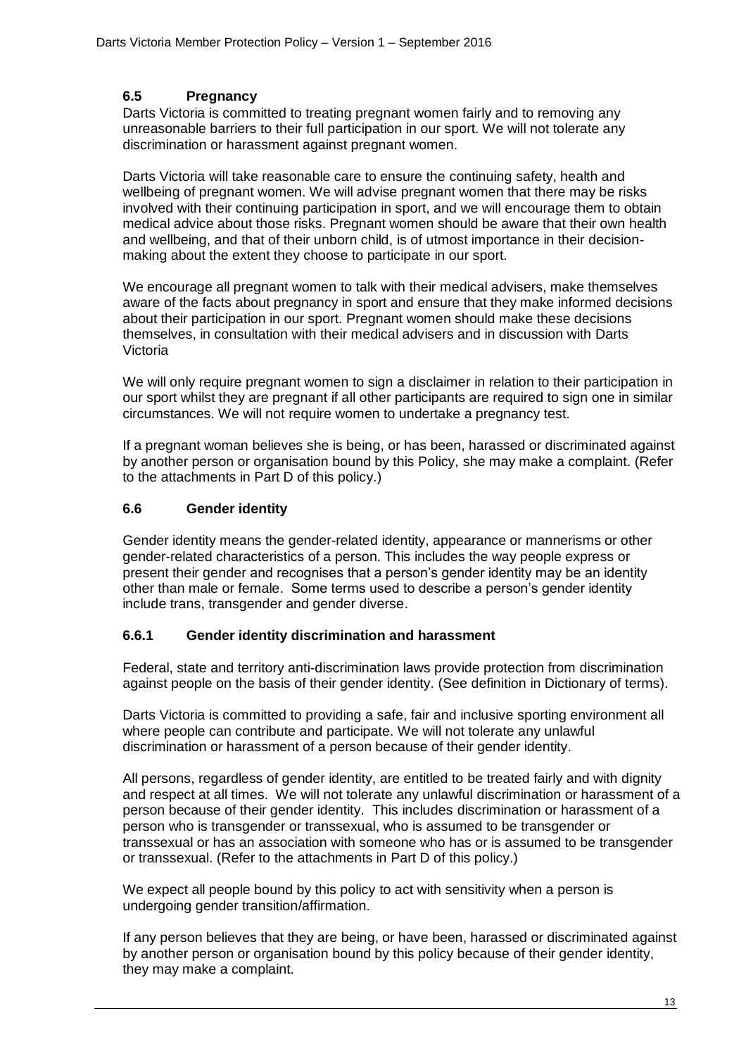### 6.5 Pregnancy

Darts Victoria is committed to treating pregnant women fairly and to removing any unreasonable barriers to their full participation in our sport. We will not tolerate any discrimination or harassment against pregnant women.

Darts Victoria will take reasonable care to ensure the continuing safety, health and wellbeing of pregnant women. We will advise pregnant women that there may be risks involved with their continuing participation in sport, and we will encourage them to obtain medical advice about those risks. Pregnant women should be aware that their own health and wellbeing, and that of their unborn child, is of utmost importance in their decision-making about the extent they choose to participate in our sport.

We encourage all pregnant women to talk with their medical advisers, make themselves aware of the facts about pregnancy in sport and ensure that they make informed decisions about their participation in our sport. Pregnant women should make these decisions themselves, in consultation with their medical advisers and in discussion with Darts Victoria

We will only require pregnant women to sign a disclaimer in relation to their participation in our sport whilst they are pregnant if all other participants are required to sign one in similar circumstances. We will not require women to undertake a pregnancy test.

If a pregnant woman believes she is being, or has been, harassed or discriminated against by another person or organisation bound by this Policy, she may make a complaint. (Refer to the attachments in Part D of this policy.)

### 6.6 Gender identity

Gender identity means the gender-related identity, appearance or mannerisms or other gender-related characteristics of a person. This includes the way people express or present their gender and recognises that a person's gender identity may be an identity other than male or female. Some terms used to describe a person's gender identity include trans, transgender and gender diverse.

#### 6.6.1 Gender identity discrimination and harassment

Federal, state and territory anti-discrimination laws provide protection from discrimination against people on the basis of their gender identity. (See definition in Dictionary of terms).

Darts Victoria is committed to providing a safe, fair and inclusive sporting environment all where people can contribute and participate. We will not tolerate any unlawful discrimination or harassment of a person because of their gender identity.

All persons, regardless of gender identity, are entitled to be treated fairly and with dignity and respect at all times. We will not tolerate any unlawful discrimination or harassment of a person because of their gender identity. This includes discrimination or harassment of a person who is transgender or transsexual, who is assumed to be transgender or transsexual or has an association with someone who has or is assumed to be transgender or transsexual. (Refer to the attachments in Part D of this policy.)

We expect all people bound by this policy to act with sensitivity when a person is undergoing gender transition/affirmation.

If any person believes that they are being, or have been, harassed or discriminated against by another person or organisation bound by this policy because of their gender identity, they may make a complaint.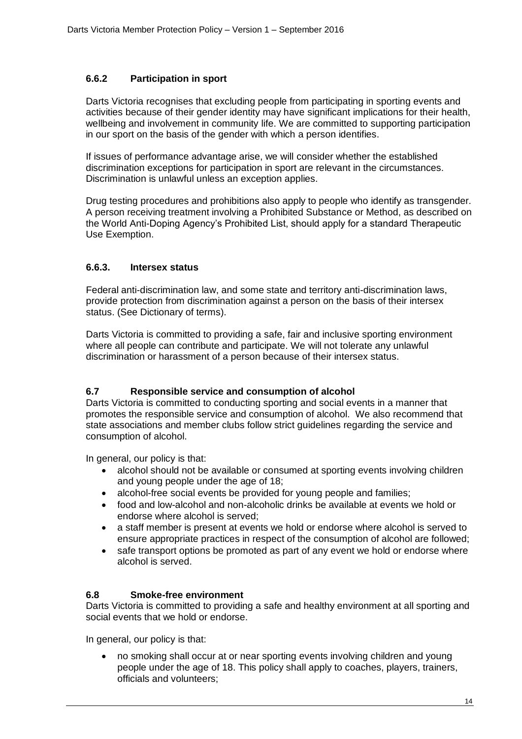### 6.6.2 Participation in sport

Darts Victoria recognises that excluding people from participating in sporting events and activities because of their gender identity may have significant implications for their health, wellbeing and involvement in community life. We are committed to supporting participation in our sport on the basis of the gender with which a person identifies.

If issues of performance advantage arise, we will consider whether the established discrimination exceptions for participation in sport are relevant in the circumstances. Discrimination is unlawful unless an exception applies.

Drug testing procedures and prohibitions also apply to people who identify as transgender. A person receiving treatment involving a Prohibited Substance or Method, as described on the World Anti-Doping Agency's Prohibited List, should apply for a standard Therapeutic Use Exemption.

### 6.6.3. Intersex status

Federal anti-discrimination law, and some state and territory anti-discrimination laws, provide protection from discrimination against a person on the basis of their intersex status. (See Dictionary of terms).

Darts Victoria is committed to providing a safe, fair and inclusive sporting environment where all people can contribute and participate. We will not tolerate any unlawful discrimination or harassment of a person because of their intersex status.

### 6.7 Responsible service and consumption of alcohol

Darts Victoria is committed to conducting sporting and social events in a manner that promotes the responsible service and consumption of alcohol. We also recommend that state associations and member clubs follow strict guidelines regarding the service and consumption of alcohol.

In general, our policy is that:

- alcohol should not be available or consumed at sporting events involving children and young people under the age of 18;
- alcohol-free social events be provided for young people and families;
- food and low-alcohol and non-alcoholic drinks be available at events we hold or endorse where alcohol is served;
- a staff member is present at events we hold or endorse where alcohol is served to ensure appropriate practices in respect of the consumption of alcohol are followed;
- safe transport options be promoted as part of any event we hold or endorse where alcohol is served.

### 6.8 Smoke-free environment

Darts Victoria is committed to providing a safe and healthy environment at all sporting and social events that we hold or endorse.

In general, our policy is that:

- no smoking shall occur at or near sporting events involving children and young people under the age of 18. This policy shall apply to coaches, players, trainers, officials and volunteers;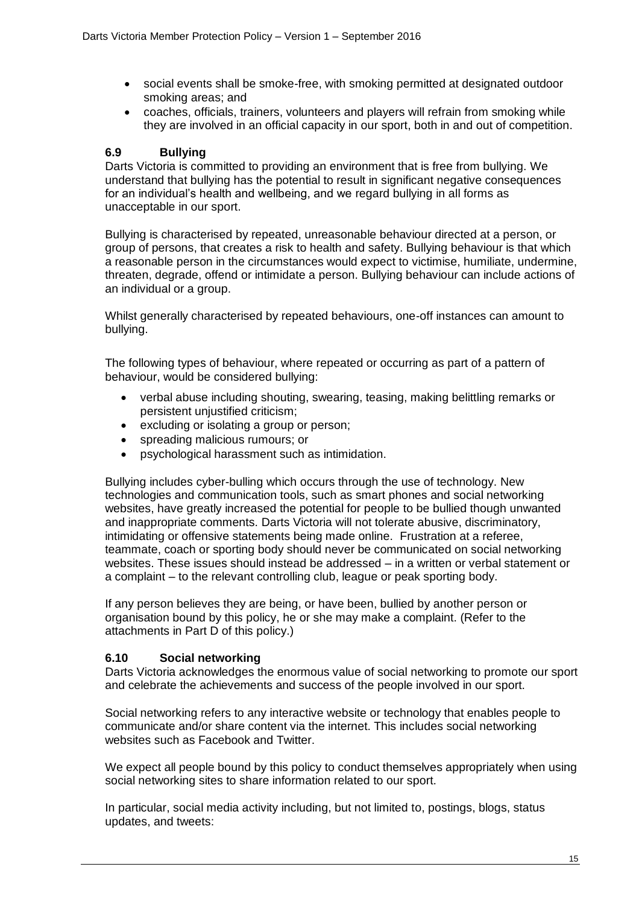- social events shall be smoke-free, with smoking permitted at designated outdoor smoking areas; and
- coaches, officials, trainers, volunteers and players will refrain from smoking while they are involved in an official capacity in our sport, both in and out of competition.

### 6.9 Bullying

Darts Victoria is committed to providing an environment that is free from bullying. We understand that bullying has the potential to result in significant negative consequences for an individual's health and wellbeing, and we regard bullying in all forms as unacceptable in our sport.

Bullying is characterised by repeated, unreasonable behaviour directed at a person, or group of persons, that creates a risk to health and safety. Bullying behaviour is that which a reasonable person in the circumstances would expect to victimise, humiliate, undermine, threaten, degrade, offend or intimidate a person. Bullying behaviour can include actions of an individual or a group.

Whilst generally characterised by repeated behaviours, one-off instances can amount to bullying.

The following types of behaviour, where repeated or occurring as part of a pattern of behaviour, would be considered bullying:

- verbal abuse including shouting, swearing, teasing, making belittling remarks or persistent unjustified criticism;
- excluding or isolating a group or person;
- spreading malicious rumours; or
- psychological harassment such as intimidation.

Bullying includes cyber-bulling which occurs through the use of technology. New technologies and communication tools, such as smart phones and social networking websites, have greatly increased the potential for people to be bullied though unwanted and inappropriate comments. Darts Victoria will not tolerate abusive, discriminatory, intimidating or offensive statements being made online. Frustration at a referee, teammate, coach or sporting body should never be communicated on social networking websites. These issues should instead be addressed – in a written or verbal statement or a complaint – to the relevant controlling club, league or peak sporting body.

If any person believes they are being, or have been, bullied by another person or organisation bound by this policy, he or she may make a complaint. (Refer to the attachments in Part D of this policy.)

### 6.10 Social networking

Darts Victoria acknowledges the enormous value of social networking to promote our sport and celebrate the achievements and success of the people involved in our sport.

Social networking refers to any interactive website or technology that enables people to communicate and/or share content via the internet. This includes social networking websites such as Facebook and Twitter.

We expect all people bound by this policy to conduct themselves appropriately when using social networking sites to share information related to our sport.

In particular, social media activity including, but not limited to, postings, blogs, status updates, and tweets: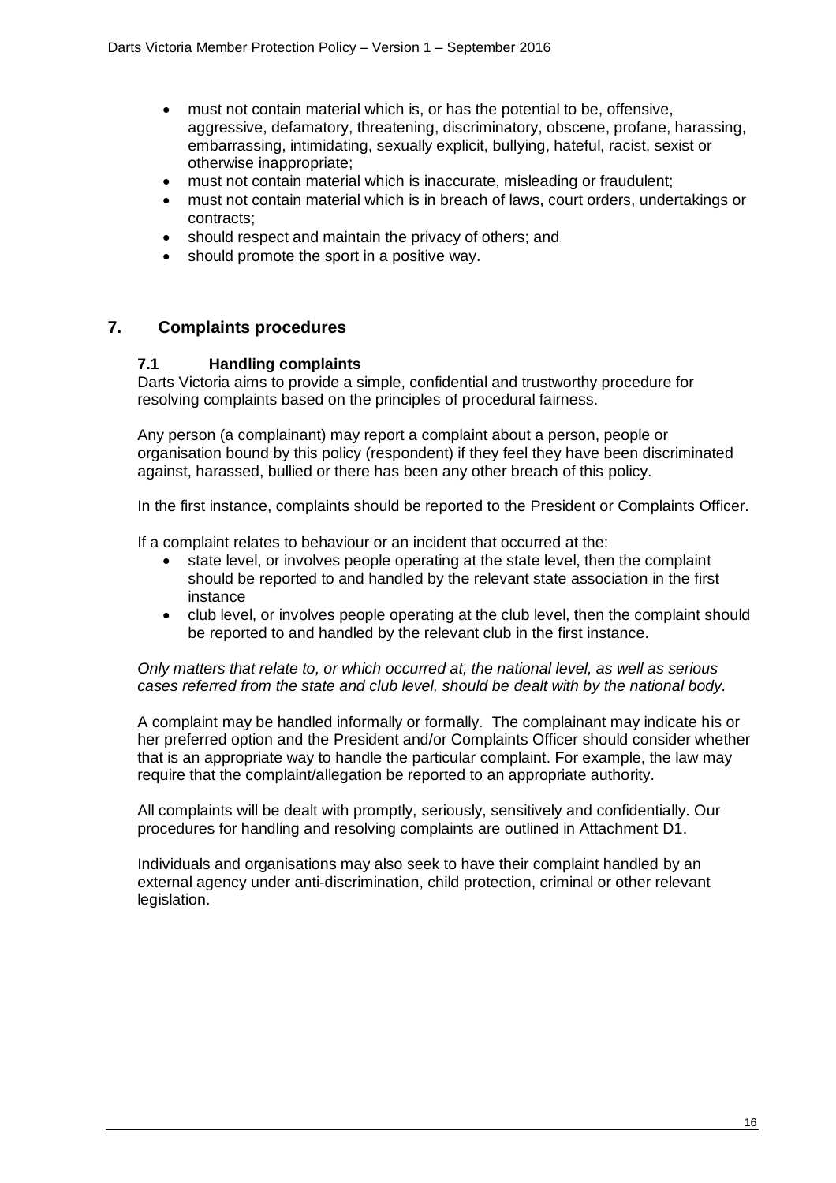- must not contain material which is, or has the potential to be, offensive, aggressive, defamatory, threatening, discriminatory, obscene, profane, harassing, embarrassing, intimidating, sexually explicit, bullying, hateful, racist, sexist or otherwise inappropriate;
- must not contain material which is inaccurate, misleading or fraudulent;
- must not contain material which is in breach of laws, court orders, undertakings or contracts;
- should respect and maintain the privacy of others; and
- should promote the sport in a positive way.

## 7. Complaints procedures

### 7.1 Handling complaints

Darts Victoria aims to provide a simple, confidential and trustworthy procedure for resolving complaints based on the principles of procedural fairness.

Any person (a complainant) may report a complaint about a person, people or organisation bound by this policy (respondent) if they feel they have been discriminated against, harassed, bullied or there has been any other breach of this policy.

In the first instance, complaints should be reported to the President or Complaints Officer.

If a complaint relates to behaviour or an incident that occurred at the:

- state level, or involves people operating at the state level, then the complaint should be reported to and handled by the relevant state association in the first instance
- club level, or involves people operating at the club level, then the complaint should be reported to and handled by the relevant club in the first instance.

*Only matters that relate to, or which occurred at, the national level, as well as serious cases referred from the state and club level, should be dealt with by the national body.*

A complaint may be handled informally or formally. The complainant may indicate his or her preferred option and the President and/or Complaints Officer should consider whether that is an appropriate way to handle the particular complaint. For example, the law may require that the complaint/allegation be reported to an appropriate authority.

All complaints will be dealt with promptly, seriously, sensitively and confidentially. Our procedures for handling and resolving complaints are outlined in Attachment D1.

Individuals and organisations may also seek to have their complaint handled by an external agency under anti-discrimination, child protection, criminal or other relevant legislation.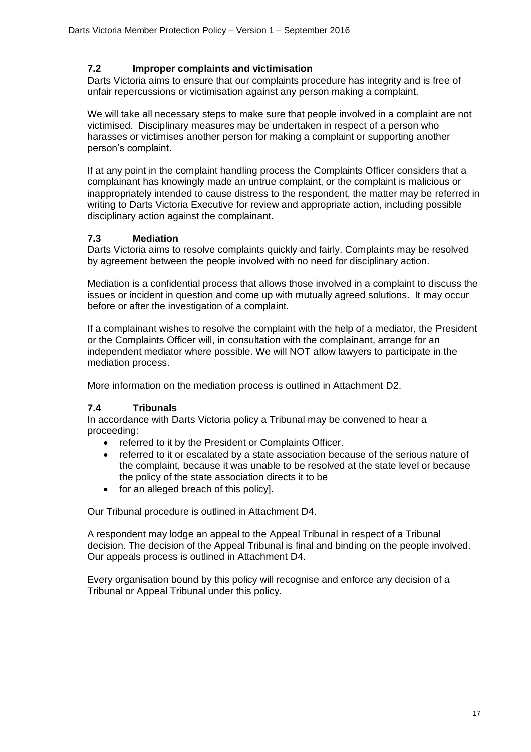### 7.2 Improper complaints and victimisation

Darts Victoria aims to ensure that our complaints procedure has integrity and is free of unfair repercussions or victimisation against any person making a complaint.

We will take all necessary steps to make sure that people involved in a complaint are not victimised. Disciplinary measures may be undertaken in respect of a person who harasses or victimises another person for making a complaint or supporting another person's complaint.

If at any point in the complaint handling process the Complaints Officer considers that a complainant has knowingly made an untrue complaint, or the complaint is malicious or inappropriately intended to cause distress to the respondent, the matter may be referred in writing to Darts Victoria Executive for review and appropriate action, including possible disciplinary action against the complainant.

### 7.3 Mediation

Darts Victoria aims to resolve complaints quickly and fairly. Complaints may be resolved by agreement between the people involved with no need for disciplinary action.

Mediation is a confidential process that allows those involved in a complaint to discuss the issues or incident in question and come up with mutually agreed solutions. It may occur before or after the investigation of a complaint.

If a complainant wishes to resolve the complaint with the help of a mediator, the President or the Complaints Officer will, in consultation with the complainant, arrange for an independent mediator where possible. We will NOT allow lawyers to participate in the mediation process.

More information on the mediation process is outlined in Attachment D2.

### 7.4 Tribunals

In accordance with Darts Victoria policy a Tribunal may be convened to hear a proceeding:

- referred to it by the President or Complaints Officer.
- referred to it or escalated by a state association because of the serious nature of the complaint, because it was unable to be resolved at the state level or because the policy of the state association directs it to be
- for an alleged breach of this policy].

Our Tribunal procedure is outlined in Attachment D4.

A respondent may lodge an appeal to the Appeal Tribunal in respect of a Tribunal decision. The decision of the Appeal Tribunal is final and binding on the people involved. Our appeals process is outlined in Attachment D4.

Every organisation bound by this policy will recognise and enforce any decision of a Tribunal or Appeal Tribunal under this policy.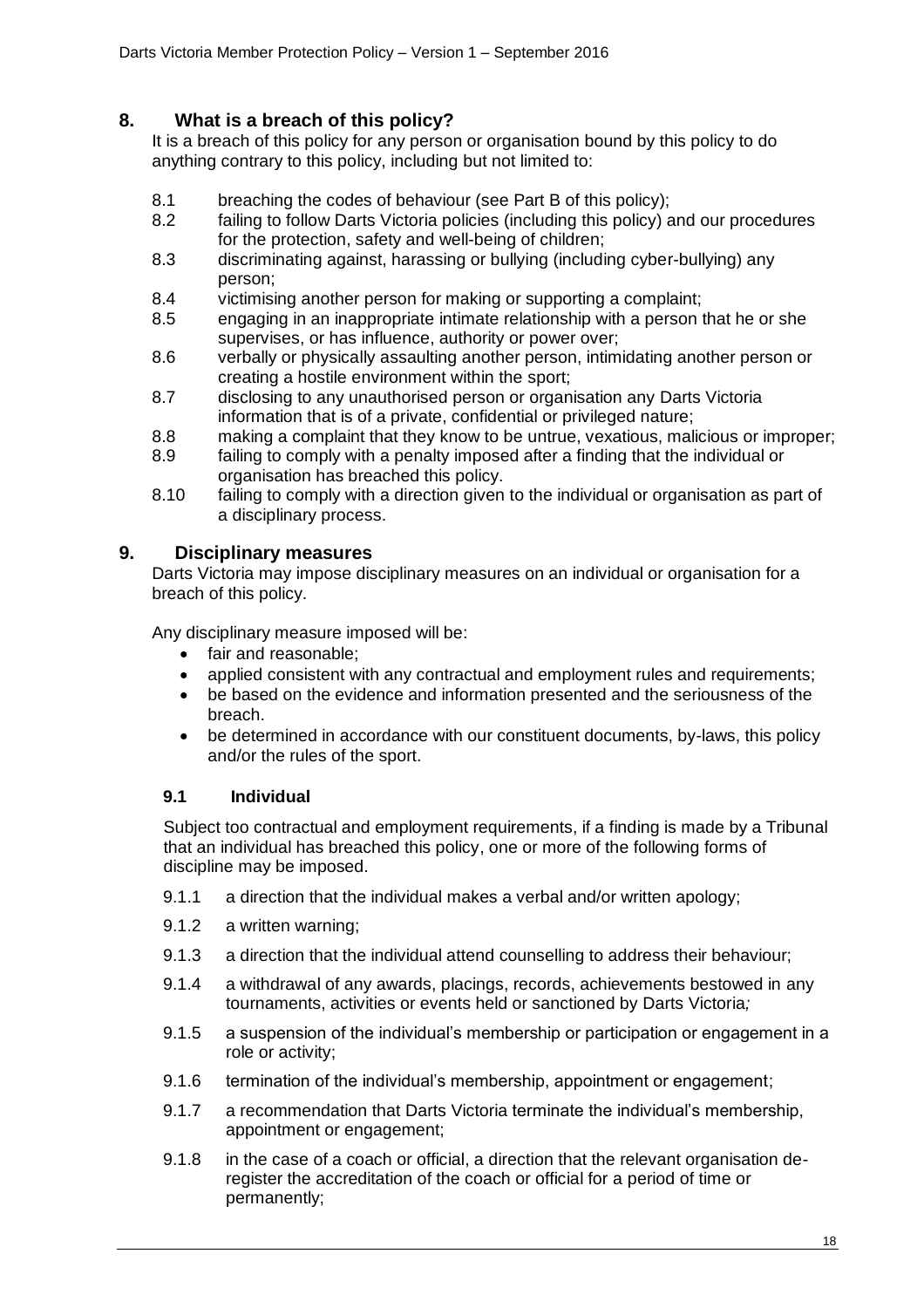## 8. What is a breach of this policy?

It is a breach of this policy for any person or organisation bound by this policy to do anything contrary to this policy, including but not limited to:

- 8.1 breaching the codes of behaviour (see Part B of this policy);
- 8.2 failing to follow Darts Victoria policies (including this policy) and our procedures for the protection, safety and well-being of children;
- 8.3 discriminating against, harassing or bullying (including cyber-bullying) any person;
- 8.4 victimising another person for making or supporting a complaint;
- 8.5 engaging in an inappropriate intimate relationship with a person that he or she supervises, or has influence, authority or power over;
- 8.6 verbally or physically assaulting another person, intimidating another person or creating a hostile environment within the sport;
- 8.7 disclosing to any unauthorised person or organisation any Darts Victoria information that is of a private, confidential or privileged nature;
- 8.8 making a complaint that they know to be untrue, vexatious, malicious or improper;
- 8.9 failing to comply with a penalty imposed after a finding that the individual or organisation has breached this policy.
- 8.10 failing to comply with a direction given to the individual or organisation as part of a disciplinary process.

## 9. Disciplinary measures

Darts Victoria may impose disciplinary measures on an individual or organisation for a breach of this policy.

Any disciplinary measure imposed will be:

- fair and reasonable;
- applied consistent with any contractual and employment rules and requirements;
- be based on the evidence and information presented and the seriousness of the breach.
- be determined in accordance with our constituent documents, by-laws, this policy and/or the rules of the sport.

### 9.1 Individual

Subject too contractual and employment requirements, if a finding is made by a Tribunal that an individual has breached this policy, one or more of the following forms of discipline may be imposed.

- 9.1.1 a direction that the individual makes a verbal and/or written apology;
- 9.1.2 a written warning;
- 9.1.3 a direction that the individual attend counselling to address their behaviour;
- 9.1.4 a withdrawal of any awards, placings, records, achievements bestowed in any tournaments, activities or events held or sanctioned by Darts Victoria*;*
- 9.1.5 a suspension of the individual's membership or participation or engagement in a role or activity;
- 9.1.6 termination of the individual's membership, appointment or engagement;
- 9.1.7 a recommendation that Darts Victoria terminate the individual's membership, appointment or engagement;
- 9.1.8 in the case of a coach or official, a direction that the relevant organisation de-register the accreditation of the coach or official for a period of time or permanently;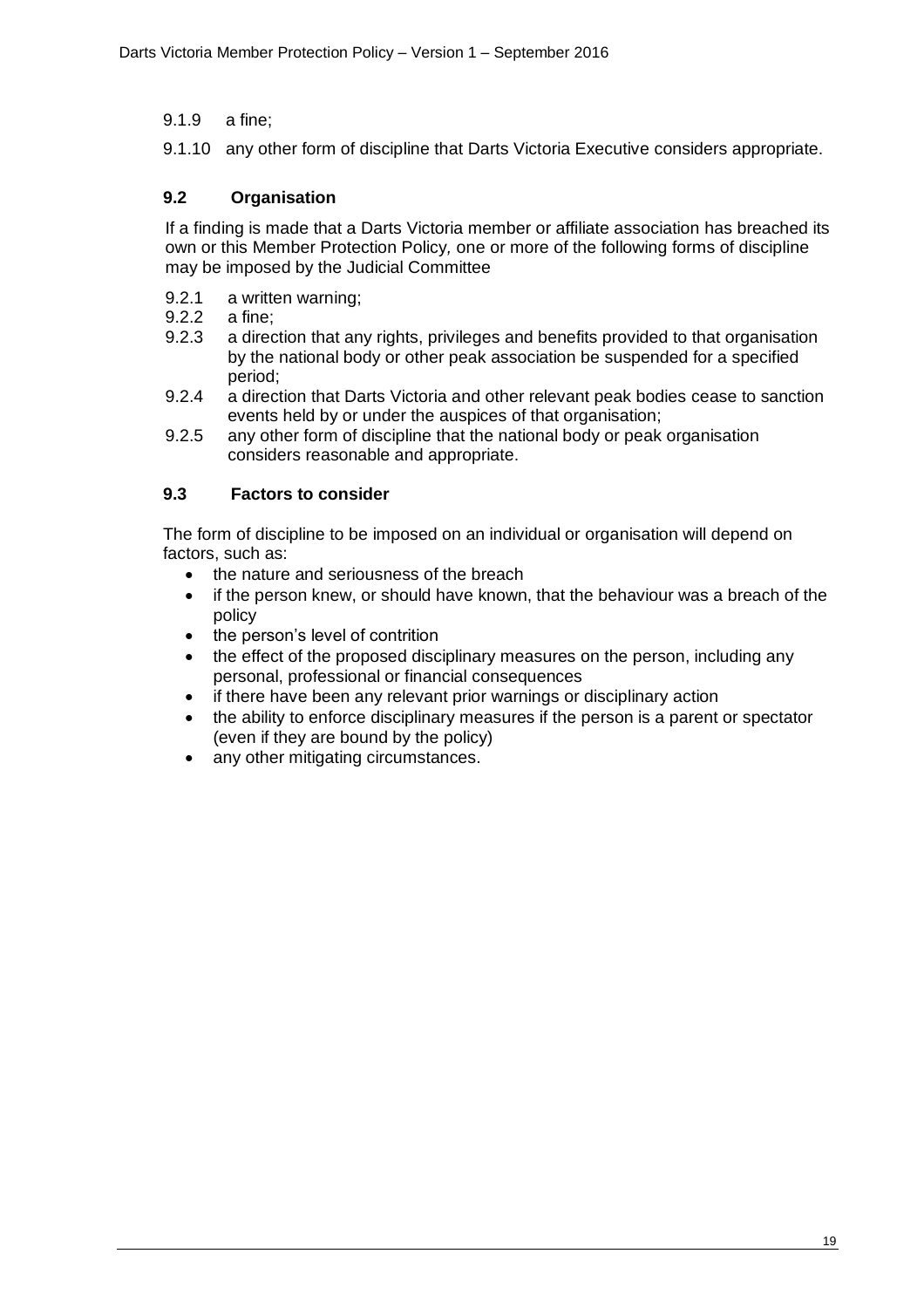9.1.9 a fine;

9.1.10 any other form of discipline that Darts Victoria Executive considers appropriate.

### 9.2 Organisation

If a finding is made that a Darts Victoria member or affiliate association has breached its own or this Member Protection Policy*,* one or more of the following forms of discipline may be imposed by the Judicial Committee

9.2.1 a written warning;

9.2.2 a fine;

9.2.3 a direction that any rights, privileges and benefits provided to that organisation by the national body or other peak association be suspended for a specified period;

9.2.4 a direction that Darts Victoria and other relevant peak bodies cease to sanction events held by or under the auspices of that organisation;

9.2.5 any other form of discipline that the national body or peak organisation considers reasonable and appropriate.

### 9.3 Factors to consider

The form of discipline to be imposed on an individual or organisation will depend on factors, such as:

- the nature and seriousness of the breach
- if the person knew, or should have known, that the behaviour was a breach of the policy
- the person's level of contrition
- the effect of the proposed disciplinary measures on the person, including any personal, professional or financial consequences
- if there have been any relevant prior warnings or disciplinary action
- the ability to enforce disciplinary measures if the person is a parent or spectator (even if they are bound by the policy)
- any other mitigating circumstances.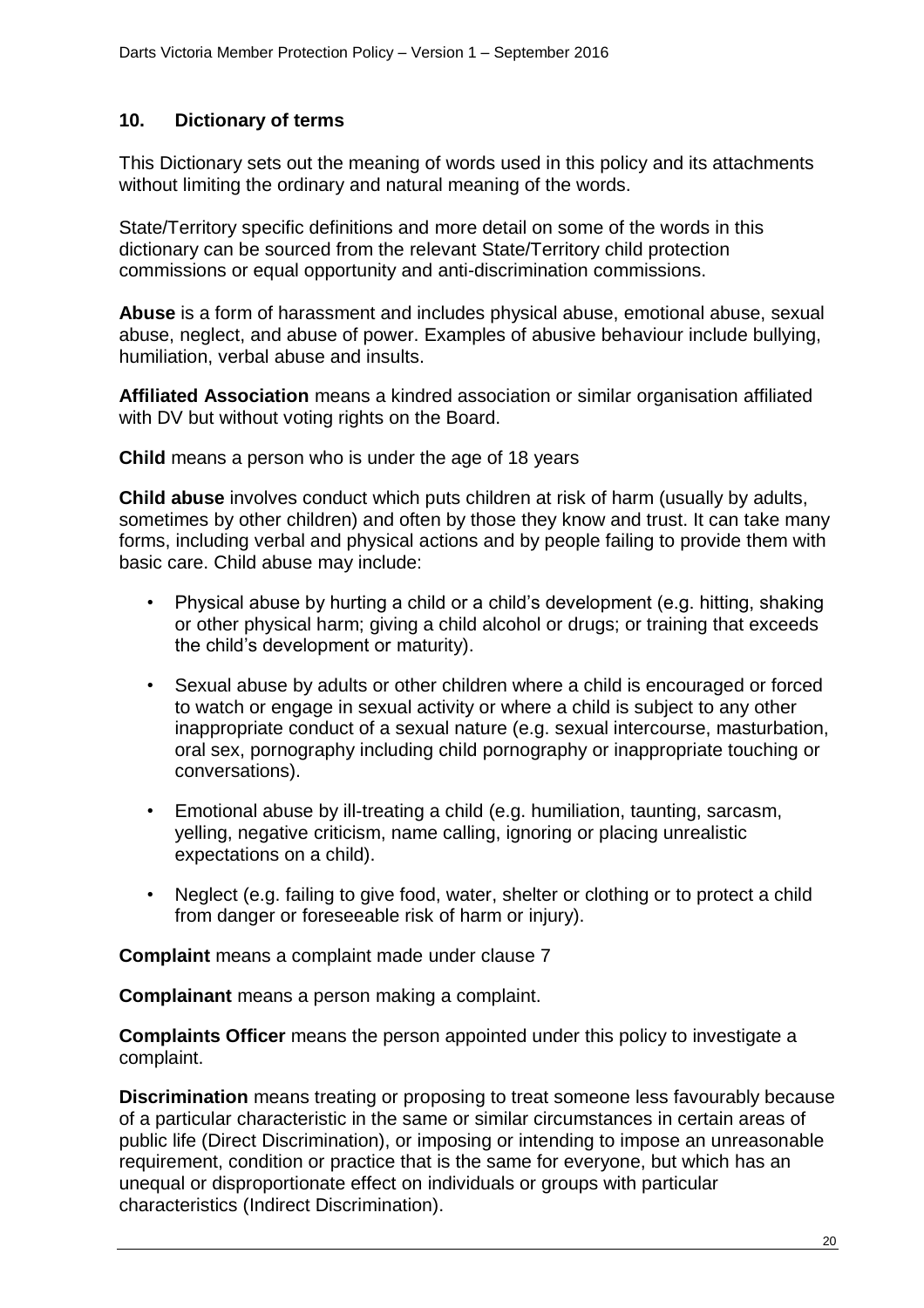## 10. Dictionary of terms

This Dictionary sets out the meaning of words used in this policy and its attachments without limiting the ordinary and natural meaning of the words.

State/Territory specific definitions and more detail on some of the words in this dictionary can be sourced from the relevant State/Territory child protection commissions or equal opportunity and anti-discrimination commissions.

**Abuse** is a form of harassment and includes physical abuse, emotional abuse, sexual abuse, neglect, and abuse of power. Examples of abusive behaviour include bullying, humiliation, verbal abuse and insults.

**Affiliated Association** means a kindred association or similar organisation affiliated with DV but without voting rights on the Board.

**Child** means a person who is under the age of 18 years

**Child abuse** involves conduct which puts children at risk of harm (usually by adults, sometimes by other children) and often by those they know and trust. It can take many forms, including verbal and physical actions and by people failing to provide them with basic care. Child abuse may include:

- Physical abuse by hurting a child or a child's development (e.g. hitting, shaking or other physical harm; giving a child alcohol or drugs; or training that exceeds the child's development or maturity).
- Sexual abuse by adults or other children where a child is encouraged or forced to watch or engage in sexual activity or where a child is subject to any other inappropriate conduct of a sexual nature (e.g. sexual intercourse, masturbation, oral sex, pornography including child pornography or inappropriate touching or conversations).
- Emotional abuse by ill-treating a child (e.g. humiliation, taunting, sarcasm, yelling, negative criticism, name calling, ignoring or placing unrealistic expectations on a child).
- Neglect (e.g. failing to give food, water, shelter or clothing or to protect a child from danger or foreseeable risk of harm or injury).

**Complaint** means a complaint made under clause 7

**Complainant** means a person making a complaint.

**Complaints Officer** means the person appointed under this policy to investigate a complaint.

**Discrimination** means treating or proposing to treat someone less favourably because of a particular characteristic in the same or similar circumstances in certain areas of public life (Direct Discrimination), or imposing or intending to impose an unreasonable requirement, condition or practice that is the same for everyone, but which has an unequal or disproportionate effect on individuals or groups with particular characteristics (Indirect Discrimination).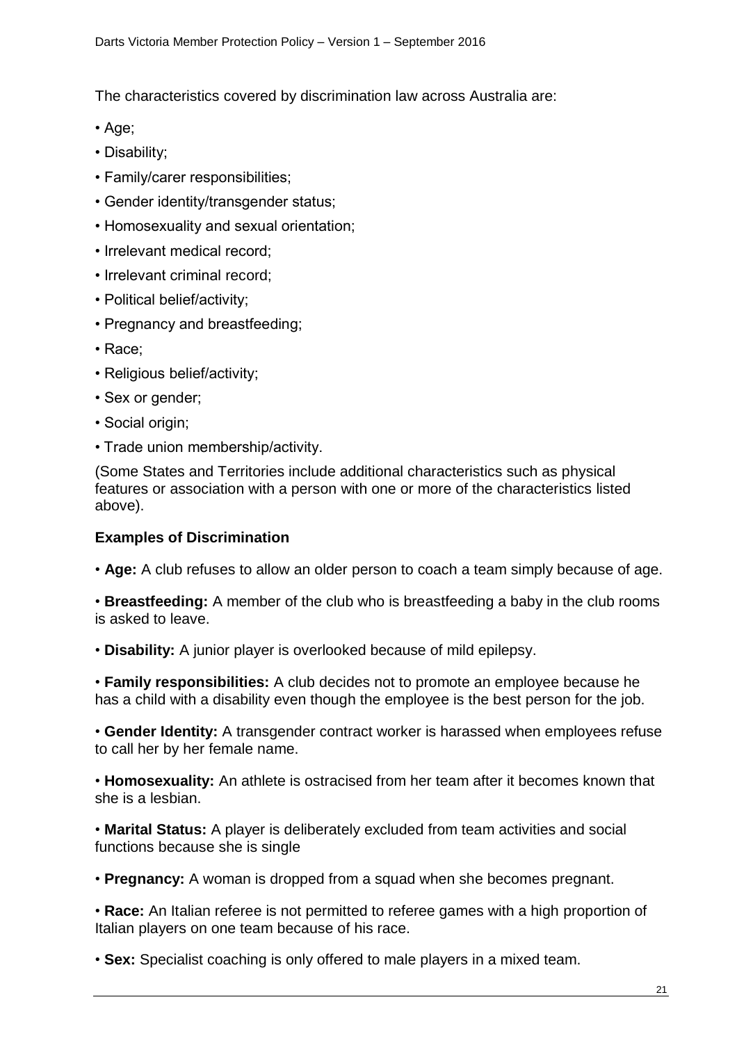The characteristics covered by discrimination law across Australia are:

- Age;
- Disability;
- Family/carer responsibilities;
- Gender identity/transgender status;
- Homosexuality and sexual orientation;
- Irrelevant medical record;
- Irrelevant criminal record;
- Political belief/activity;
- Pregnancy and breastfeeding;
- Race;
- Religious belief/activity;
- Sex or gender;
- Social origin;
- Trade union membership/activity.

(Some States and Territories include additional characteristics such as physical features or association with a person with one or more of the characteristics listed above).

**Examples of Discrimination**

- **Age:** A club refuses to allow an older person to coach a team simply because of age.
- **Breastfeeding:** A member of the club who is breastfeeding a baby in the club rooms is asked to leave.
- **Disability:** A junior player is overlooked because of mild epilepsy.
- **Family responsibilities:** A club decides not to promote an employee because he has a child with a disability even though the employee is the best person for the job.
- **Gender Identity:** A transgender contract worker is harassed when employees refuse to call her by her female name.
- **Homosexuality:** An athlete is ostracised from her team after it becomes known that she is a lesbian.
- **Marital Status:** A player is deliberately excluded from team activities and social functions because she is single
- **Pregnancy:** A woman is dropped from a squad when she becomes pregnant.
- **Race:** An Italian referee is not permitted to referee games with a high proportion of Italian players on one team because of his race.
- **Sex:** Specialist coaching is only offered to male players in a mixed team.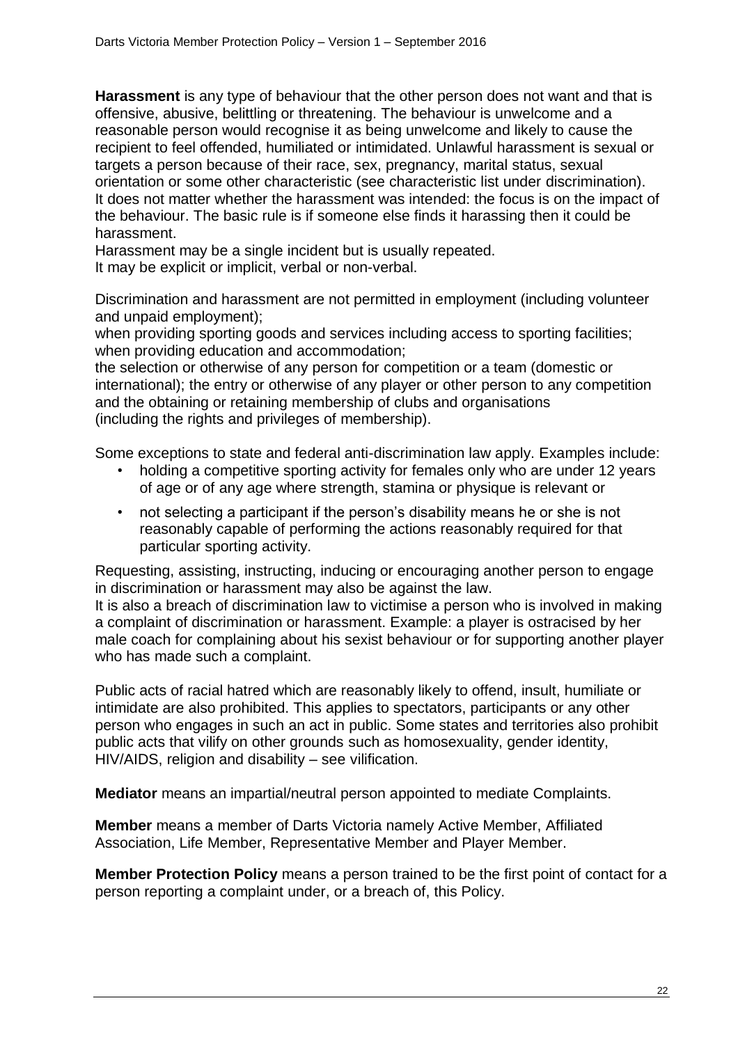**Harassment** is any type of behaviour that the other person does not want and that is offensive, abusive, belittling or threatening. The behaviour is unwelcome and a reasonable person would recognise it as being unwelcome and likely to cause the recipient to feel offended, humiliated or intimidated. Unlawful harassment is sexual or targets a person because of their race, sex, pregnancy, marital status, sexual orientation or some other characteristic (see characteristic list under discrimination). It does not matter whether the harassment was intended: the focus is on the impact of the behaviour. The basic rule is if someone else finds it harassing then it could be harassment.
Harassment may be a single incident but is usually repeated.
It may be explicit or implicit, verbal or non-verbal.

Discrimination and harassment are not permitted in employment (including volunteer and unpaid employment);
when providing sporting goods and services including access to sporting facilities; when providing education and accommodation;
the selection or otherwise of any person for competition or a team (domestic or international); the entry or otherwise of any player or other person to any competition and the obtaining or retaining membership of clubs and organisations (including the rights and privileges of membership).

Some exceptions to state and federal anti-discrimination law apply. Examples include:

- holding a competitive sporting activity for females only who are under 12 years of age or of any age where strength, stamina or physique is relevant or
- not selecting a participant if the person's disability means he or she is not reasonably capable of performing the actions reasonably required for that particular sporting activity.

Requesting, assisting, instructing, inducing or encouraging another person to engage in discrimination or harassment may also be against the law.
It is also a breach of discrimination law to victimise a person who is involved in making a complaint of discrimination or harassment. Example: a player is ostracised by her male coach for complaining about his sexist behaviour or for supporting another player who has made such a complaint.

Public acts of racial hatred which are reasonably likely to offend, insult, humiliate or intimidate are also prohibited. This applies to spectators, participants or any other person who engages in such an act in public. Some states and territories also prohibit public acts that vilify on other grounds such as homosexuality, gender identity, HIV/AIDS, religion and disability – see vilification.

**Mediator** means an impartial/neutral person appointed to mediate Complaints.

**Member** means a member of Darts Victoria namely Active Member, Affiliated Association, Life Member, Representative Member and Player Member.

**Member Protection Policy** means a person trained to be the first point of contact for a person reporting a complaint under, or a breach of, this Policy.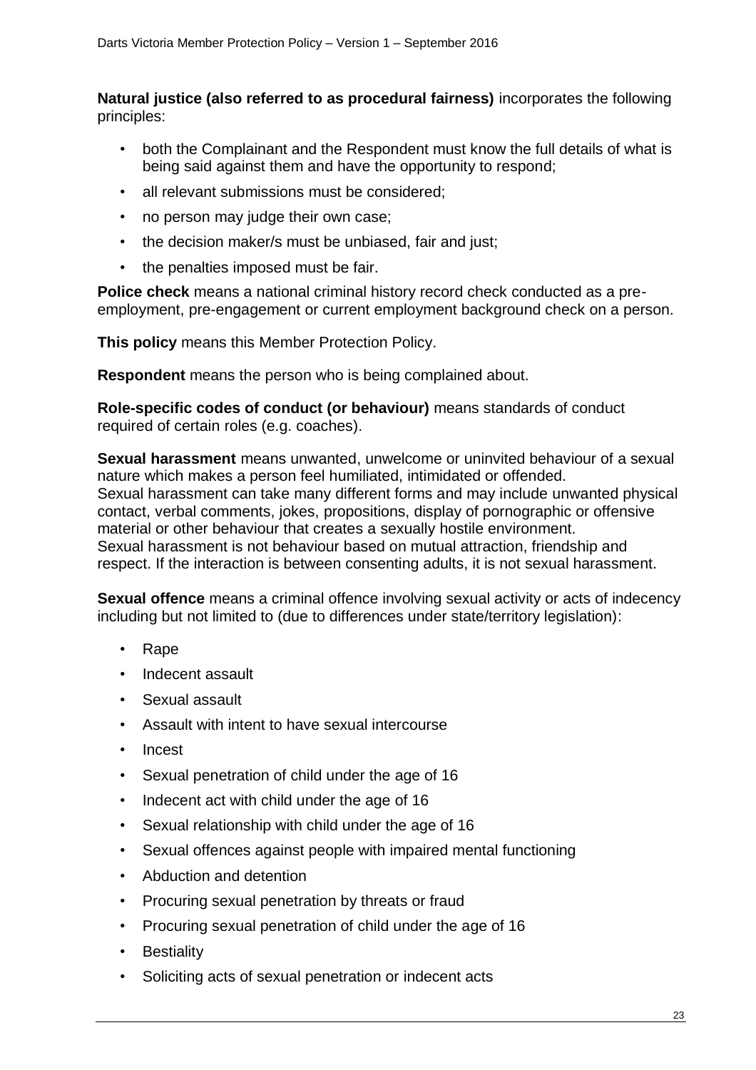**Natural justice (also referred to as procedural fairness)** incorporates the following principles:

- both the Complainant and the Respondent must know the full details of what is being said against them and have the opportunity to respond;
- all relevant submissions must be considered;
- no person may judge their own case;
- the decision maker/s must be unbiased, fair and just;
- the penalties imposed must be fair.

**Police check** means a national criminal history record check conducted as a pre-employment, pre-engagement or current employment background check on a person.

**This policy** means this Member Protection Policy.

**Respondent** means the person who is being complained about.

**Role-specific codes of conduct (or behaviour)** means standards of conduct required of certain roles (e.g. coaches).

**Sexual harassment** means unwanted, unwelcome or uninvited behaviour of a sexual nature which makes a person feel humiliated, intimidated or offended.
Sexual harassment can take many different forms and may include unwanted physical contact, verbal comments, jokes, propositions, display of pornographic or offensive material or other behaviour that creates a sexually hostile environment.
Sexual harassment is not behaviour based on mutual attraction, friendship and respect. If the interaction is between consenting adults, it is not sexual harassment.

**Sexual offence** means a criminal offence involving sexual activity or acts of indecency including but not limited to (due to differences under state/territory legislation):

- Rape
- Indecent assault
- Sexual assault
- Assault with intent to have sexual intercourse
- Incest
- Sexual penetration of child under the age of 16
- Indecent act with child under the age of 16
- Sexual relationship with child under the age of 16
- Sexual offences against people with impaired mental functioning
- Abduction and detention
- Procuring sexual penetration by threats or fraud
- Procuring sexual penetration of child under the age of 16
- Bestiality
- Soliciting acts of sexual penetration or indecent acts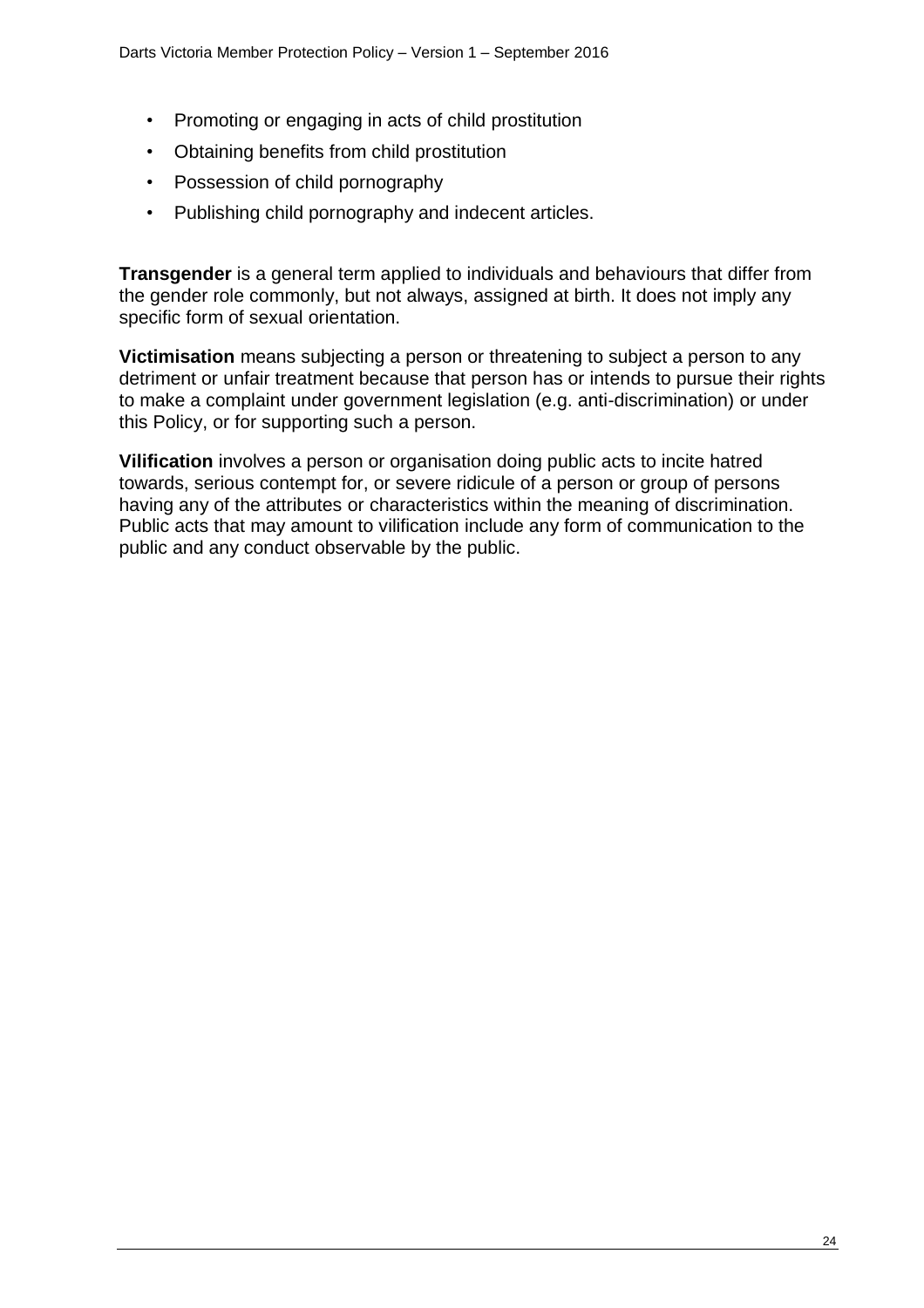- Promoting or engaging in acts of child prostitution
- Obtaining benefits from child prostitution
- Possession of child pornography
- Publishing child pornography and indecent articles.

**Transgender** is a general term applied to individuals and behaviours that differ from the gender role commonly, but not always, assigned at birth. It does not imply any specific form of sexual orientation.

**Victimisation** means subjecting a person or threatening to subject a person to any detriment or unfair treatment because that person has or intends to pursue their rights to make a complaint under government legislation (e.g. anti-discrimination) or under this Policy, or for supporting such a person.

**Vilification** involves a person or organisation doing public acts to incite hatred towards, serious contempt for, or severe ridicule of a person or group of persons having any of the attributes or characteristics within the meaning of discrimination. Public acts that may amount to vilification include any form of communication to the public and any conduct observable by the public.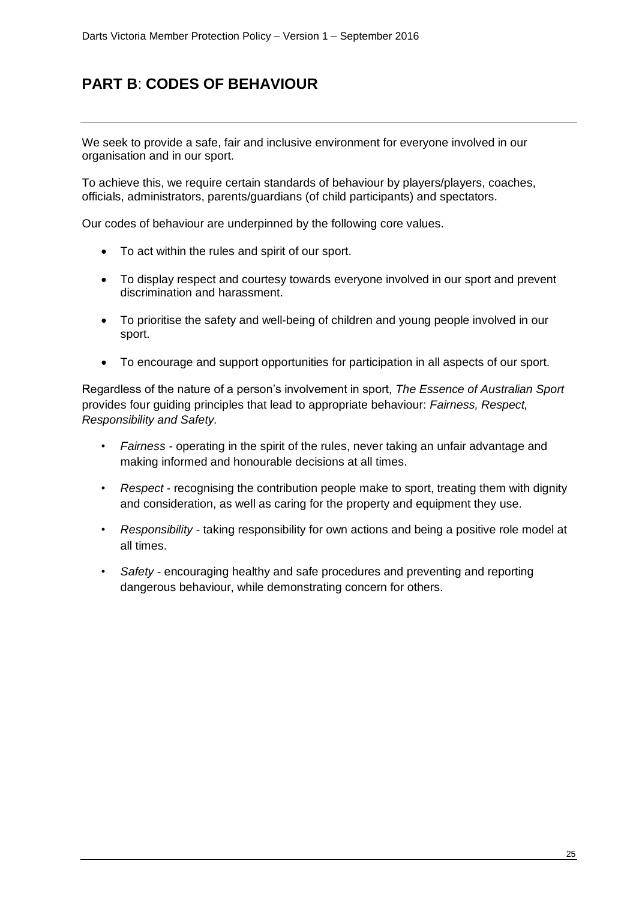# PART B: CODES OF BEHAVIOUR

We seek to provide a safe, fair and inclusive environment for everyone involved in our organisation and in our sport.

To achieve this, we require certain standards of behaviour by players/players, coaches, officials, administrators, parents/guardians (of child participants) and spectators.

Our codes of behaviour are underpinned by the following core values.

- To act within the rules and spirit of our sport.
- To display respect and courtesy towards everyone involved in our sport and prevent discrimination and harassment.
- To prioritise the safety and well-being of children and young people involved in our sport.
- To encourage and support opportunities for participation in all aspects of our sport.

Regardless of the nature of a person's involvement in sport, *The Essence of Australian Sport* provides four guiding principles that lead to appropriate behaviour: *Fairness, Respect, Responsibility and Safety.*

- *Fairness* - operating in the spirit of the rules, never taking an unfair advantage and making informed and honourable decisions at all times.
- *Respect* - recognising the contribution people make to sport, treating them with dignity and consideration, as well as caring for the property and equipment they use.
- *Responsibility* - taking responsibility for own actions and being a positive role model at all times.
- *Safety* - encouraging healthy and safe procedures and preventing and reporting dangerous behaviour, while demonstrating concern for others.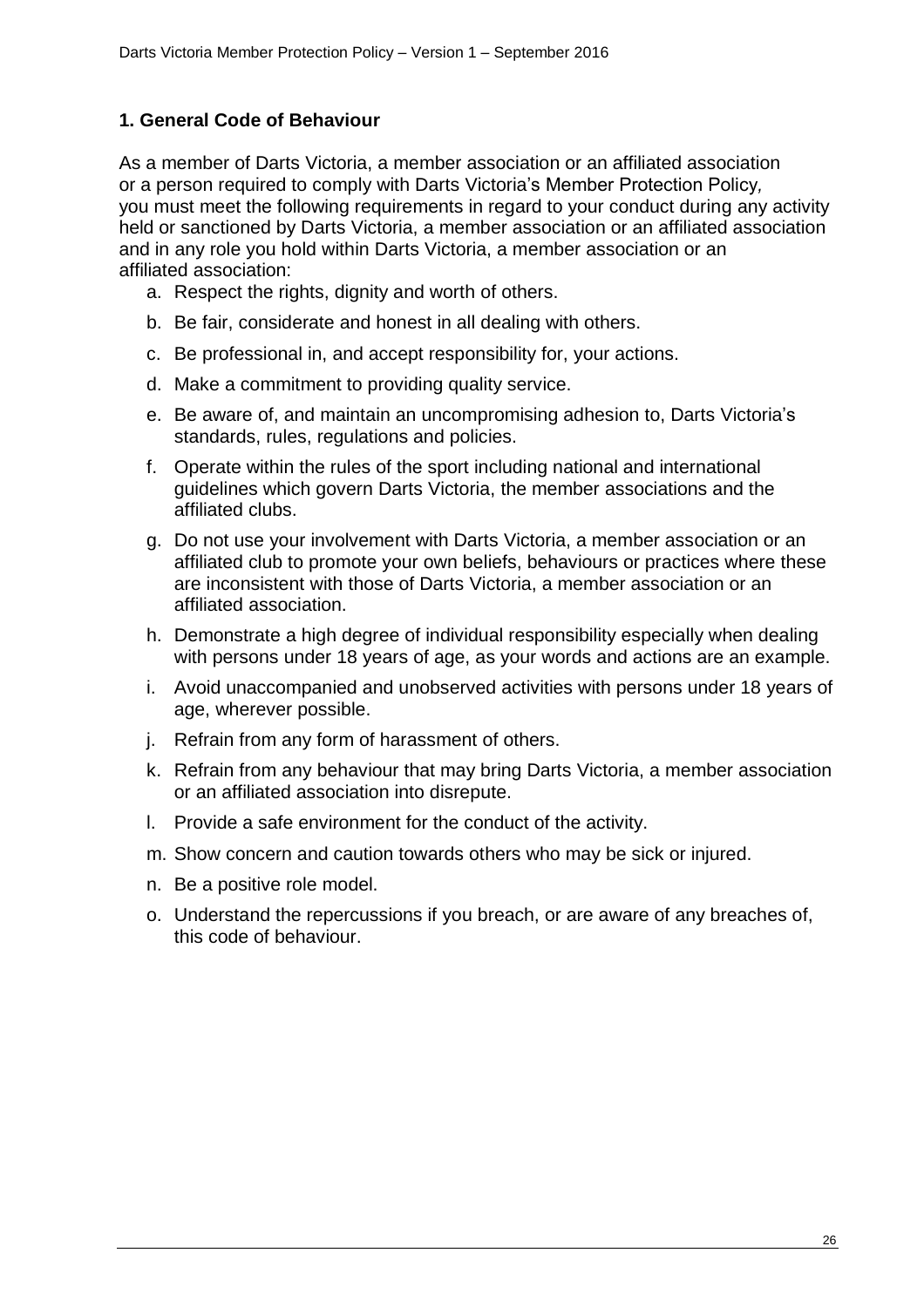### 1. General Code of Behaviour

As a member of Darts Victoria, a member association or an affiliated association or a person required to comply with Darts Victoria's Member Protection Policy, you must meet the following requirements in regard to your conduct during any activity held or sanctioned by Darts Victoria, a member association or an affiliated association and in any role you hold within Darts Victoria, a member association or an affiliated association:

a. Respect the rights, dignity and worth of others.

b. Be fair, considerate and honest in all dealing with others.

c. Be professional in, and accept responsibility for, your actions.

d. Make a commitment to providing quality service.

e. Be aware of, and maintain an uncompromising adhesion to, Darts Victoria's standards, rules, regulations and policies.

f. Operate within the rules of the sport including national and international guidelines which govern Darts Victoria, the member associations and the affiliated clubs.

g. Do not use your involvement with Darts Victoria, a member association or an affiliated club to promote your own beliefs, behaviours or practices where these are inconsistent with those of Darts Victoria, a member association or an affiliated association.

h. Demonstrate a high degree of individual responsibility especially when dealing with persons under 18 years of age, as your words and actions are an example.

i. Avoid unaccompanied and unobserved activities with persons under 18 years of age, wherever possible.

j. Refrain from any form of harassment of others.

k. Refrain from any behaviour that may bring Darts Victoria, a member association or an affiliated association into disrepute.

l. Provide a safe environment for the conduct of the activity.

m. Show concern and caution towards others who may be sick or injured.

n. Be a positive role model.

o. Understand the repercussions if you breach, or are aware of any breaches of, this code of behaviour.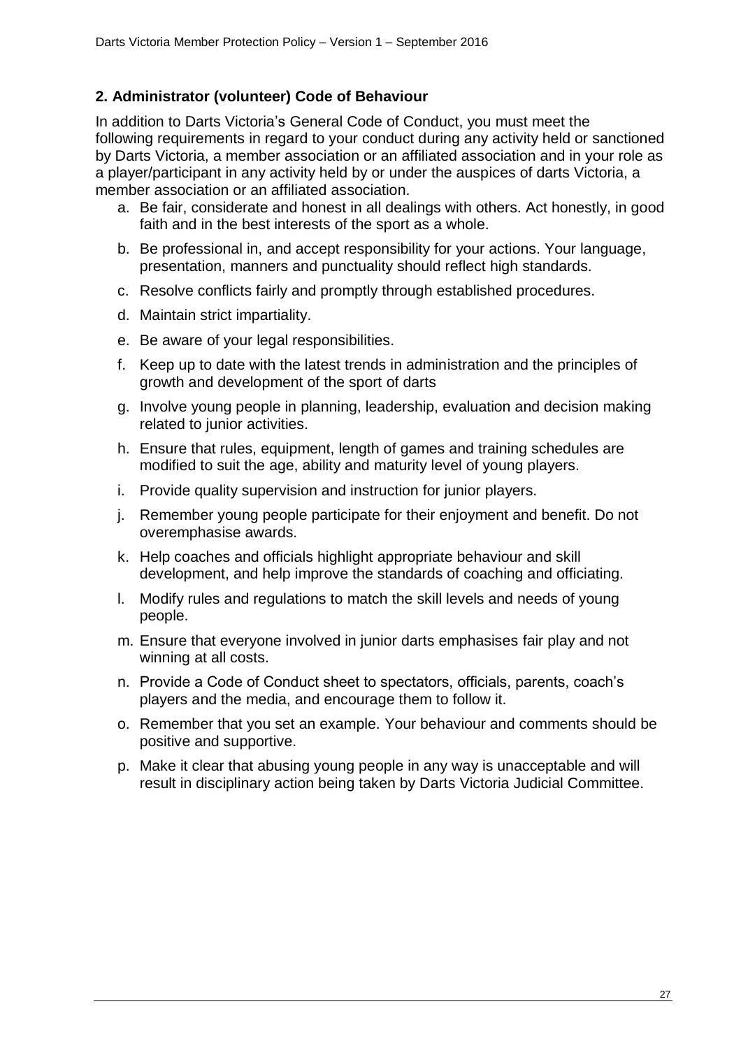**2. Administrator (volunteer) Code of Behaviour**

In addition to Darts Victoria's General Code of Conduct, you must meet the following requirements in regard to your conduct during any activity held or sanctioned by Darts Victoria, a member association or an affiliated association and in your role as a player/participant in any activity held by or under the auspices of darts Victoria, a member association or an affiliated association.

a. Be fair, considerate and honest in all dealings with others. Act honestly, in good faith and in the best interests of the sport as a whole.
b. Be professional in, and accept responsibility for your actions. Your language, presentation, manners and punctuality should reflect high standards.
c. Resolve conflicts fairly and promptly through established procedures.
d. Maintain strict impartiality.
e. Be aware of your legal responsibilities.
f. Keep up to date with the latest trends in administration and the principles of growth and development of the sport of darts
g. Involve young people in planning, leadership, evaluation and decision making related to junior activities.
h. Ensure that rules, equipment, length of games and training schedules are modified to suit the age, ability and maturity level of young players.
i. Provide quality supervision and instruction for junior players.
j. Remember young people participate for their enjoyment and benefit. Do not overemphasise awards.
k. Help coaches and officials highlight appropriate behaviour and skill development, and help improve the standards of coaching and officiating.
l. Modify rules and regulations to match the skill levels and needs of young people.
m. Ensure that everyone involved in junior darts emphasises fair play and not winning at all costs.
n. Provide a Code of Conduct sheet to spectators, officials, parents, coach's players and the media, and encourage them to follow it.
o. Remember that you set an example. Your behaviour and comments should be positive and supportive.
p. Make it clear that abusing young people in any way is unacceptable and will result in disciplinary action being taken by Darts Victoria Judicial Committee.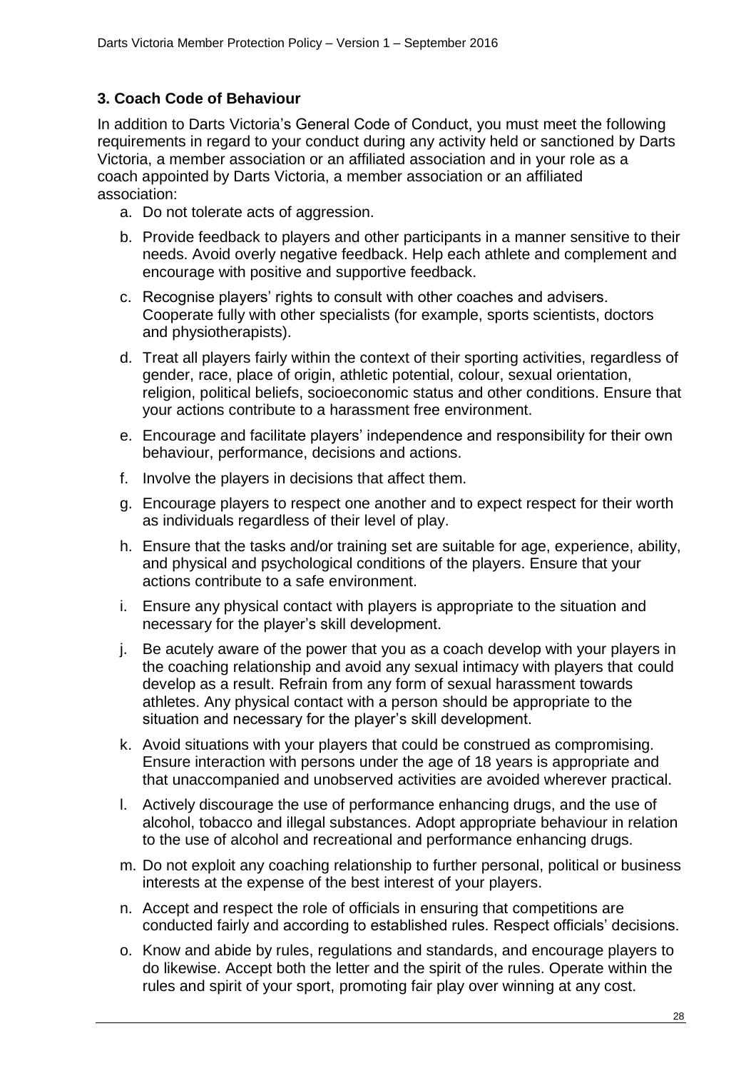### 3. Coach Code of Behaviour

In addition to Darts Victoria's General Code of Conduct, you must meet the following requirements in regard to your conduct during any activity held or sanctioned by Darts Victoria, a member association or an affiliated association and in your role as a coach appointed by Darts Victoria, a member association or an affiliated association:

a. Do not tolerate acts of aggression.

b. Provide feedback to players and other participants in a manner sensitive to their needs. Avoid overly negative feedback. Help each athlete and complement and encourage with positive and supportive feedback.

c. Recognise players' rights to consult with other coaches and advisers. Cooperate fully with other specialists (for example, sports scientists, doctors and physiotherapists).

d. Treat all players fairly within the context of their sporting activities, regardless of gender, race, place of origin, athletic potential, colour, sexual orientation, religion, political beliefs, socioeconomic status and other conditions. Ensure that your actions contribute to a harassment free environment.

e. Encourage and facilitate players' independence and responsibility for their own behaviour, performance, decisions and actions.

f. Involve the players in decisions that affect them.

g. Encourage players to respect one another and to expect respect for their worth as individuals regardless of their level of play.

h. Ensure that the tasks and/or training set are suitable for age, experience, ability, and physical and psychological conditions of the players. Ensure that your actions contribute to a safe environment.

i. Ensure any physical contact with players is appropriate to the situation and necessary for the player's skill development.

j. Be acutely aware of the power that you as a coach develop with your players in the coaching relationship and avoid any sexual intimacy with players that could develop as a result. Refrain from any form of sexual harassment towards athletes. Any physical contact with a person should be appropriate to the situation and necessary for the player's skill development.

k. Avoid situations with your players that could be construed as compromising. Ensure interaction with persons under the age of 18 years is appropriate and that unaccompanied and unobserved activities are avoided wherever practical.

l. Actively discourage the use of performance enhancing drugs, and the use of alcohol, tobacco and illegal substances. Adopt appropriate behaviour in relation to the use of alcohol and recreational and performance enhancing drugs.

m. Do not exploit any coaching relationship to further personal, political or business interests at the expense of the best interest of your players.

n. Accept and respect the role of officials in ensuring that competitions are conducted fairly and according to established rules. Respect officials' decisions.

o. Know and abide by rules, regulations and standards, and encourage players to do likewise. Accept both the letter and the spirit of the rules. Operate within the rules and spirit of your sport, promoting fair play over winning at any cost.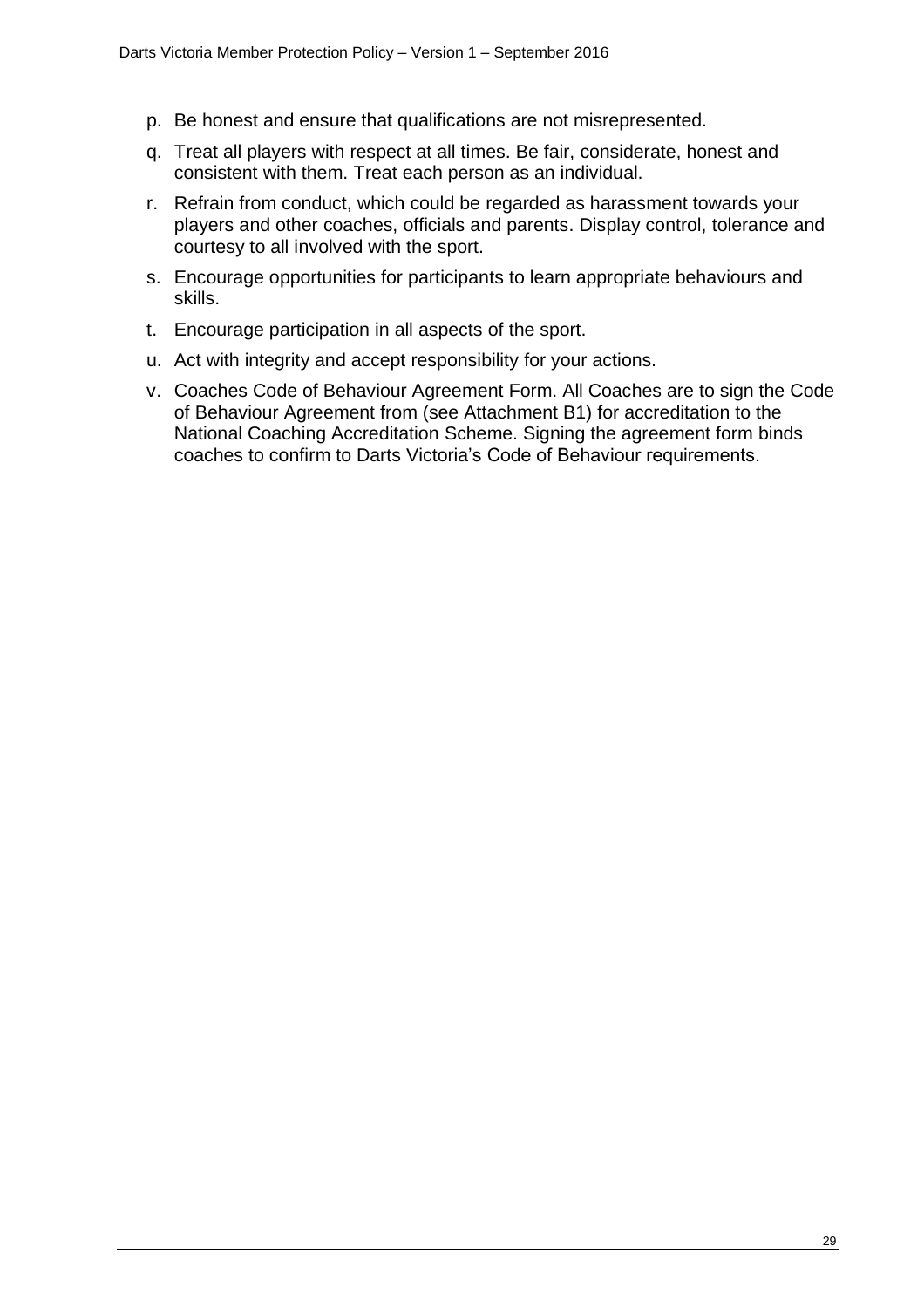p. Be honest and ensure that qualifications are not misrepresented.

q. Treat all players with respect at all times. Be fair, considerate, honest and consistent with them. Treat each person as an individual.

r. Refrain from conduct, which could be regarded as harassment towards your players and other coaches, officials and parents. Display control, tolerance and courtesy to all involved with the sport.

s. Encourage opportunities for participants to learn appropriate behaviours and skills.

t. Encourage participation in all aspects of the sport.

u. Act with integrity and accept responsibility for your actions.

v. Coaches Code of Behaviour Agreement Form. All Coaches are to sign the Code of Behaviour Agreement from (see Attachment B1) for accreditation to the National Coaching Accreditation Scheme. Signing the agreement form binds coaches to confirm to Darts Victoria's Code of Behaviour requirements.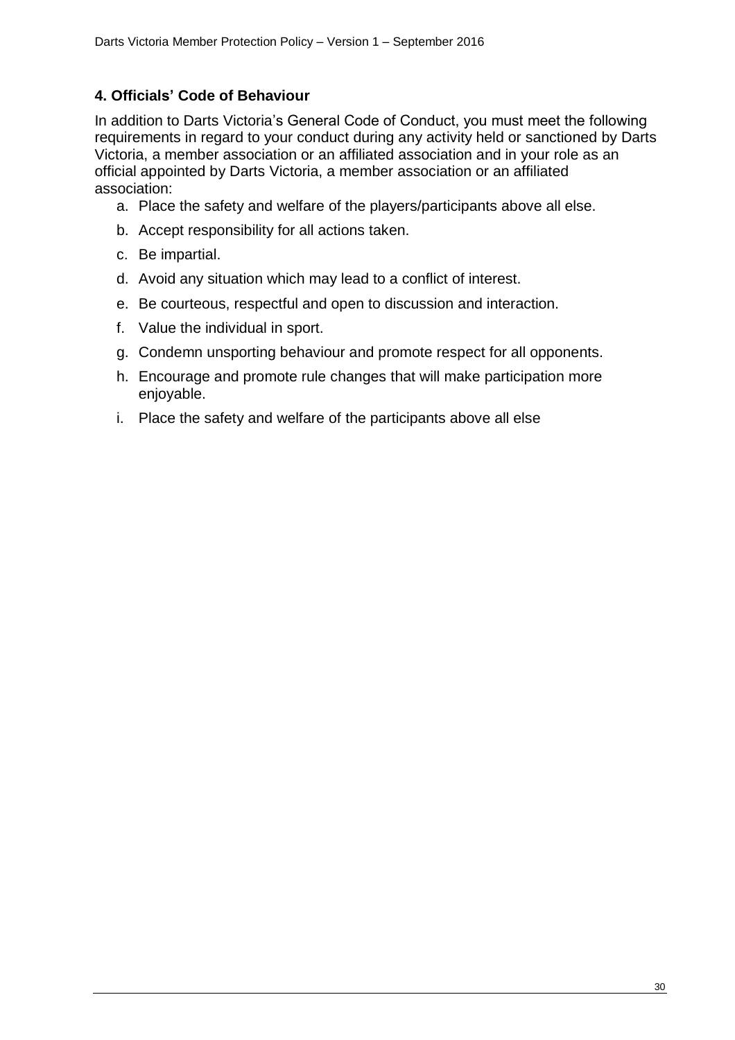### 4. Officials' Code of Behaviour

In addition to Darts Victoria's General Code of Conduct, you must meet the following requirements in regard to your conduct during any activity held or sanctioned by Darts Victoria, a member association or an affiliated association and in your role as an official appointed by Darts Victoria, a member association or an affiliated association:

a. Place the safety and welfare of the players/participants above all else.

b. Accept responsibility for all actions taken.

c. Be impartial.

d. Avoid any situation which may lead to a conflict of interest.

e. Be courteous, respectful and open to discussion and interaction.

f. Value the individual in sport.

g. Condemn unsporting behaviour and promote respect for all opponents.

h. Encourage and promote rule changes that will make participation more enjoyable.

i. Place the safety and welfare of the participants above all else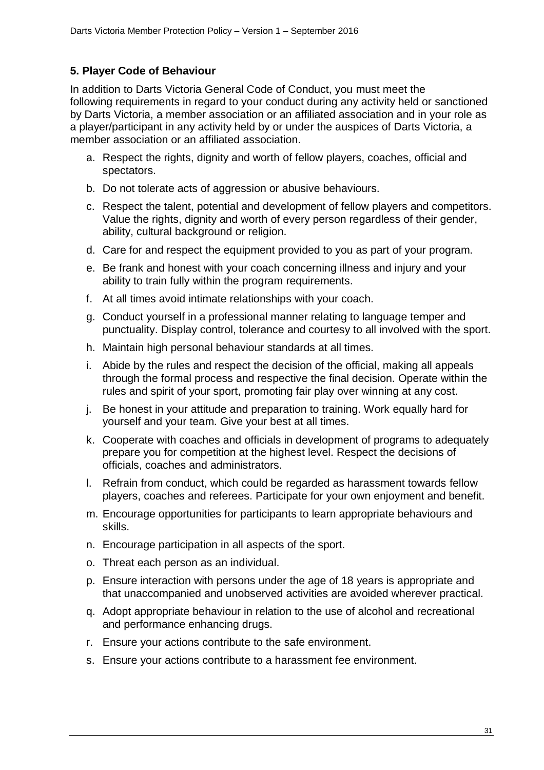### 5. Player Code of Behaviour

In addition to Darts Victoria General Code of Conduct, you must meet the following requirements in regard to your conduct during any activity held or sanctioned by Darts Victoria, a member association or an affiliated association and in your role as a player/participant in any activity held by or under the auspices of Darts Victoria, a member association or an affiliated association.

a. Respect the rights, dignity and worth of fellow players, coaches, official and spectators.
b. Do not tolerate acts of aggression or abusive behaviours.
c. Respect the talent, potential and development of fellow players and competitors. Value the rights, dignity and worth of every person regardless of their gender, ability, cultural background or religion.
d. Care for and respect the equipment provided to you as part of your program.
e. Be frank and honest with your coach concerning illness and injury and your ability to train fully within the program requirements.
f. At all times avoid intimate relationships with your coach.
g. Conduct yourself in a professional manner relating to language temper and punctuality. Display control, tolerance and courtesy to all involved with the sport.
h. Maintain high personal behaviour standards at all times.
i. Abide by the rules and respect the decision of the official, making all appeals through the formal process and respective the final decision. Operate within the rules and spirit of your sport, promoting fair play over winning at any cost.
j. Be honest in your attitude and preparation to training. Work equally hard for yourself and your team. Give your best at all times.
k. Cooperate with coaches and officials in development of programs to adequately prepare you for competition at the highest level. Respect the decisions of officials, coaches and administrators.
l. Refrain from conduct, which could be regarded as harassment towards fellow players, coaches and referees. Participate for your own enjoyment and benefit.
m. Encourage opportunities for participants to learn appropriate behaviours and skills.
n. Encourage participation in all aspects of the sport.
o. Threat each person as an individual.
p. Ensure interaction with persons under the age of 18 years is appropriate and that unaccompanied and unobserved activities are avoided wherever practical.
q. Adopt appropriate behaviour in relation to the use of alcohol and recreational and performance enhancing drugs.
r. Ensure your actions contribute to the safe environment.
s. Ensure your actions contribute to a harassment fee environment.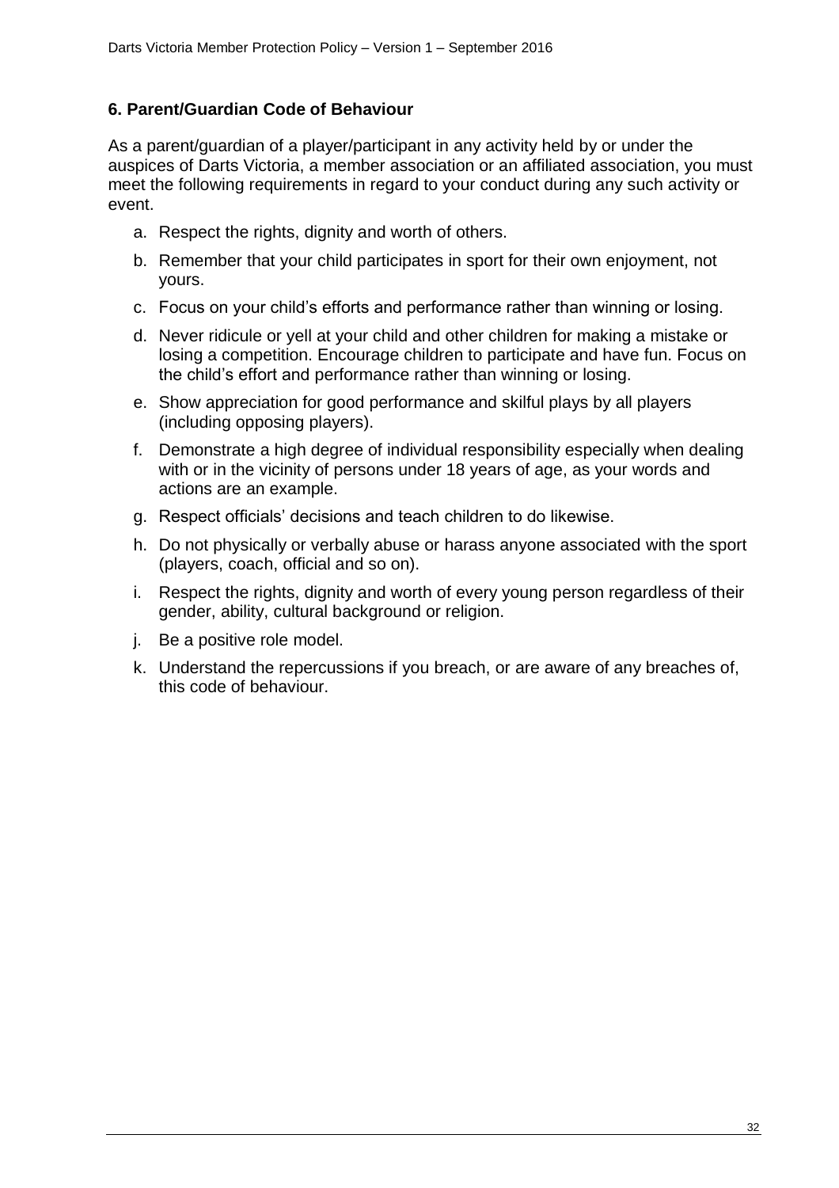### 6. Parent/Guardian Code of Behaviour

As a parent/guardian of a player/participant in any activity held by or under the auspices of Darts Victoria, a member association or an affiliated association, you must meet the following requirements in regard to your conduct during any such activity or event.

a. Respect the rights, dignity and worth of others.

b. Remember that your child participates in sport for their own enjoyment, not yours.

c. Focus on your child's efforts and performance rather than winning or losing.

d. Never ridicule or yell at your child and other children for making a mistake or losing a competition. Encourage children to participate and have fun. Focus on the child's effort and performance rather than winning or losing.

e. Show appreciation for good performance and skilful plays by all players (including opposing players).

f. Demonstrate a high degree of individual responsibility especially when dealing with or in the vicinity of persons under 18 years of age, as your words and actions are an example.

g. Respect officials' decisions and teach children to do likewise.

h. Do not physically or verbally abuse or harass anyone associated with the sport (players, coach, official and so on).

i. Respect the rights, dignity and worth of every young person regardless of their gender, ability, cultural background or religion.

j. Be a positive role model.

k. Understand the repercussions if you breach, or are aware of any breaches of, this code of behaviour.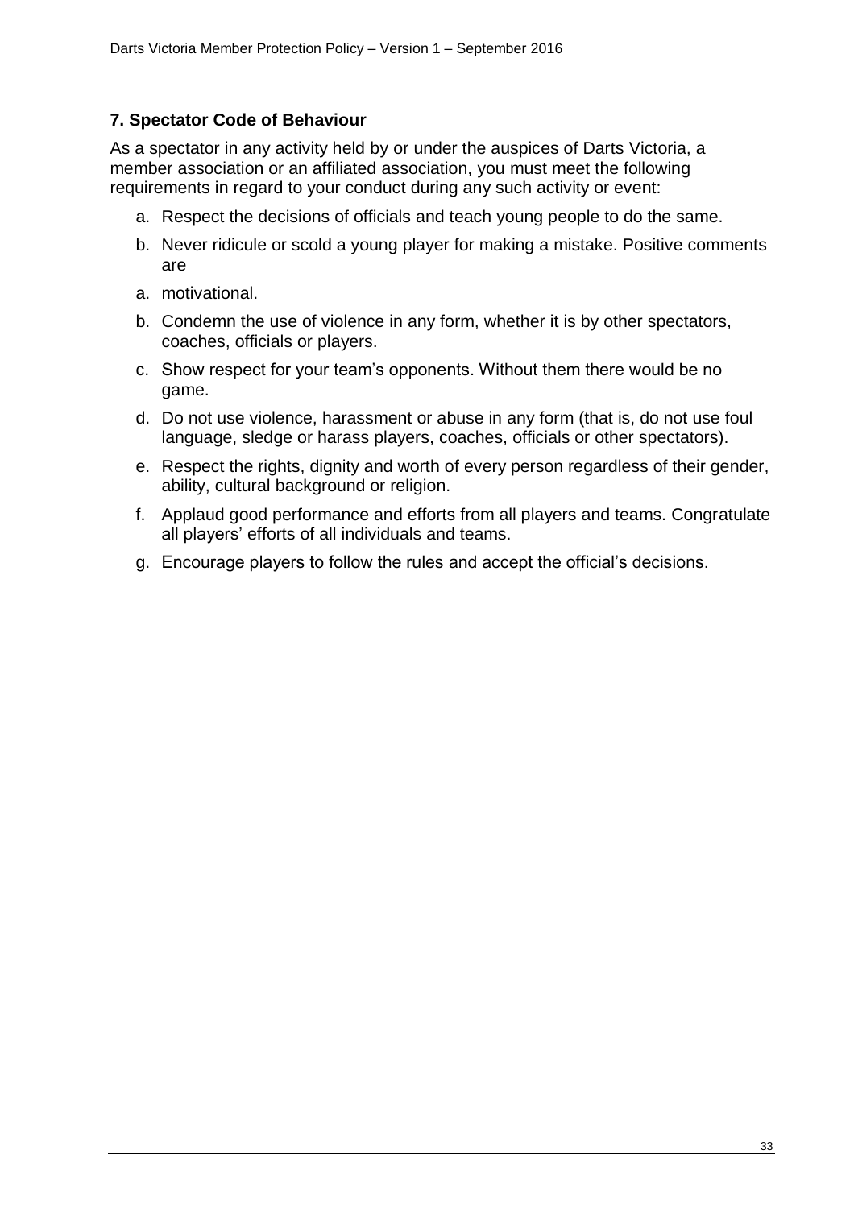## 7. Spectator Code of Behaviour

As a spectator in any activity held by or under the auspices of Darts Victoria, a member association or an affiliated association, you must meet the following requirements in regard to your conduct during any such activity or event:

a. Respect the decisions of officials and teach young people to do the same.

b. Never ridicule or scold a young player for making a mistake. Positive comments are

a. motivational.

b. Condemn the use of violence in any form, whether it is by other spectators, coaches, officials or players.

c. Show respect for your team's opponents. Without them there would be no game.

d. Do not use violence, harassment or abuse in any form (that is, do not use foul language, sledge or harass players, coaches, officials or other spectators).

e. Respect the rights, dignity and worth of every person regardless of their gender, ability, cultural background or religion.

f. Applaud good performance and efforts from all players and teams. Congratulate all players' efforts of all individuals and teams.

g. Encourage players to follow the rules and accept the official's decisions.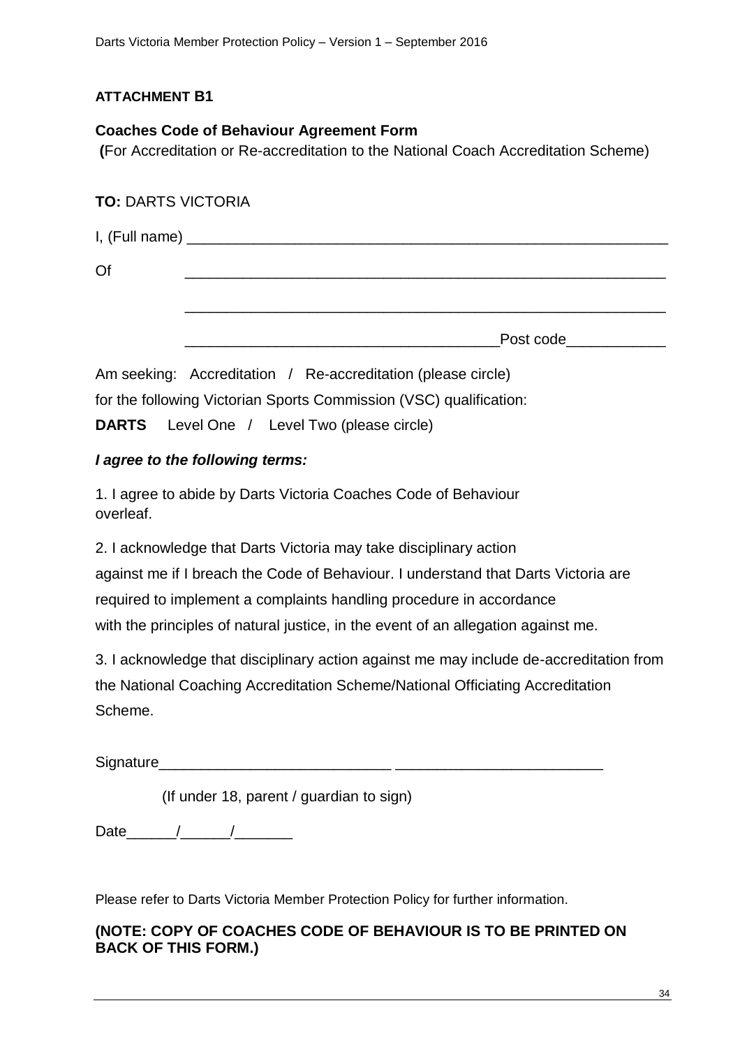**ATTACHMENT B1**

**Coaches Code of Behaviour Agreement Form**
**(**For Accreditation or Re-accreditation to the National Coach Accreditation Scheme)

**TO:** DARTS VICTORIA

I, (Full name) ____________________________________________________________

Of ____________________________________________________________

____________________________________________________________

______________________________________Post code____________

Am seeking: Accreditation / Re-accreditation (please circle)

for the following Victorian Sports Commission (VSC) qualification:

**DARTS** Level One / Level Two (please circle)

***I agree to the following terms:***

1. I agree to abide by Darts Victoria Coaches Code of Behaviour overleaf.

2. I acknowledge that Darts Victoria may take disciplinary action against me if I breach the Code of Behaviour. I understand that Darts Victoria are required to implement a complaints handling procedure in accordance with the principles of natural justice, in the event of an allegation against me.

3. I acknowledge that disciplinary action against me may include de-accreditation from the National Coaching Accreditation Scheme/National Officiating Accreditation Scheme.

Signature___________________________ ________________________

(If under 18, parent / guardian to sign)

Date______/______/_______

Please refer to Darts Victoria Member Protection Policy for further information.

**(NOTE: COPY OF COACHES CODE OF BEHAVIOUR IS TO BE PRINTED ON BACK OF THIS FORM.)**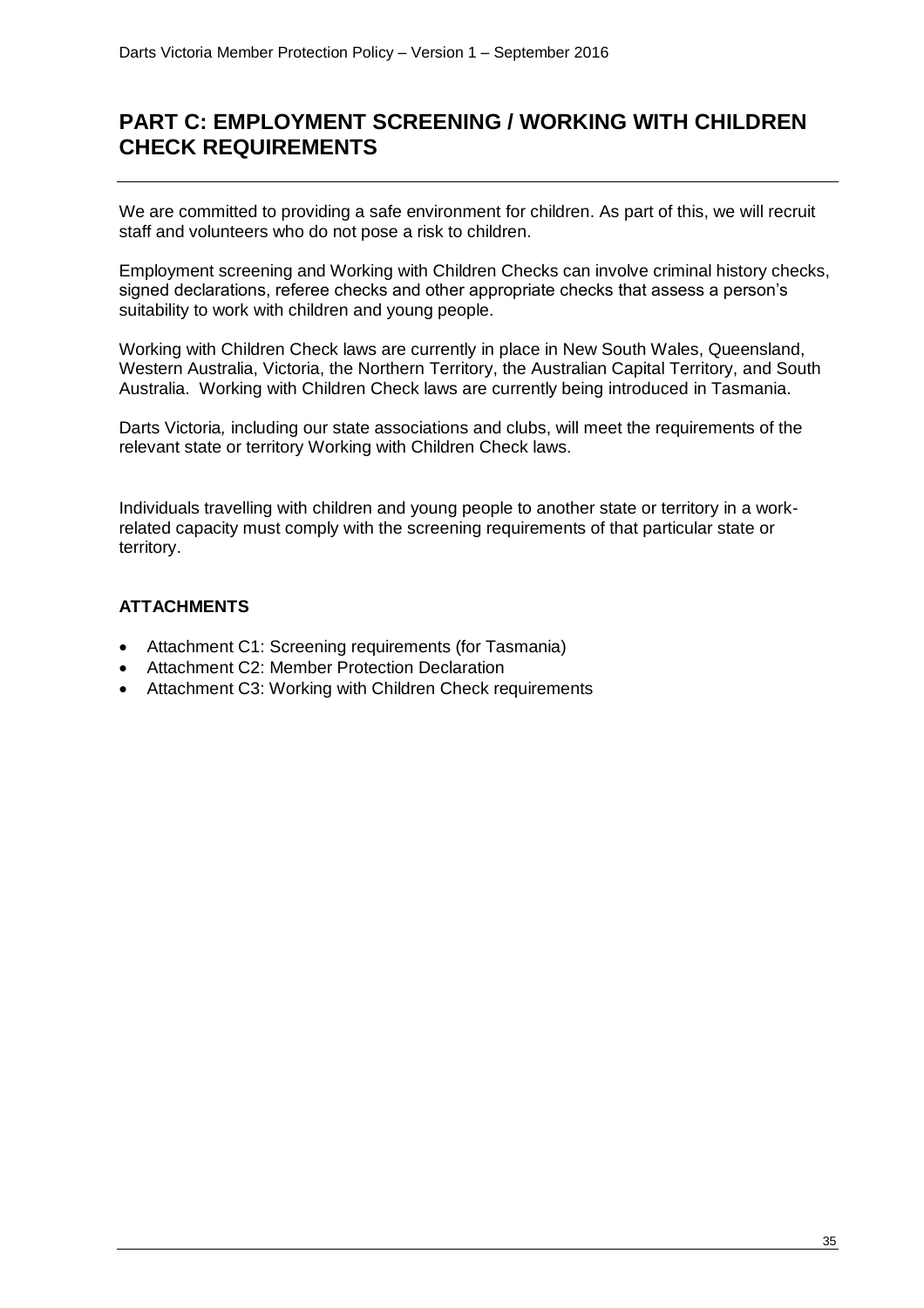# PART C: EMPLOYMENT SCREENING / WORKING WITH CHILDREN CHECK REQUIREMENTS

We are committed to providing a safe environment for children. As part of this, we will recruit staff and volunteers who do not pose a risk to children.

Employment screening and Working with Children Checks can involve criminal history checks, signed declarations, referee checks and other appropriate checks that assess a person's suitability to work with children and young people.

Working with Children Check laws are currently in place in New South Wales, Queensland, Western Australia, Victoria, the Northern Territory, the Australian Capital Territory, and South Australia. Working with Children Check laws are currently being introduced in Tasmania.

Darts Victoria*,* including our state associations and clubs, will meet the requirements of the relevant state or territory Working with Children Check laws.

Individuals travelling with children and young people to another state or territory in a work-related capacity must comply with the screening requirements of that particular state or territory.

**ATTACHMENTS**

- Attachment C1: Screening requirements (for Tasmania)
- Attachment C2: Member Protection Declaration
- Attachment C3: Working with Children Check requirements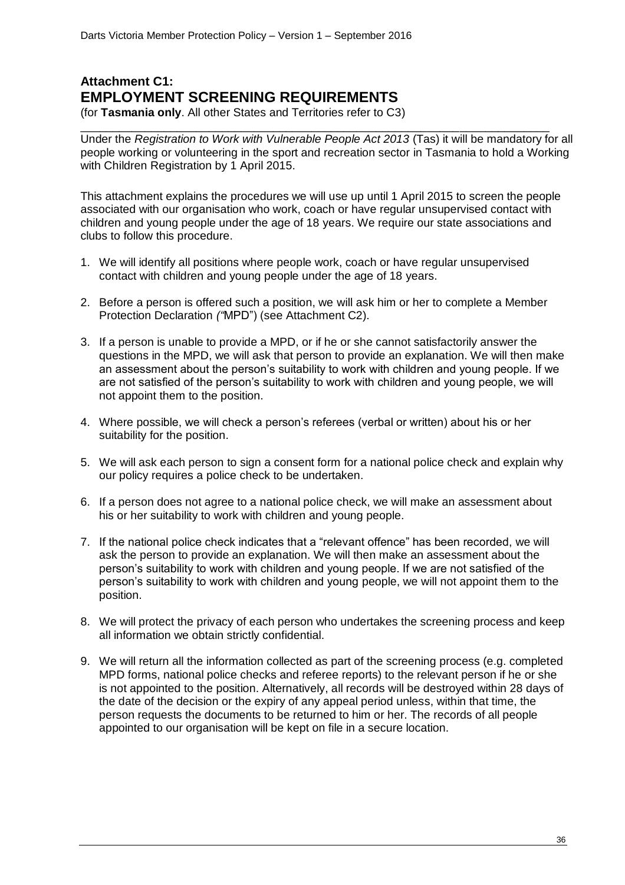## Attachment C1:
# EMPLOYMENT SCREENING REQUIREMENTS

(for **Tasmania only**. All other States and Territories refer to C3)

---

Under the *Registration to Work with Vulnerable People Act 2013* (Tas) it will be mandatory for all people working or volunteering in the sport and recreation sector in Tasmania to hold a Working with Children Registration by 1 April 2015.

This attachment explains the procedures we will use up until 1 April 2015 to screen the people associated with our organisation who work, coach or have regular unsupervised contact with children and young people under the age of 18 years. We require our state associations and clubs to follow this procedure.

1. We will identify all positions where people work, coach or have regular unsupervised contact with children and young people under the age of 18 years.

2. Before a person is offered such a position, we will ask him or her to complete a Member Protection Declaration *("*MPD") (see Attachment C2).

3. If a person is unable to provide a MPD, or if he or she cannot satisfactorily answer the questions in the MPD, we will ask that person to provide an explanation. We will then make an assessment about the person's suitability to work with children and young people. If we are not satisfied of the person's suitability to work with children and young people, we will not appoint them to the position.

4. Where possible, we will check a person's referees (verbal or written) about his or her suitability for the position.

5. We will ask each person to sign a consent form for a national police check and explain why our policy requires a police check to be undertaken.

6. If a person does not agree to a national police check, we will make an assessment about his or her suitability to work with children and young people.

7. If the national police check indicates that a "relevant offence" has been recorded, we will ask the person to provide an explanation. We will then make an assessment about the person's suitability to work with children and young people. If we are not satisfied of the person's suitability to work with children and young people, we will not appoint them to the position.

8. We will protect the privacy of each person who undertakes the screening process and keep all information we obtain strictly confidential.

9. We will return all the information collected as part of the screening process (e.g. completed MPD forms, national police checks and referee reports) to the relevant person if he or she is not appointed to the position. Alternatively, all records will be destroyed within 28 days of the date of the decision or the expiry of any appeal period unless, within that time, the person requests the documents to be returned to him or her. The records of all people appointed to our organisation will be kept on file in a secure location.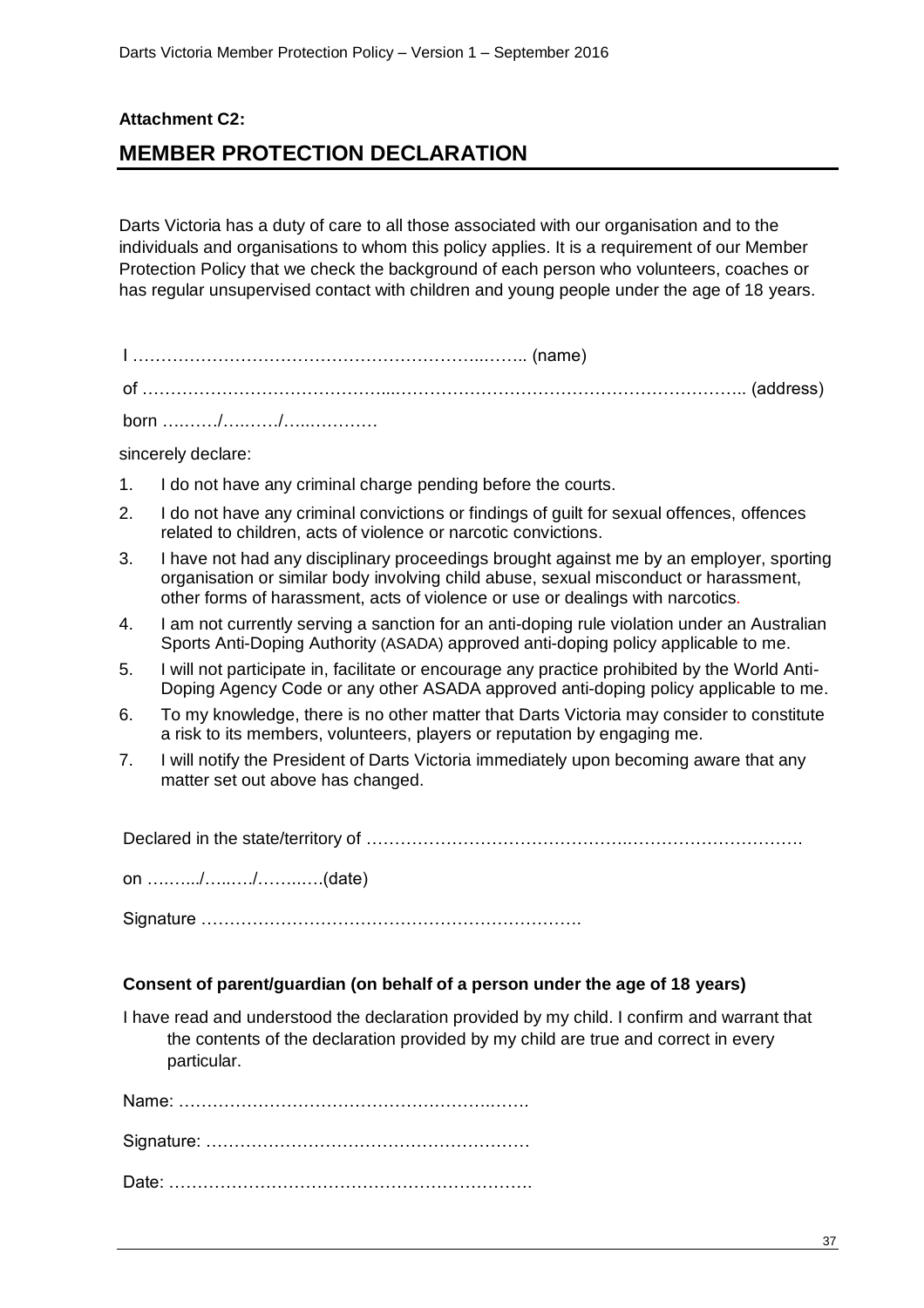**Attachment C2:**

## MEMBER PROTECTION DECLARATION

Darts Victoria has a duty of care to all those associated with our organisation and to the individuals and organisations to whom this policy applies. It is a requirement of our Member Protection Policy that we check the background of each person who volunteers, coaches or has regular unsupervised contact with children and young people under the age of 18 years.

I ……………………………………………………..…….. (name)

of …………………………………...…………………………………………………….. (address)

born ….……/….……/…..…………

sincerely declare:

1. I do not have any criminal charge pending before the courts.
2. I do not have any criminal convictions or findings of guilt for sexual offences, offences related to children, acts of violence or narcotic convictions.
3. I have not had any disciplinary proceedings brought against me by an employer, sporting organisation or similar body involving child abuse, sexual misconduct or harassment, other forms of harassment, acts of violence or use or dealings with narcotics.
4. I am not currently serving a sanction for an anti-doping rule violation under an Australian Sports Anti-Doping Authority (ASADA) approved anti-doping policy applicable to me.
5. I will not participate in, facilitate or encourage any practice prohibited by the World Anti-Doping Agency Code or any other ASADA approved anti-doping policy applicable to me.
6. To my knowledge, there is no other matter that Darts Victoria may consider to constitute a risk to its members, volunteers, players or reputation by engaging me.
7. I will notify the President of Darts Victoria immediately upon becoming aware that any matter set out above has changed.

Declared in the state/territory of ……………………………………….………………………….

on ….…..../…..…/……..….(date)

Signature ….…………….…………….…………….…………….

**Consent of parent/guardian (on behalf of a person under the age of 18 years)**

I have read and understood the declaration provided by my child. I confirm and warrant that the contents of the declaration provided by my child are true and correct in every particular.

Name: ……………………………………………….…….

Signature: …………………………………………………

Date: ……………………………………………………….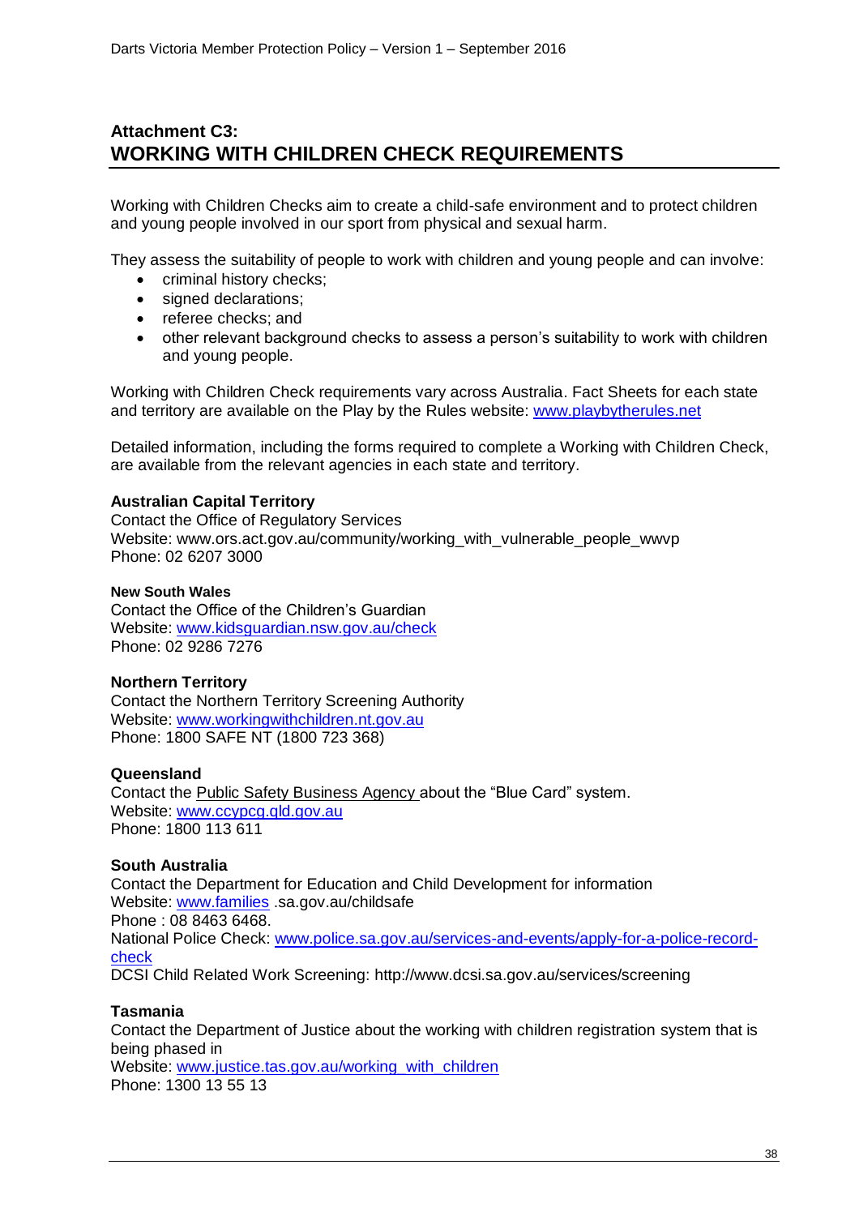## Attachment C3: WORKING WITH CHILDREN CHECK REQUIREMENTS

Working with Children Checks aim to create a child-safe environment and to protect children and young people involved in our sport from physical and sexual harm.

They assess the suitability of people to work with children and young people and can involve:

- criminal history checks;
- signed declarations;
- referee checks; and
- other relevant background checks to assess a person's suitability to work with children and young people.

Working with Children Check requirements vary across Australia. Fact Sheets for each state and territory are available on the Play by the Rules website: www.playbytherules.net

Detailed information, including the forms required to complete a Working with Children Check, are available from the relevant agencies in each state and territory.

**Australian Capital Territory**
Contact the Office of Regulatory Services
Website: www.ors.act.gov.au/community/working_with_vulnerable_people_wwvp
Phone: 02 6207 3000

**New South Wales**
Contact the Office of the Children's Guardian
Website: www.kidsguardian.nsw.gov.au/check
Phone: 02 9286 7276

**Northern Territory**
Contact the Northern Territory Screening Authority
Website: www.workingwithchildren.nt.gov.au
Phone: 1800 SAFE NT (1800 723 368)

**Queensland**
Contact the Public Safety Business Agency about the "Blue Card" system.
Website: www.ccypcg.qld.gov.au
Phone: 1800 113 611

**South Australia**
Contact the Department for Education and Child Development for information
Website: www.families .sa.gov.au/childsafe
Phone : 08 8463 6468.
National Police Check: www.police.sa.gov.au/services-and-events/apply-for-a-police-record-check
DCSI Child Related Work Screening: http://www.dcsi.sa.gov.au/services/screening

**Tasmania**
Contact the Department of Justice about the working with children registration system that is being phased in
Website: www.justice.tas.gov.au/working_with_children
Phone: 1300 13 55 13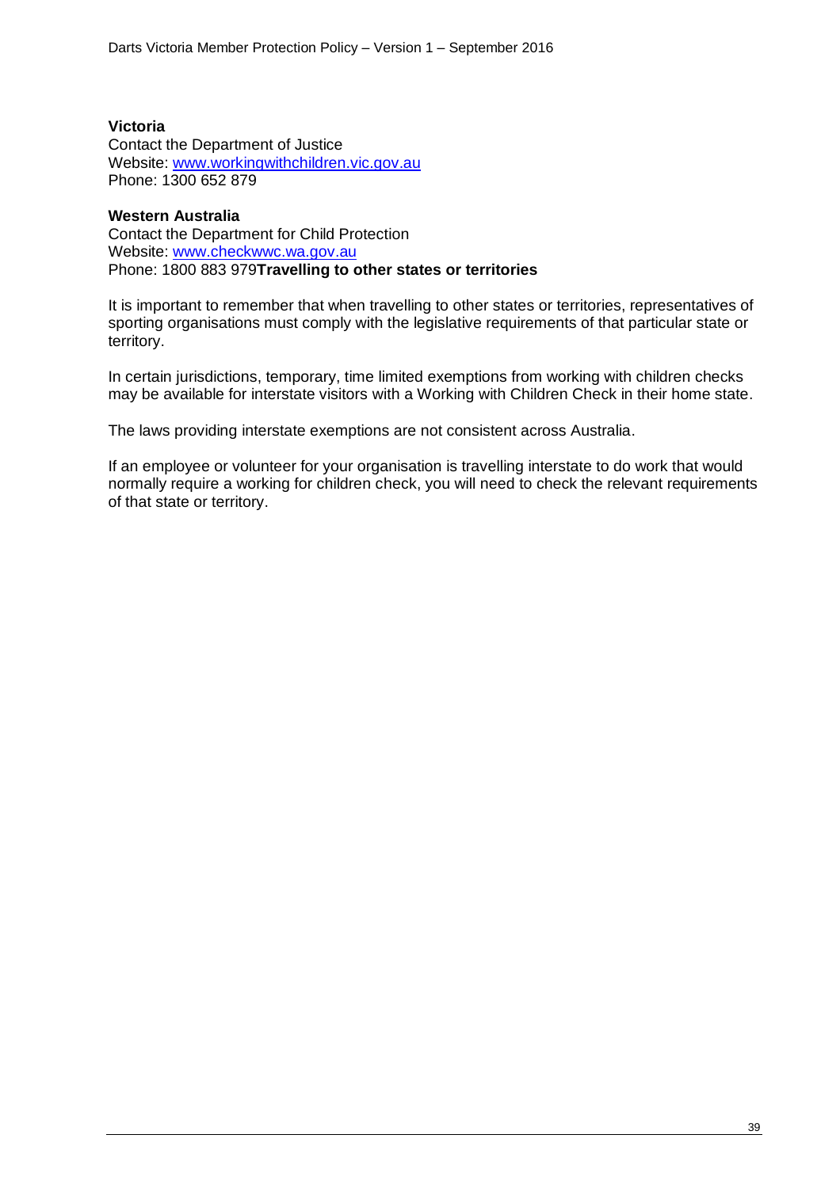**Victoria**
Contact the Department of Justice
Website: [www.workingwithchildren.vic.gov.au](http://www.workingwithchildren.vic.gov.au)
Phone: 1300 652 879

**Western Australia**
Contact the Department for Child Protection
Website: [www.checkwwc.wa.gov.au](http://www.checkwwc.wa.gov.au)
Phone: 1800 883 979

**Travelling to other states or territories**

It is important to remember that when travelling to other states or territories, representatives of sporting organisations must comply with the legislative requirements of that particular state or territory.

In certain jurisdictions, temporary, time limited exemptions from working with children checks may be available for interstate visitors with a Working with Children Check in their home state.

The laws providing interstate exemptions are not consistent across Australia.

If an employee or volunteer for your organisation is travelling interstate to do work that would normally require a working for children check, you will need to check the relevant requirements of that state or territory.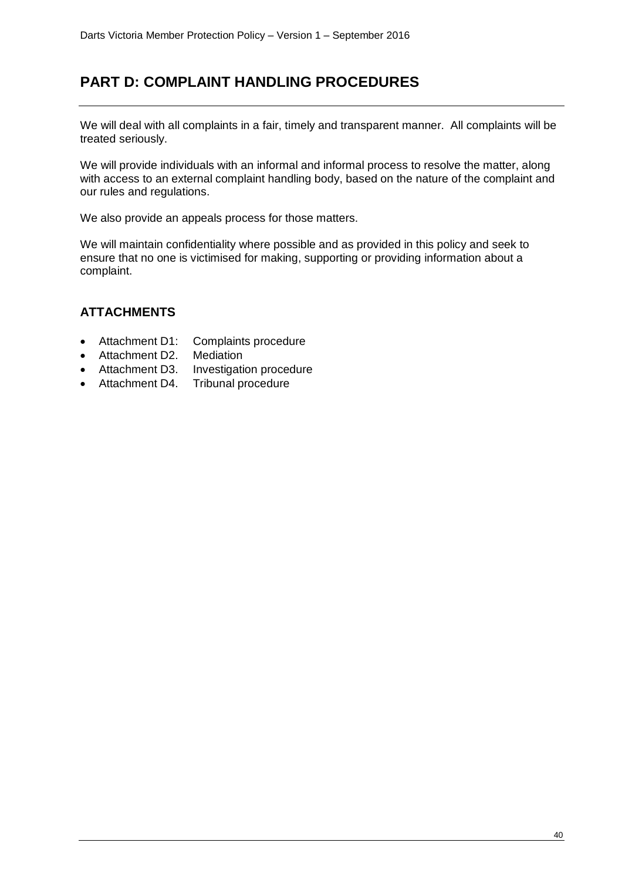# PART D: COMPLAINT HANDLING PROCEDURES

We will deal with all complaints in a fair, timely and transparent manner. All complaints will be treated seriously.

We will provide individuals with an informal and informal process to resolve the matter, along with access to an external complaint handling body, based on the nature of the complaint and our rules and regulations.

We also provide an appeals process for those matters.

We will maintain confidentiality where possible and as provided in this policy and seek to ensure that no one is victimised for making, supporting or providing information about a complaint.

## ATTACHMENTS

- Attachment D1: Complaints procedure
- Attachment D2. Mediation
- Attachment D3. Investigation procedure
- Attachment D4. Tribunal procedure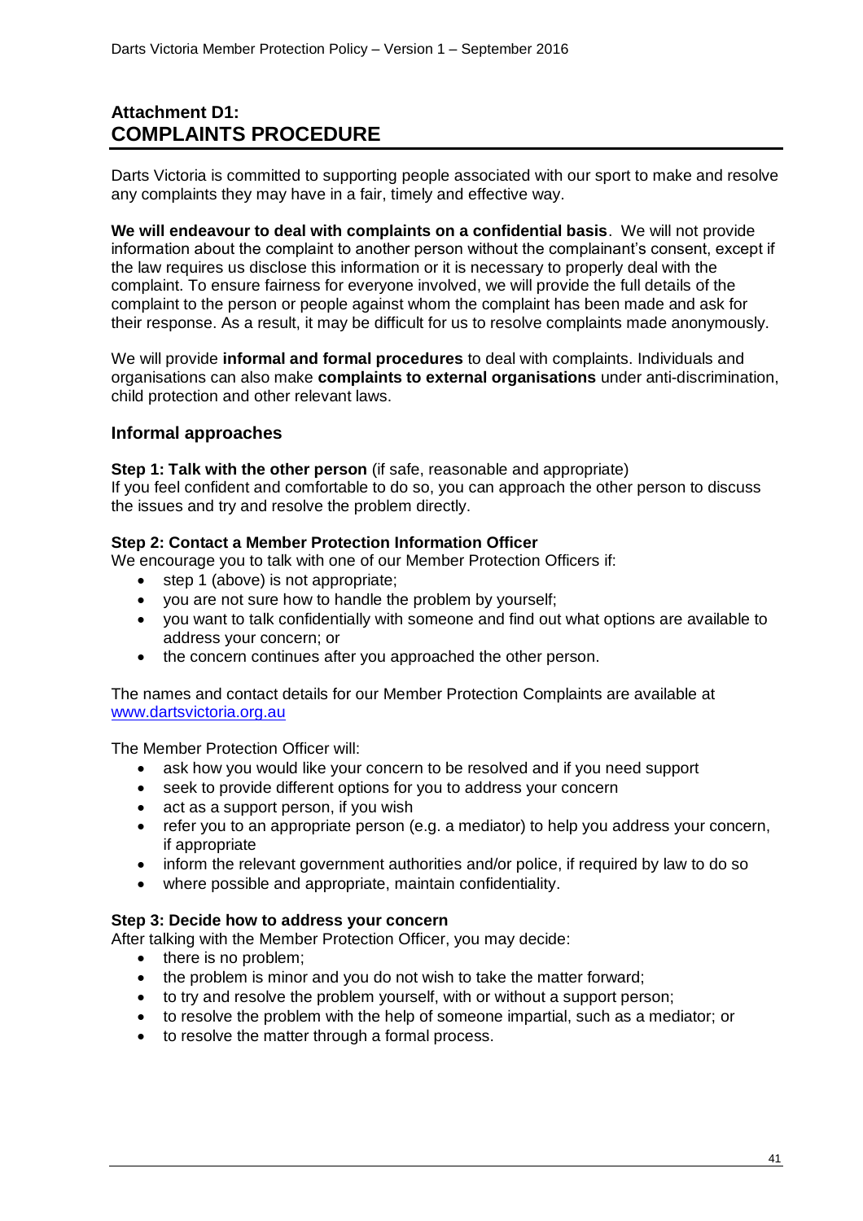## Attachment D1:
## COMPLAINTS PROCEDURE

Darts Victoria is committed to supporting people associated with our sport to make and resolve any complaints they may have in a fair, timely and effective way.

**We will endeavour to deal with complaints on a confidential basis**. We will not provide information about the complaint to another person without the complainant's consent, except if the law requires us disclose this information or it is necessary to properly deal with the complaint. To ensure fairness for everyone involved, we will provide the full details of the complaint to the person or people against whom the complaint has been made and ask for their response. As a result, it may be difficult for us to resolve complaints made anonymously.

We will provide **informal and formal procedures** to deal with complaints. Individuals and organisations can also make **complaints to external organisations** under anti-discrimination, child protection and other relevant laws.

### Informal approaches

**Step 1: Talk with the other person** (if safe, reasonable and appropriate)
If you feel confident and comfortable to do so, you can approach the other person to discuss the issues and try and resolve the problem directly.

**Step 2: Contact a Member Protection Information Officer**
We encourage you to talk with one of our Member Protection Officers if:

- step 1 (above) is not appropriate;
- you are not sure how to handle the problem by yourself;
- you want to talk confidentially with someone and find out what options are available to address your concern; or
- the concern continues after you approached the other person.

The names and contact details for our Member Protection Complaints are available at www.dartsvictoria.org.au

The Member Protection Officer will:

- ask how you would like your concern to be resolved and if you need support
- seek to provide different options for you to address your concern
- act as a support person, if you wish
- refer you to an appropriate person (e.g. a mediator) to help you address your concern, if appropriate
- inform the relevant government authorities and/or police, if required by law to do so
- where possible and appropriate, maintain confidentiality.

**Step 3: Decide how to address your concern**
After talking with the Member Protection Officer, you may decide:

- there is no problem;
- the problem is minor and you do not wish to take the matter forward;
- to try and resolve the problem yourself, with or without a support person;
- to resolve the problem with the help of someone impartial, such as a mediator; or
- to resolve the matter through a formal process.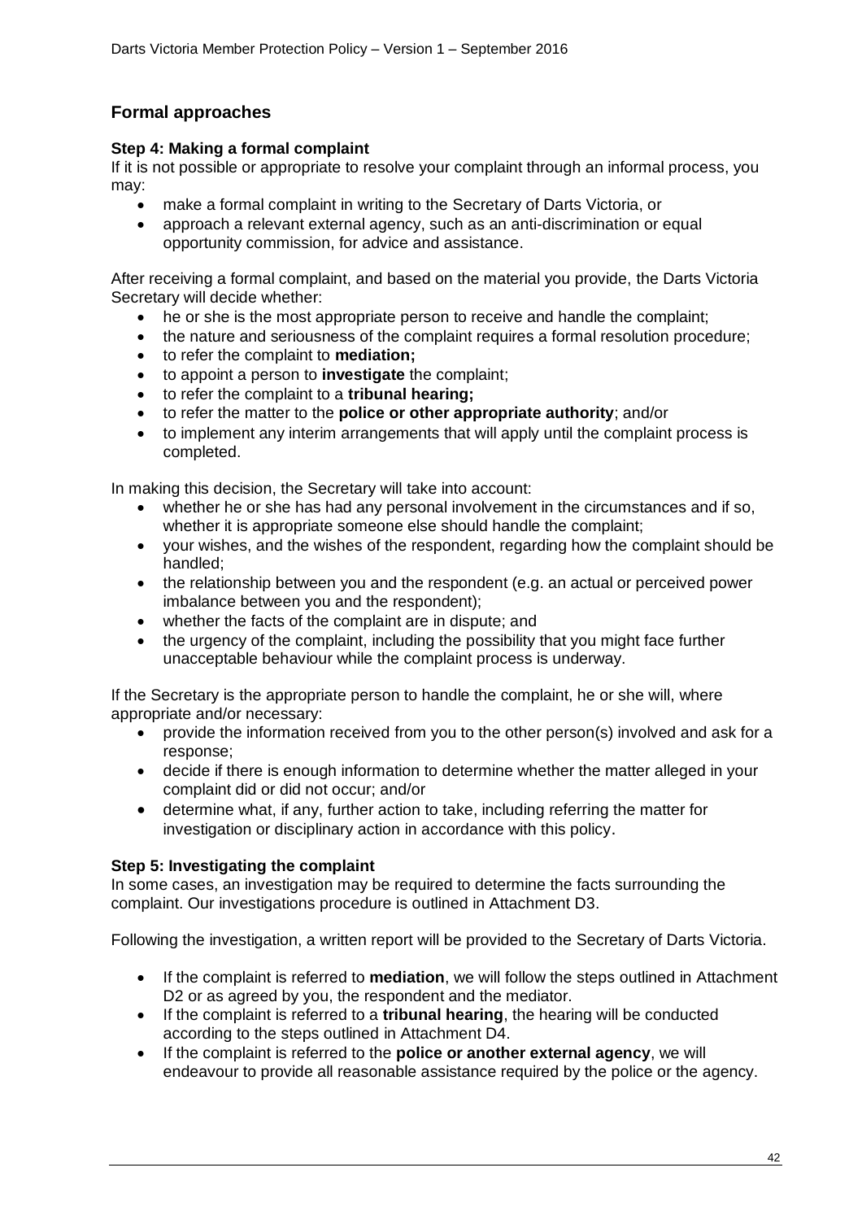## Formal approaches

### Step 4: Making a formal complaint

If it is not possible or appropriate to resolve your complaint through an informal process, you may:

- make a formal complaint in writing to the Secretary of Darts Victoria, or
- approach a relevant external agency, such as an anti-discrimination or equal opportunity commission, for advice and assistance.

After receiving a formal complaint, and based on the material you provide, the Darts Victoria Secretary will decide whether:

- he or she is the most appropriate person to receive and handle the complaint;
- the nature and seriousness of the complaint requires a formal resolution procedure;
- to refer the complaint to **mediation;**
- to appoint a person to **investigate** the complaint;
- to refer the complaint to a **tribunal hearing;**
- to refer the matter to the **police or other appropriate authority**; and/or
- to implement any interim arrangements that will apply until the complaint process is completed.

In making this decision, the Secretary will take into account:

- whether he or she has had any personal involvement in the circumstances and if so, whether it is appropriate someone else should handle the complaint;
- your wishes, and the wishes of the respondent, regarding how the complaint should be handled;
- the relationship between you and the respondent (e.g. an actual or perceived power imbalance between you and the respondent);
- whether the facts of the complaint are in dispute; and
- the urgency of the complaint, including the possibility that you might face further unacceptable behaviour while the complaint process is underway.

If the Secretary is the appropriate person to handle the complaint, he or she will, where appropriate and/or necessary:

- provide the information received from you to the other person(s) involved and ask for a response;
- decide if there is enough information to determine whether the matter alleged in your complaint did or did not occur; and/or
- determine what, if any, further action to take, including referring the matter for investigation or disciplinary action in accordance with this policy.

### Step 5: Investigating the complaint

In some cases, an investigation may be required to determine the facts surrounding the complaint. Our investigations procedure is outlined in Attachment D3.

Following the investigation, a written report will be provided to the Secretary of Darts Victoria.

- If the complaint is referred to **mediation**, we will follow the steps outlined in Attachment D2 or as agreed by you, the respondent and the mediator.
- If the complaint is referred to a **tribunal hearing**, the hearing will be conducted according to the steps outlined in Attachment D4.
- If the complaint is referred to the **police or another external agency**, we will endeavour to provide all reasonable assistance required by the police or the agency.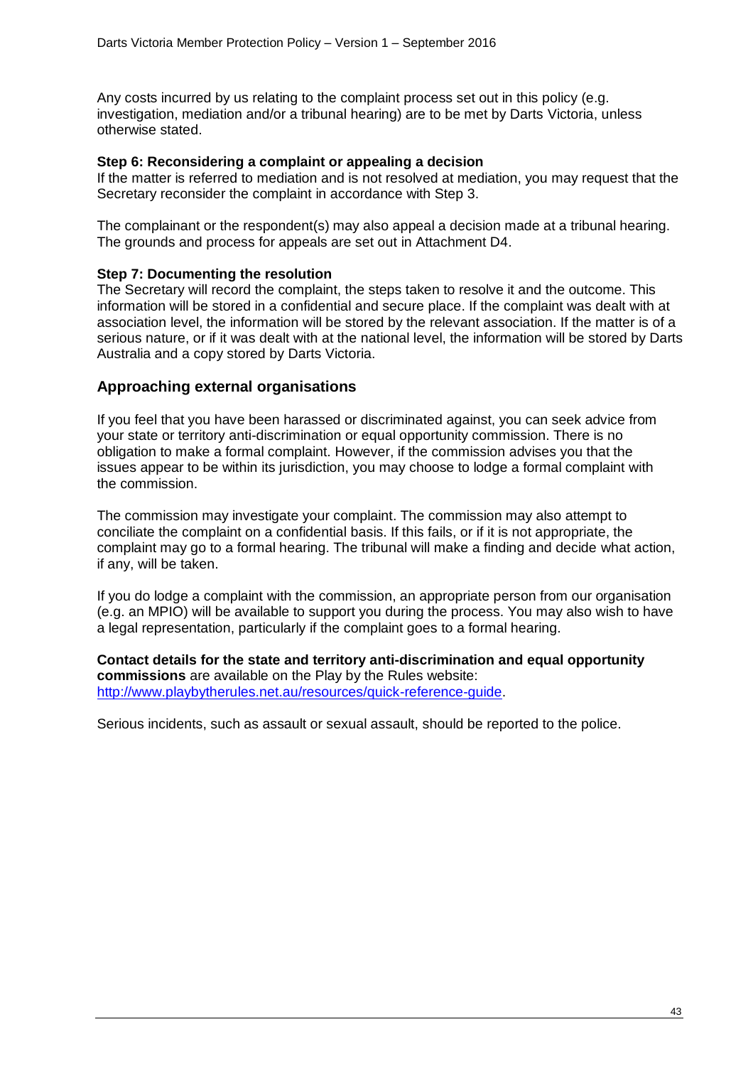Any costs incurred by us relating to the complaint process set out in this policy (e.g. investigation, mediation and/or a tribunal hearing) are to be met by Darts Victoria, unless otherwise stated.

**Step 6: Reconsidering a complaint or appealing a decision**

If the matter is referred to mediation and is not resolved at mediation, you may request that the Secretary reconsider the complaint in accordance with Step 3.

The complainant or the respondent(s) may also appeal a decision made at a tribunal hearing. The grounds and process for appeals are set out in Attachment D4.

**Step 7: Documenting the resolution**

The Secretary will record the complaint, the steps taken to resolve it and the outcome. This information will be stored in a confidential and secure place. If the complaint was dealt with at association level, the information will be stored by the relevant association. If the matter is of a serious nature, or if it was dealt with at the national level, the information will be stored by Darts Australia and a copy stored by Darts Victoria.

## Approaching external organisations

If you feel that you have been harassed or discriminated against, you can seek advice from your state or territory anti-discrimination or equal opportunity commission. There is no obligation to make a formal complaint. However, if the commission advises you that the issues appear to be within its jurisdiction, you may choose to lodge a formal complaint with the commission.

The commission may investigate your complaint. The commission may also attempt to conciliate the complaint on a confidential basis. If this fails, or if it is not appropriate, the complaint may go to a formal hearing. The tribunal will make a finding and decide what action, if any, will be taken.

If you do lodge a complaint with the commission, an appropriate person from our organisation (e.g. an MPIO) will be available to support you during the process. You may also wish to have a legal representation, particularly if the complaint goes to a formal hearing.

**Contact details for the state and territory anti-discrimination and equal opportunity commissions** are available on the Play by the Rules website: [http://www.playbytherules.net.au/resources/quick-reference-guide](http://www.playbytherules.net.au/resources/quick-reference-guide).

Serious incidents, such as assault or sexual assault, should be reported to the police.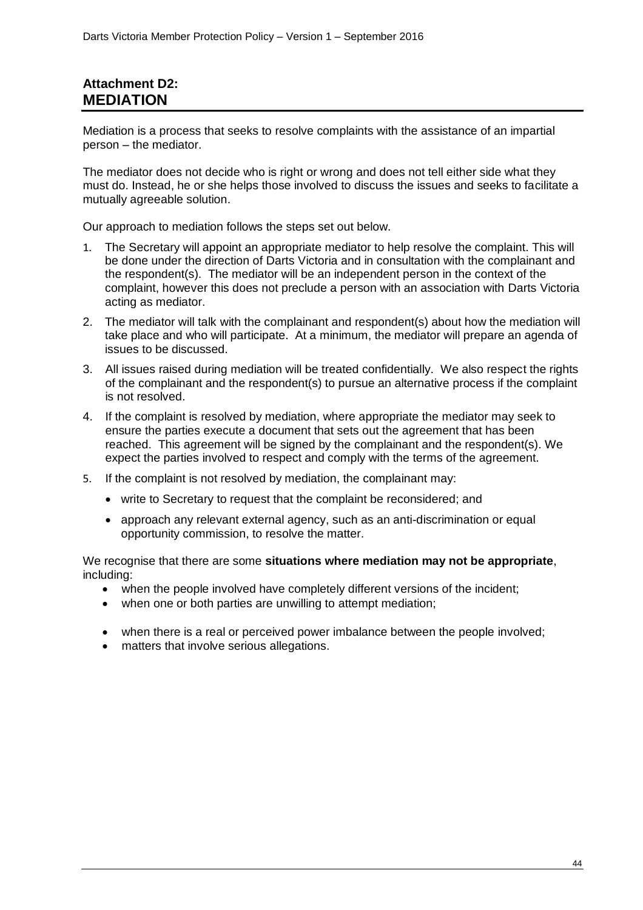## Attachment D2:
# MEDIATION

Mediation is a process that seeks to resolve complaints with the assistance of an impartial person – the mediator.

The mediator does not decide who is right or wrong and does not tell either side what they must do. Instead, he or she helps those involved to discuss the issues and seeks to facilitate a mutually agreeable solution.

Our approach to mediation follows the steps set out below.

1. The Secretary will appoint an appropriate mediator to help resolve the complaint. This will be done under the direction of Darts Victoria and in consultation with the complainant and the respondent(s). The mediator will be an independent person in the context of the complaint, however this does not preclude a person with an association with Darts Victoria acting as mediator.
2. The mediator will talk with the complainant and respondent(s) about how the mediation will take place and who will participate. At a minimum, the mediator will prepare an agenda of issues to be discussed.
3. All issues raised during mediation will be treated confidentially. We also respect the rights of the complainant and the respondent(s) to pursue an alternative process if the complaint is not resolved.
4. If the complaint is resolved by mediation, where appropriate the mediator may seek to ensure the parties execute a document that sets out the agreement that has been reached. This agreement will be signed by the complainant and the respondent(s). We expect the parties involved to respect and comply with the terms of the agreement.
5. If the complaint is not resolved by mediation, the complainant may:
   - write to Secretary to request that the complaint be reconsidered; and
   - approach any relevant external agency, such as an anti-discrimination or equal opportunity commission, to resolve the matter.

We recognise that there are some **situations where mediation may not be appropriate**, including:

- when the people involved have completely different versions of the incident;
- when one or both parties are unwilling to attempt mediation;
- when there is a real or perceived power imbalance between the people involved;
- matters that involve serious allegations.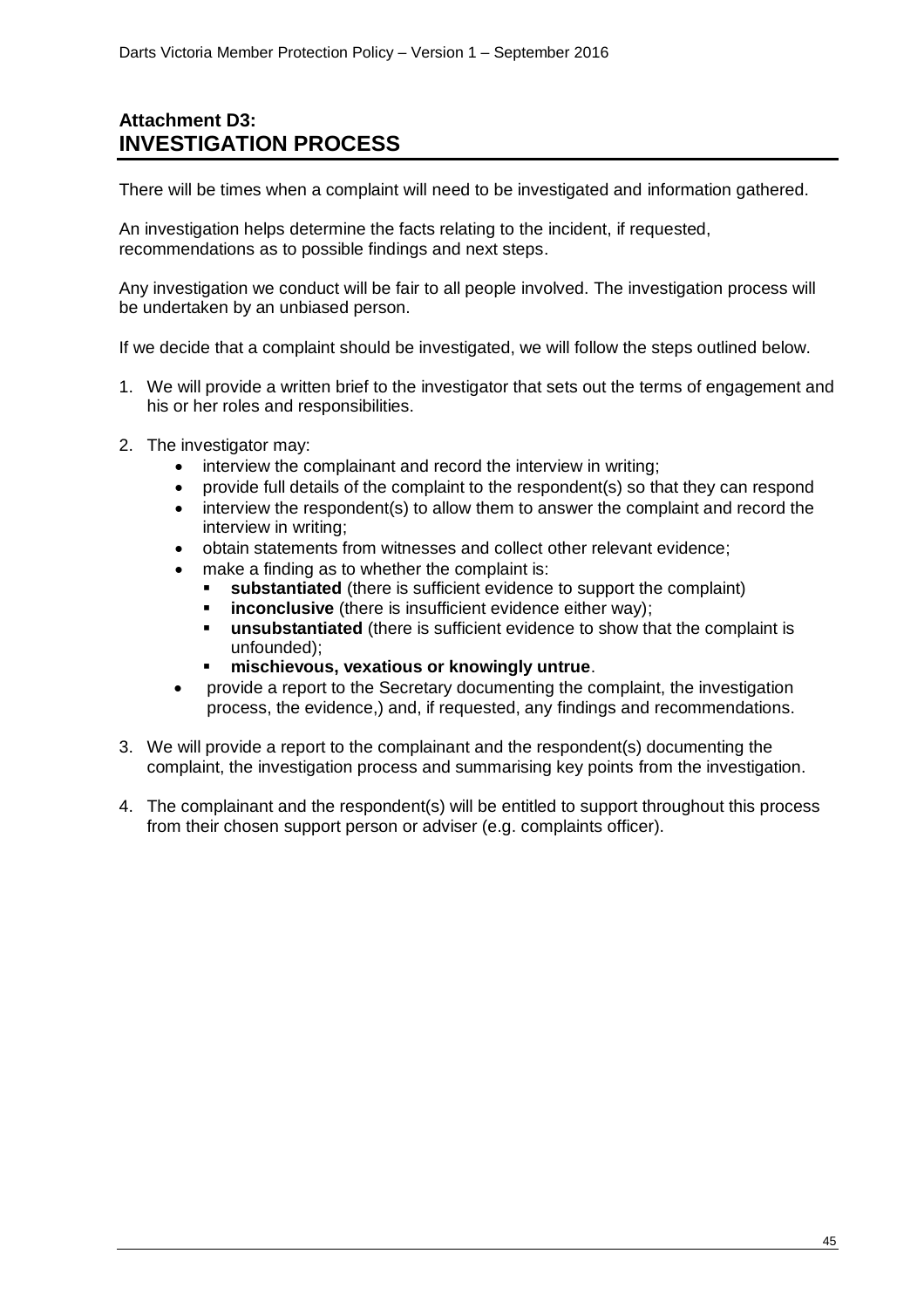## Attachment D3: INVESTIGATION PROCESS

There will be times when a complaint will need to be investigated and information gathered.

An investigation helps determine the facts relating to the incident, if requested, recommendations as to possible findings and next steps.

Any investigation we conduct will be fair to all people involved. The investigation process will be undertaken by an unbiased person.

If we decide that a complaint should be investigated, we will follow the steps outlined below.

1. We will provide a written brief to the investigator that sets out the terms of engagement and his or her roles and responsibilities.

2. The investigator may:
    - interview the complainant and record the interview in writing;
    - provide full details of the complaint to the respondent(s) so that they can respond
    - interview the respondent(s) to allow them to answer the complaint and record the interview in writing;
    - obtain statements from witnesses and collect other relevant evidence;
    - make a finding as to whether the complaint is:
        - **substantiated** (there is sufficient evidence to support the complaint)
        - **inconclusive** (there is insufficient evidence either way);
        - **unsubstantiated** (there is sufficient evidence to show that the complaint is unfounded);
        - **mischievous, vexatious or knowingly untrue**.
    - provide a report to the Secretary documenting the complaint, the investigation process, the evidence,) and, if requested, any findings and recommendations.

3. We will provide a report to the complainant and the respondent(s) documenting the complaint, the investigation process and summarising key points from the investigation.

4. The complainant and the respondent(s) will be entitled to support throughout this process from their chosen support person or adviser (e.g. complaints officer).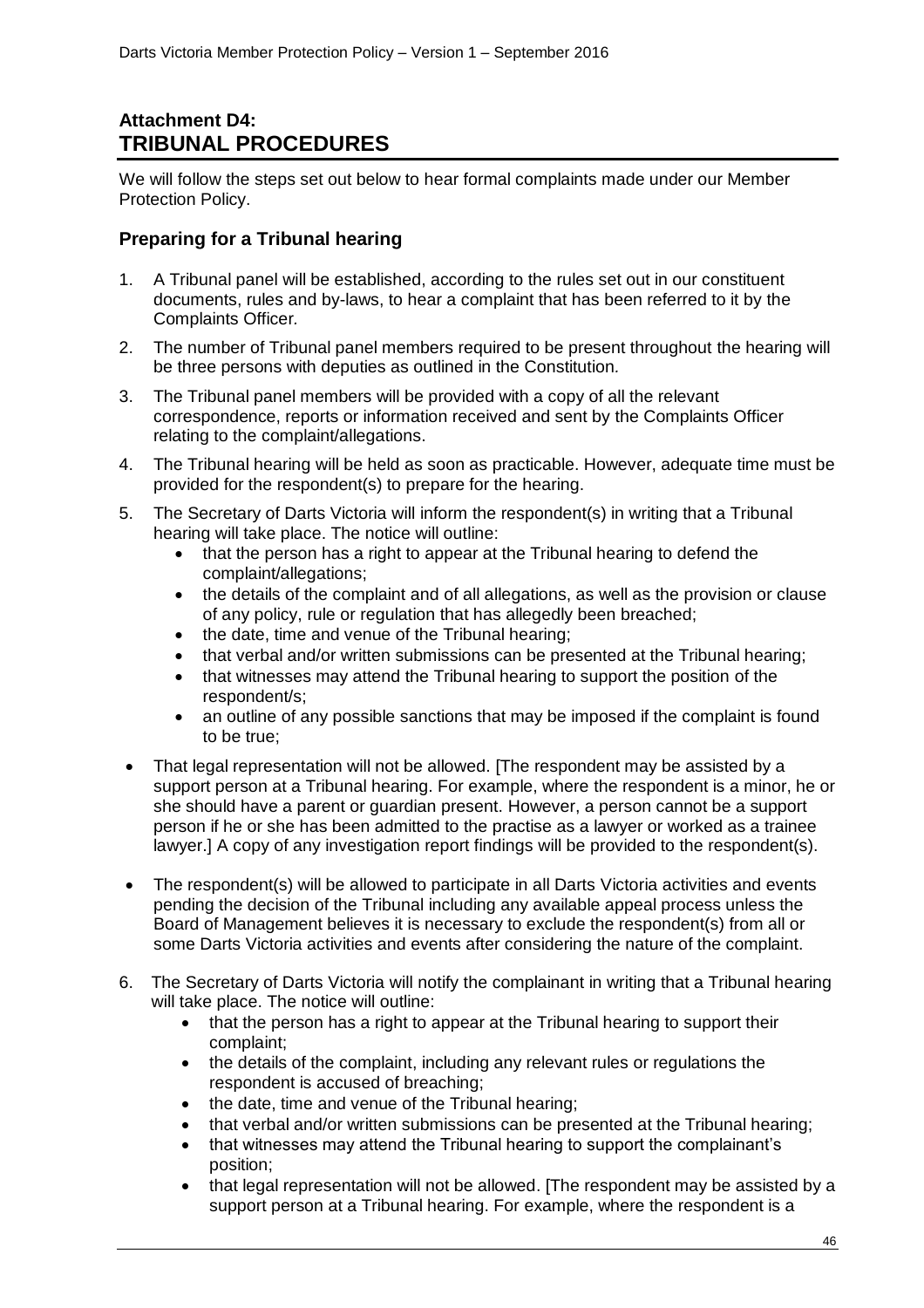## Attachment D4:
## TRIBUNAL PROCEDURES

We will follow the steps set out below to hear formal complaints made under our Member Protection Policy.

### Preparing for a Tribunal hearing

1. A Tribunal panel will be established, according to the rules set out in our constituent documents, rules and by-laws, to hear a complaint that has been referred to it by the Complaints Officer.
2. The number of Tribunal panel members required to be present throughout the hearing will be three persons with deputies as outlined in the Constitution.
3. The Tribunal panel members will be provided with a copy of all the relevant correspondence, reports or information received and sent by the Complaints Officer relating to the complaint/allegations.
4. The Tribunal hearing will be held as soon as practicable. However, adequate time must be provided for the respondent(s) to prepare for the hearing.
5. The Secretary of Darts Victoria will inform the respondent(s) in writing that a Tribunal hearing will take place. The notice will outline:
   - that the person has a right to appear at the Tribunal hearing to defend the complaint/allegations;
   - the details of the complaint and of all allegations, as well as the provision or clause of any policy, rule or regulation that has allegedly been breached;
   - the date, time and venue of the Tribunal hearing;
   - that verbal and/or written submissions can be presented at the Tribunal hearing;
   - that witnesses may attend the Tribunal hearing to support the position of the respondent/s;
   - an outline of any possible sanctions that may be imposed if the complaint is found to be true;

- That legal representation will not be allowed. [The respondent may be assisted by a support person at a Tribunal hearing. For example, where the respondent is a minor, he or she should have a parent or guardian present. However, a person cannot be a support person if he or she has been admitted to the practise as a lawyer or worked as a trainee lawyer.] A copy of any investigation report findings will be provided to the respondent(s).
- The respondent(s) will be allowed to participate in all Darts Victoria activities and events pending the decision of the Tribunal including any available appeal process unless the Board of Management believes it is necessary to exclude the respondent(s) from all or some Darts Victoria activities and events after considering the nature of the complaint.

6. The Secretary of Darts Victoria will notify the complainant in writing that a Tribunal hearing will take place. The notice will outline:
   - that the person has a right to appear at the Tribunal hearing to support their complaint;
   - the details of the complaint, including any relevant rules or regulations the respondent is accused of breaching;
   - the date, time and venue of the Tribunal hearing;
   - that verbal and/or written submissions can be presented at the Tribunal hearing;
   - that witnesses may attend the Tribunal hearing to support the complainant's position;
   - that legal representation will not be allowed. [The respondent may be assisted by a support person at a Tribunal hearing. For example, where the respondent is a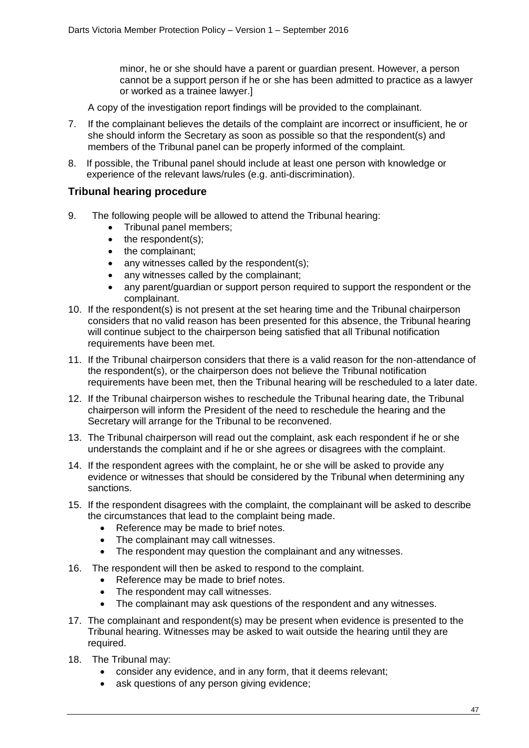minor, he or she should have a parent or guardian present. However, a person cannot be a support person if he or she has been admitted to practice as a lawyer or worked as a trainee lawyer.]

A copy of the investigation report findings will be provided to the complainant.

7. If the complainant believes the details of the complaint are incorrect or insufficient, he or she should inform the Secretary as soon as possible so that the respondent(s) and members of the Tribunal panel can be properly informed of the complaint.

8. If possible, the Tribunal panel should include at least one person with knowledge or experience of the relevant laws/rules (e.g. anti-discrimination).

## Tribunal hearing procedure

9. The following people will be allowed to attend the Tribunal hearing:
   - Tribunal panel members;
   - the respondent(s);
   - the complainant;
   - any witnesses called by the respondent(s);
   - any witnesses called by the complainant;
   - any parent/guardian or support person required to support the respondent or the complainant.

10. If the respondent(s) is not present at the set hearing time and the Tribunal chairperson considers that no valid reason has been presented for this absence, the Tribunal hearing will continue subject to the chairperson being satisfied that all Tribunal notification requirements have been met.

11. If the Tribunal chairperson considers that there is a valid reason for the non-attendance of the respondent(s), or the chairperson does not believe the Tribunal notification requirements have been met, then the Tribunal hearing will be rescheduled to a later date.

12. If the Tribunal chairperson wishes to reschedule the Tribunal hearing date, the Tribunal chairperson will inform the President of the need to reschedule the hearing and the Secretary will arrange for the Tribunal to be reconvened.

13. The Tribunal chairperson will read out the complaint, ask each respondent if he or she understands the complaint and if he or she agrees or disagrees with the complaint.

14. If the respondent agrees with the complaint, he or she will be asked to provide any evidence or witnesses that should be considered by the Tribunal when determining any sanctions.

15. If the respondent disagrees with the complaint, the complainant will be asked to describe the circumstances that lead to the complaint being made.
    - Reference may be made to brief notes.
    - The complainant may call witnesses.
    - The respondent may question the complainant and any witnesses.

16. The respondent will then be asked to respond to the complaint.
    - Reference may be made to brief notes.
    - The respondent may call witnesses.
    - The complainant may ask questions of the respondent and any witnesses.

17. The complainant and respondent(s) may be present when evidence is presented to the Tribunal hearing. Witnesses may be asked to wait outside the hearing until they are required.

18. The Tribunal may:
    - consider any evidence, and in any form, that it deems relevant;
    - ask questions of any person giving evidence;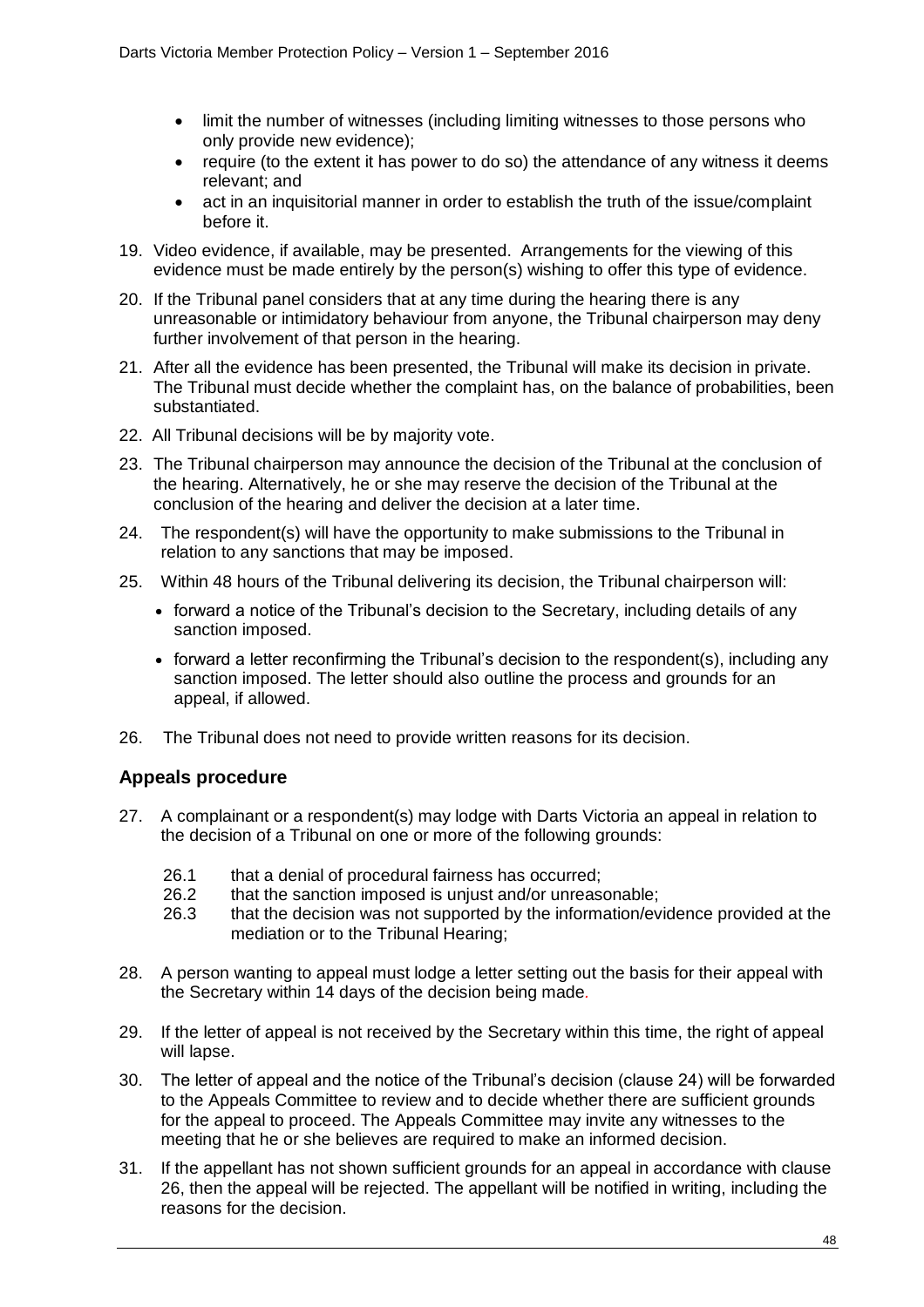- limit the number of witnesses (including limiting witnesses to those persons who only provide new evidence);
- require (to the extent it has power to do so) the attendance of any witness it deems relevant; and
- act in an inquisitorial manner in order to establish the truth of the issue/complaint before it.

19. Video evidence, if available, may be presented. Arrangements for the viewing of this evidence must be made entirely by the person(s) wishing to offer this type of evidence.

20. If the Tribunal panel considers that at any time during the hearing there is any unreasonable or intimidatory behaviour from anyone, the Tribunal chairperson may deny further involvement of that person in the hearing.

21. After all the evidence has been presented, the Tribunal will make its decision in private. The Tribunal must decide whether the complaint has, on the balance of probabilities, been substantiated.

22. All Tribunal decisions will be by majority vote.

23. The Tribunal chairperson may announce the decision of the Tribunal at the conclusion of the hearing. Alternatively, he or she may reserve the decision of the Tribunal at the conclusion of the hearing and deliver the decision at a later time.

24. The respondent(s) will have the opportunity to make submissions to the Tribunal in relation to any sanctions that may be imposed.

25. Within 48 hours of the Tribunal delivering its decision, the Tribunal chairperson will:
    - forward a notice of the Tribunal's decision to the Secretary, including details of any sanction imposed.
    - forward a letter reconfirming the Tribunal's decision to the respondent(s), including any sanction imposed. The letter should also outline the process and grounds for an appeal, if allowed.

26. The Tribunal does not need to provide written reasons for its decision.

## Appeals procedure

27. A complainant or a respondent(s) may lodge with Darts Victoria an appeal in relation to the decision of a Tribunal on one or more of the following grounds:

    26.1 that a denial of procedural fairness has occurred;
    26.2 that the sanction imposed is unjust and/or unreasonable;
    26.3 that the decision was not supported by the information/evidence provided at the mediation or to the Tribunal Hearing;

28. A person wanting to appeal must lodge a letter setting out the basis for their appeal with the Secretary within 14 days of the decision being made.

29. If the letter of appeal is not received by the Secretary within this time, the right of appeal will lapse.

30. The letter of appeal and the notice of the Tribunal's decision (clause 24) will be forwarded to the Appeals Committee to review and to decide whether there are sufficient grounds for the appeal to proceed. The Appeals Committee may invite any witnesses to the meeting that he or she believes are required to make an informed decision.

31. If the appellant has not shown sufficient grounds for an appeal in accordance with clause 26, then the appeal will be rejected. The appellant will be notified in writing, including the reasons for the decision.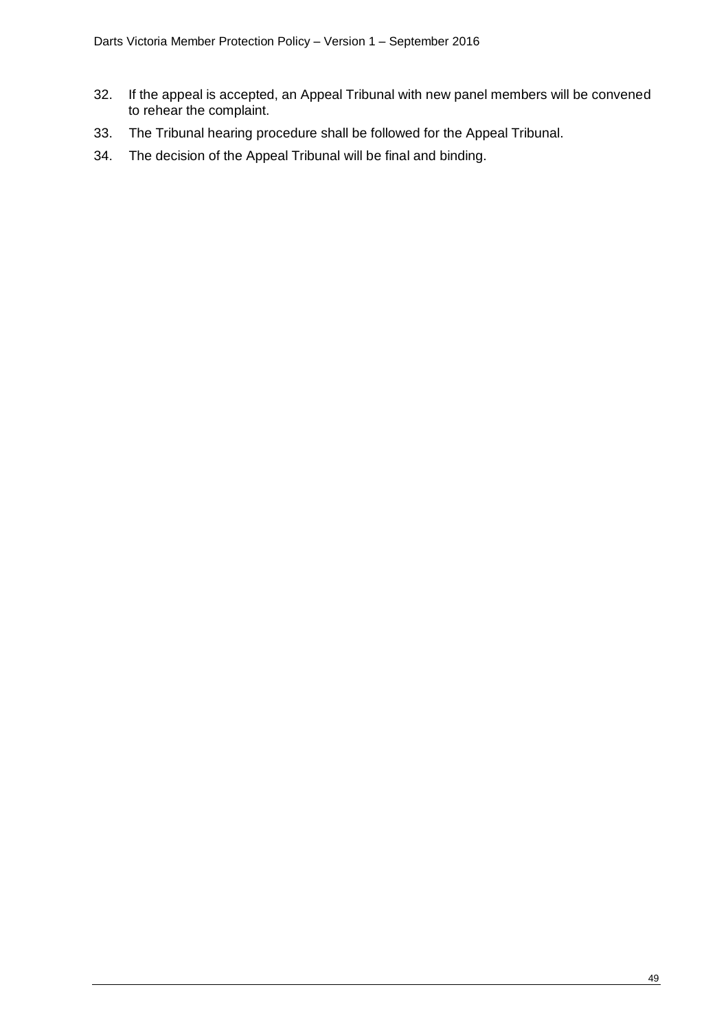32. If the appeal is accepted, an Appeal Tribunal with new panel members will be convened to rehear the complaint.
33. The Tribunal hearing procedure shall be followed for the Appeal Tribunal.
34. The decision of the Appeal Tribunal will be final and binding.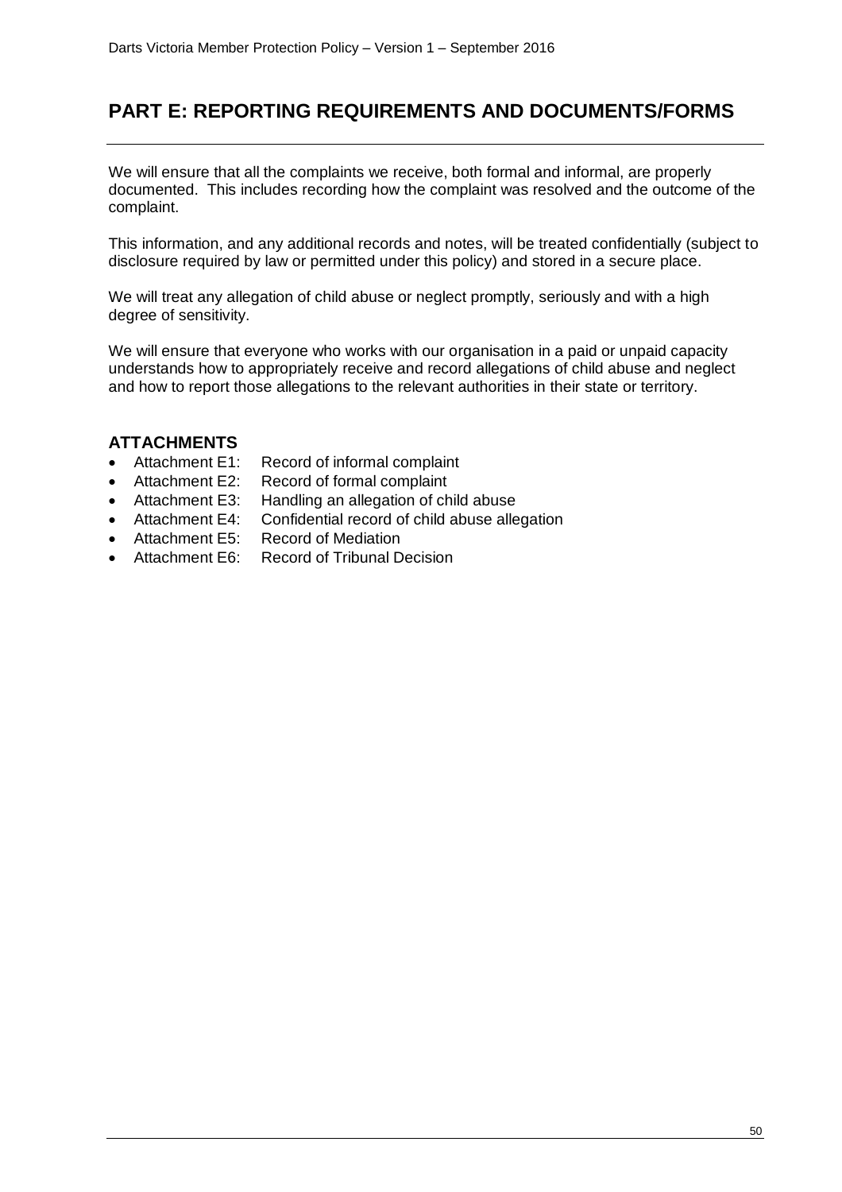# PART E: REPORTING REQUIREMENTS AND DOCUMENTS/FORMS

We will ensure that all the complaints we receive, both formal and informal, are properly documented. This includes recording how the complaint was resolved and the outcome of the complaint.

This information, and any additional records and notes, will be treated confidentially (subject to disclosure required by law or permitted under this policy) and stored in a secure place.

We will treat any allegation of child abuse or neglect promptly, seriously and with a high degree of sensitivity.

We will ensure that everyone who works with our organisation in a paid or unpaid capacity understands how to appropriately receive and record allegations of child abuse and neglect and how to report those allegations to the relevant authorities in their state or territory.

## ATTACHMENTS

- Attachment E1: Record of informal complaint
- Attachment E2: Record of formal complaint
- Attachment E3: Handling an allegation of child abuse
- Attachment E4: Confidential record of child abuse allegation
- Attachment E5: Record of Mediation
- Attachment E6: Record of Tribunal Decision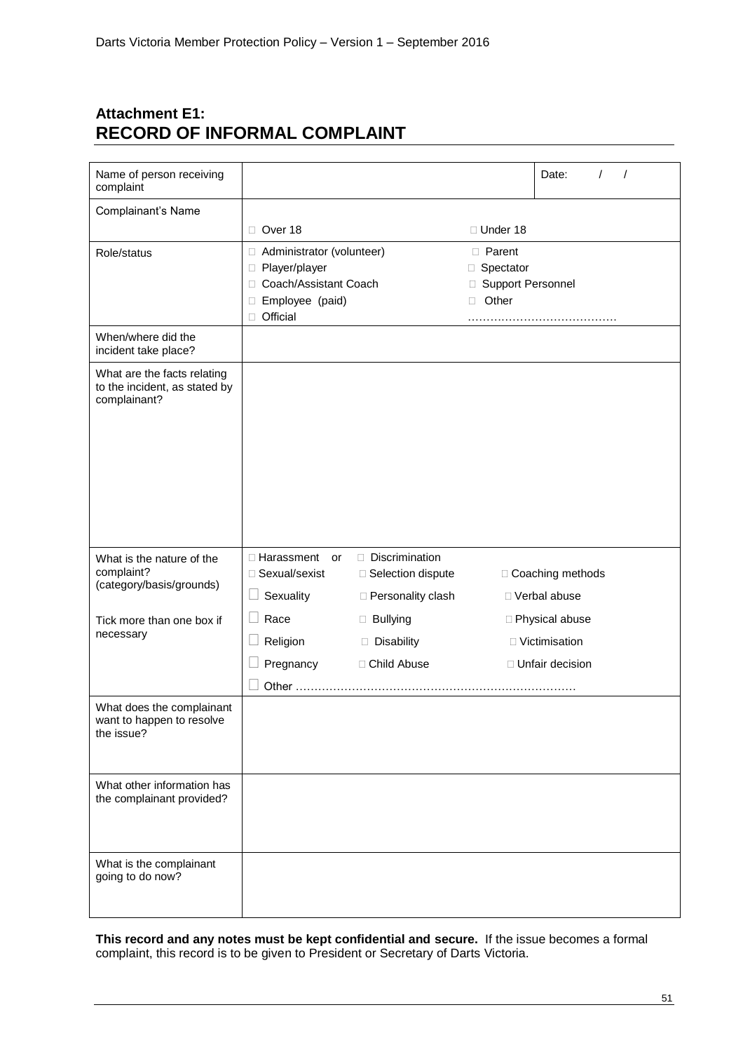## Attachment E1: RECORD OF INFORMAL COMPLAINT

| Name of person receiving complaint | | Date: / / |
|---|---|---|
| Complainant's Name | □ Over 18 □ Under 18 | |
| Role/status | □ Administrator (volunteer) □ Parent<br>□ Player/player □ Spectator<br>□ Coach/Assistant Coach □ Support Personnel<br>□ Employee (paid) □ Other<br>□ Official ………………………………… | |
| When/where did the incident take place? | | |
| What are the facts relating to the incident, as stated by complainant? | | |
| What is the nature of the complaint? (category/basis/grounds)<br><br>Tick more than one box if necessary | □ Harassment or □ Discrimination<br>□ Sexual/sexist □ Selection dispute □ Coaching methods<br>□ Sexuality □ Personality clash □ Verbal abuse<br>□ Race □ Bullying □ Physical abuse<br>□ Religion □ Disability □ Victimisation<br>□ Pregnancy □ Child Abuse □ Unfair decision<br>□ Other ………………………………………………………………… | |
| What does the complainant want to happen to resolve the issue? | | |
| What other information has the complainant provided? | | |
| What is the complainant going to do now? | | |

**This record and any notes must be kept confidential and secure.** If the issue becomes a formal complaint, this record is to be given to President or Secretary of Darts Victoria.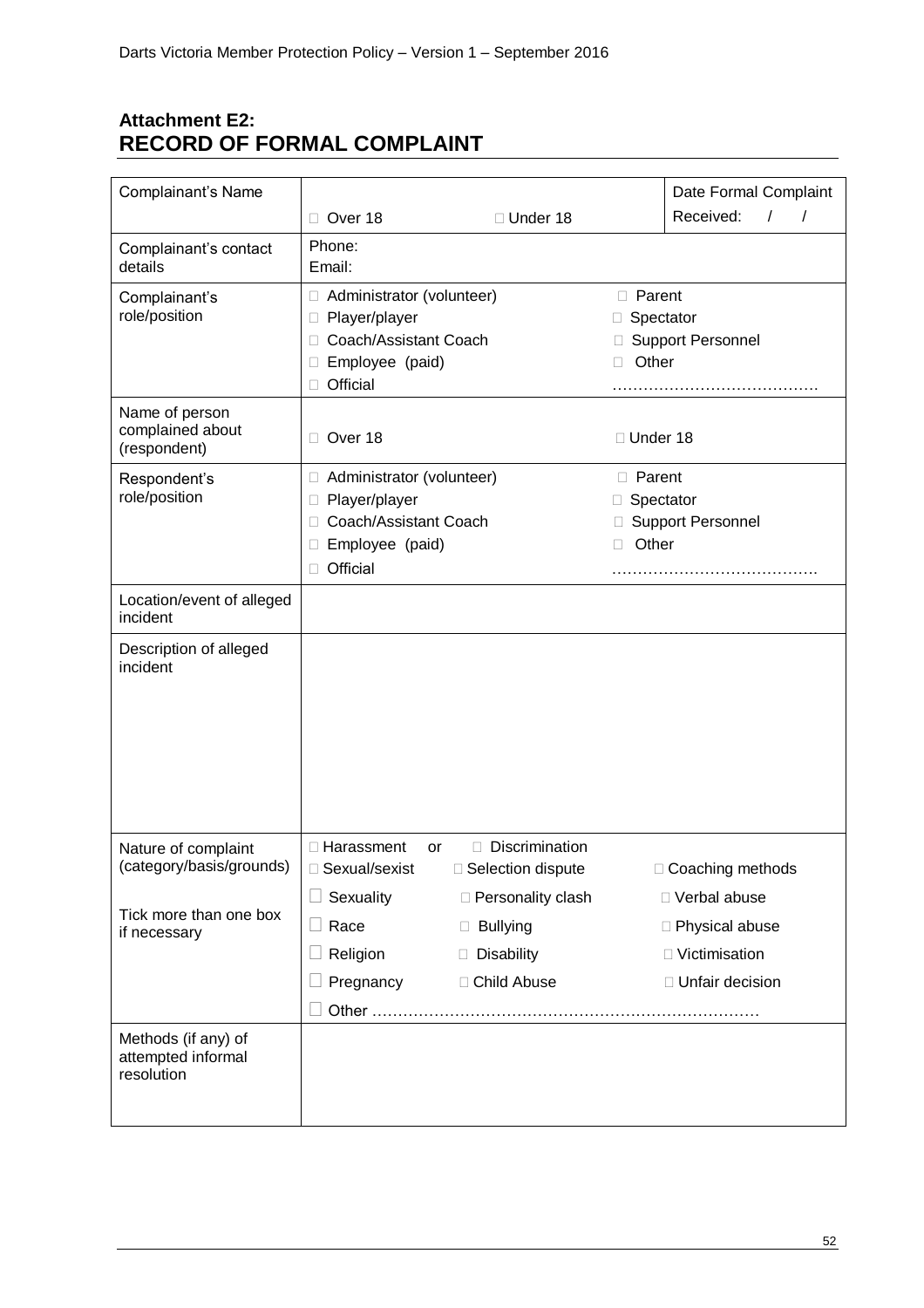## Attachment E2:
## RECORD OF FORMAL COMPLAINT

| | | |
|---|---|---|
| Complainant's Name | □ Over 18 □ Under 18 | Date Formal Complaint Received: / / |
| Complainant's contact details | Phone:<br>Email: | |
| Complainant's role/position | □ Administrator (volunteer)<br>□ Player/player<br>□ Coach/Assistant Coach<br>□ Employee (paid)<br>□ Official | □ Parent<br>□ Spectator<br>□ Support Personnel<br>□ Other<br>………………………………… |
| Name of person complained about (respondent) | □ Over 18 | □ Under 18 |
| Respondent's role/position | □ Administrator (volunteer)<br>□ Player/player<br>□ Coach/Assistant Coach<br>□ Employee (paid)<br>□ Official | □ Parent<br>□ Spectator<br>□ Support Personnel<br>□ Other<br>………………………………… |
| Location/event of alleged incident | | |
| Description of alleged incident | | |
| Nature of complaint (category/basis/grounds)<br><br>Tick more than one box if necessary | □ Harassment or □ Discrimination<br>□ Sexual/sexist □ Selection dispute<br>□ Sexuality □ Personality clash<br>□ Race □ Bullying<br>□ Religion □ Disability<br>□ Pregnancy □ Child Abuse<br>□ Other ………………………………………………………………… | □ Coaching methods<br>□ Verbal abuse<br>□ Physical abuse<br>□ Victimisation<br>□ Unfair decision |
| Methods (if any) of attempted informal resolution | | |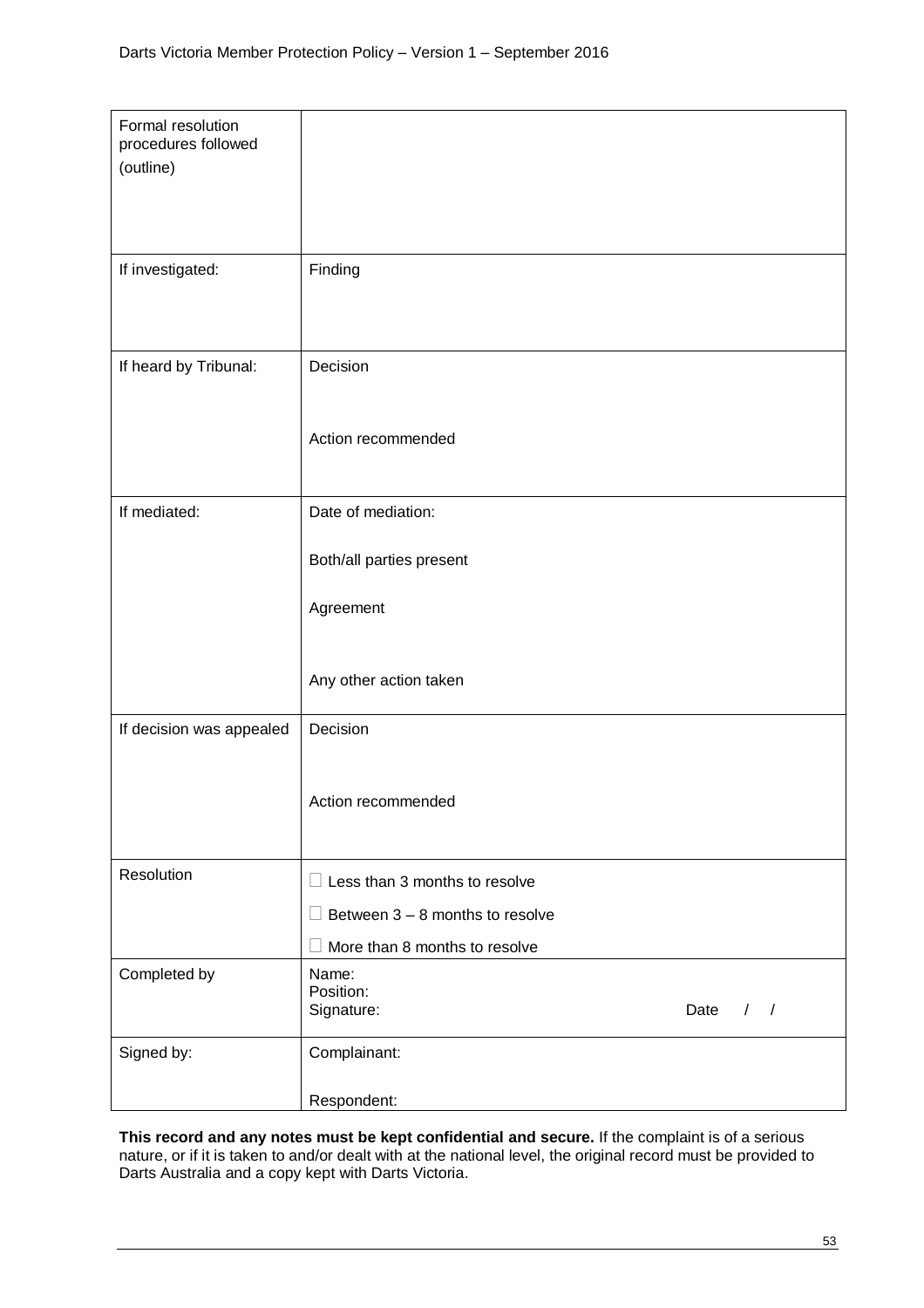| Formal resolution procedures followed (outline) | |
|---|---|
| If investigated: | Finding |
| If heard by Tribunal: | Decision<br><br>Action recommended |
| If mediated: | Date of mediation:<br><br>Both/all parties present<br><br>Agreement<br><br>Any other action taken |
| If decision was appealed | Decision<br><br>Action recommended |
| Resolution | ☐ Less than 3 months to resolve<br>☐ Between 3 – 8 months to resolve<br>☐ More than 8 months to resolve |
| Completed by | Name:<br>Position:<br>Signature: Date / / |
| Signed by: | Complainant:<br><br>Respondent: |

**This record and any notes must be kept confidential and secure.** If the complaint is of a serious nature, or if it is taken to and/or dealt with at the national level, the original record must be provided to Darts Australia and a copy kept with Darts Victoria.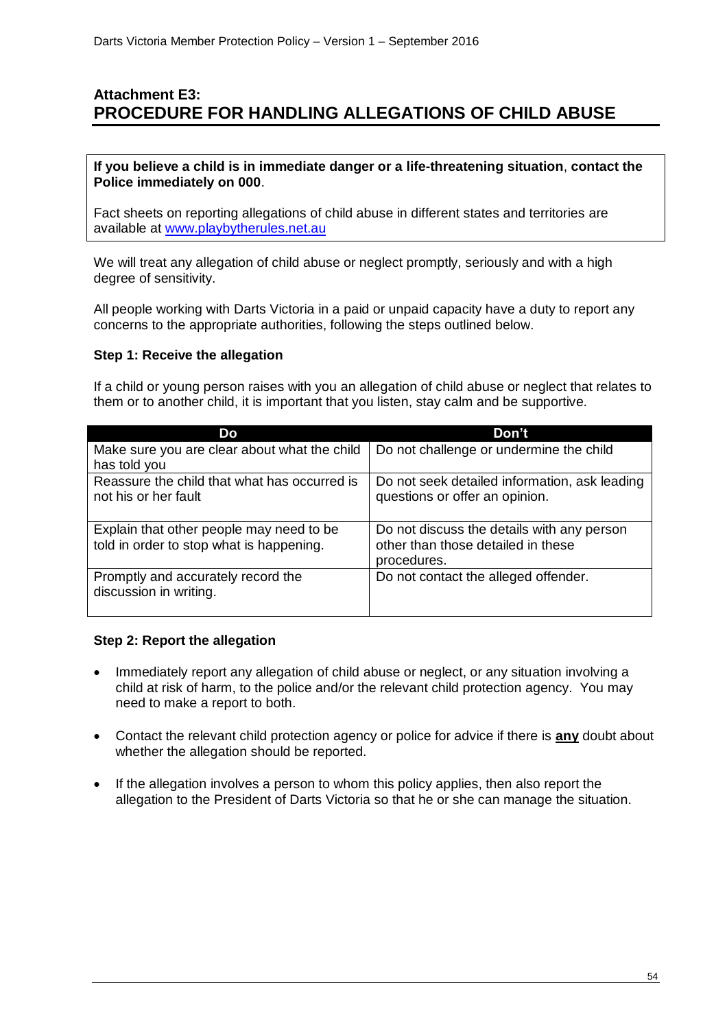## Attachment E3:
## PROCEDURE FOR HANDLING ALLEGATIONS OF CHILD ABUSE

**If you believe a child is in immediate danger or a life-threatening situation**, **contact the Police immediately on 000**.

Fact sheets on reporting allegations of child abuse in different states and territories are available at [www.playbytherules.net.au](http://www.playbytherules.net.au)

We will treat any allegation of child abuse or neglect promptly, seriously and with a high degree of sensitivity.

All people working with Darts Victoria in a paid or unpaid capacity have a duty to report any concerns to the appropriate authorities, following the steps outlined below.

**Step 1: Receive the allegation**

If a child or young person raises with you an allegation of child abuse or neglect that relates to them or to another child, it is important that you listen, stay calm and be supportive.

| Do | Don't |
|---|---|
| Make sure you are clear about what the child has told you | Do not challenge or undermine the child |
| Reassure the child that what has occurred is not his or her fault | Do not seek detailed information, ask leading questions or offer an opinion. |
| Explain that other people may need to be told in order to stop what is happening. | Do not discuss the details with any person other than those detailed in these procedures. |
| Promptly and accurately record the discussion in writing. | Do not contact the alleged offender. |

**Step 2: Report the allegation**

- Immediately report any allegation of child abuse or neglect, or any situation involving a child at risk of harm, to the police and/or the relevant child protection agency. You may need to make a report to both.
- Contact the relevant child protection agency or police for advice if there is **any** doubt about whether the allegation should be reported.
- If the allegation involves a person to whom this policy applies, then also report the allegation to the President of Darts Victoria so that he or she can manage the situation.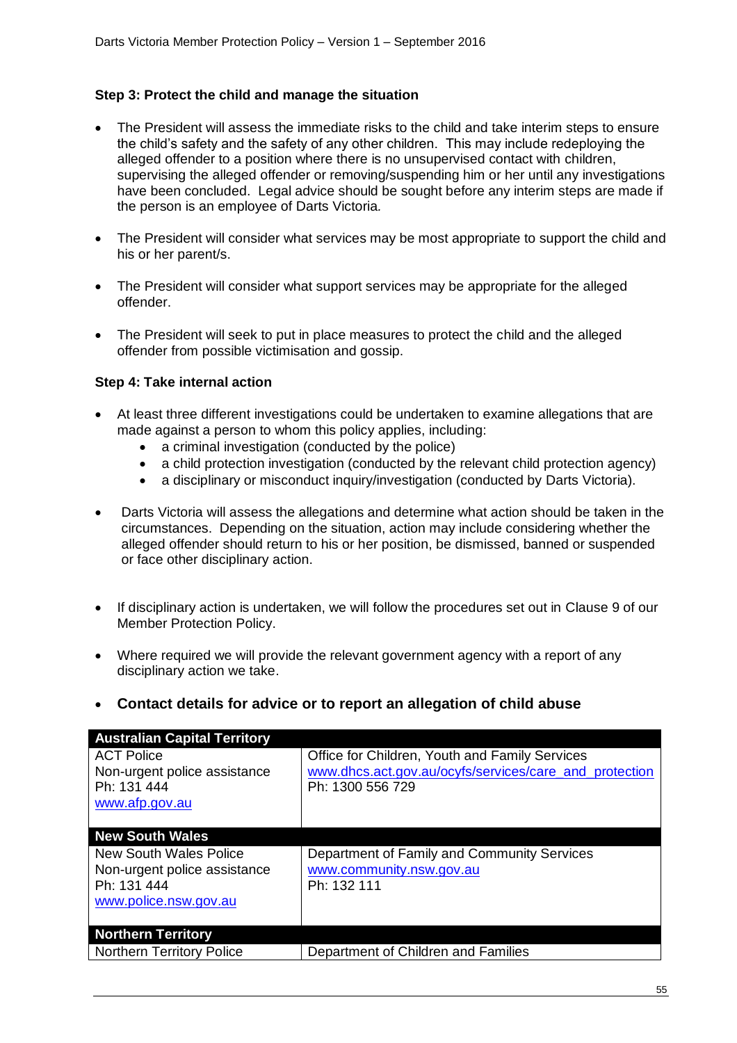### Step 3: Protect the child and manage the situation

- The President will assess the immediate risks to the child and take interim steps to ensure the child's safety and the safety of any other children. This may include redeploying the alleged offender to a position where there is no unsupervised contact with children, supervising the alleged offender or removing/suspending him or her until any investigations have been concluded. Legal advice should be sought before any interim steps are made if the person is an employee of Darts Victoria.
- The President will consider what services may be most appropriate to support the child and his or her parent/s.
- The President will consider what support services may be appropriate for the alleged offender.
- The President will seek to put in place measures to protect the child and the alleged offender from possible victimisation and gossip.

### Step 4: Take internal action

- At least three different investigations could be undertaken to examine allegations that are made against a person to whom this policy applies, including:
    - a criminal investigation (conducted by the police)
    - a child protection investigation (conducted by the relevant child protection agency)
    - a disciplinary or misconduct inquiry/investigation (conducted by Darts Victoria).
- Darts Victoria will assess the allegations and determine what action should be taken in the circumstances. Depending on the situation, action may include considering whether the alleged offender should return to his or her position, be dismissed, banned or suspended or face other disciplinary action.
- If disciplinary action is undertaken, we will follow the procedures set out in Clause 9 of our Member Protection Policy.
- Where required we will provide the relevant government agency with a report of any disciplinary action we take.
- **Contact details for advice or to report an allegation of child abuse**

| **Australian Capital Territory** | |
|---|---|
| ACT Police<br>Non-urgent police assistance<br>Ph: 131 444<br>www.afp.gov.au | Office for Children, Youth and Family Services<br>www.dhcs.act.gov.au/ocyfs/services/care_and_protection<br>Ph: 1300 556 729 |
| **New South Wales** | |
| New South Wales Police<br>Non-urgent police assistance<br>Ph: 131 444<br>www.police.nsw.gov.au | Department of Family and Community Services<br>www.community.nsw.gov.au<br>Ph: 132 111 |
| **Northern Territory** | |
| Northern Territory Police | Department of Children and Families |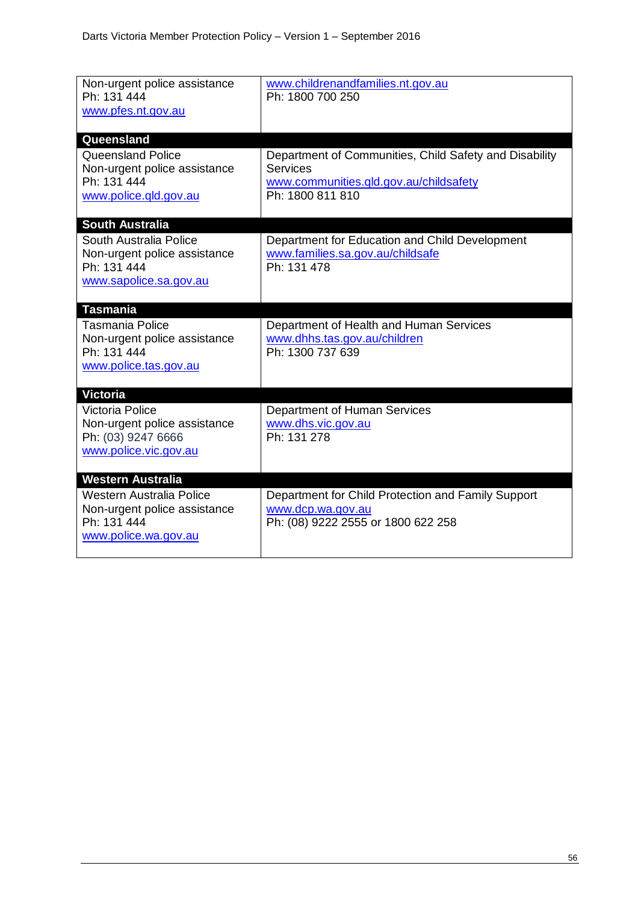| | |
|---|---|
| Non-urgent police assistance<br>Ph: 131 444<br>www.pfes.nt.gov.au | www.childrenandfamilies.nt.gov.au<br>Ph: 1800 700 250 |
| **Queensland** | |
| Queensland Police<br>Non-urgent police assistance<br>Ph: 131 444<br>www.police.qld.gov.au | Department of Communities, Child Safety and Disability Services<br>www.communities.qld.gov.au/childsafety<br>Ph: 1800 811 810 |
| **South Australia** | |
| South Australia Police<br>Non-urgent police assistance<br>Ph: 131 444<br>www.sapolice.sa.gov.au | Department for Education and Child Development<br>www.families.sa.gov.au/childsafe<br>Ph: 131 478 |
| **Tasmania** | |
| Tasmania Police<br>Non-urgent police assistance<br>Ph: 131 444<br>www.police.tas.gov.au | Department of Health and Human Services<br>www.dhhs.tas.gov.au/children<br>Ph: 1300 737 639 |
| **Victoria** | |
| Victoria Police<br>Non-urgent police assistance<br>Ph: (03) 9247 6666<br>www.police.vic.gov.au | Department of Human Services<br>www.dhs.vic.gov.au<br>Ph: 131 278 |
| **Western Australia** | |
| Western Australia Police<br>Non-urgent police assistance<br>Ph: 131 444<br>www.police.wa.gov.au | Department for Child Protection and Family Support<br>www.dcp.wa.gov.au<br>Ph: (08) 9222 2555 or 1800 622 258 |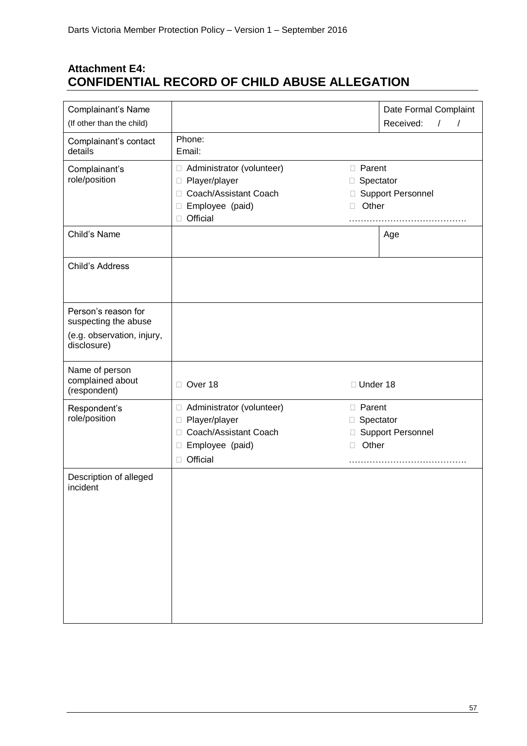## Attachment E4:
## CONFIDENTIAL RECORD OF CHILD ABUSE ALLEGATION

| Complainant's Name (If other than the child) | | Date Formal Complaint Received: / / |
|---|---|---|
| Complainant's contact details | Phone:<br>Email: | |
| Complainant's role/position | □ Administrator (volunteer)<br>□ Player/player<br>□ Coach/Assistant Coach<br>□ Employee (paid)<br>□ Official | □ Parent<br>□ Spectator<br>□ Support Personnel<br>□ Other<br>………………………………. |
| Child's Name | | Age |
| Child's Address | | |
| Person's reason for suspecting the abuse (e.g. observation, injury, disclosure) | | |
| Name of person complained about (respondent) | □ Over 18 | □ Under 18 |
| Respondent's role/position | □ Administrator (volunteer)<br>□ Player/player<br>□ Coach/Assistant Coach<br>□ Employee (paid)<br>□ Official | □ Parent<br>□ Spectator<br>□ Support Personnel<br>□ Other<br>……………………………… |
| Description of alleged incident | | |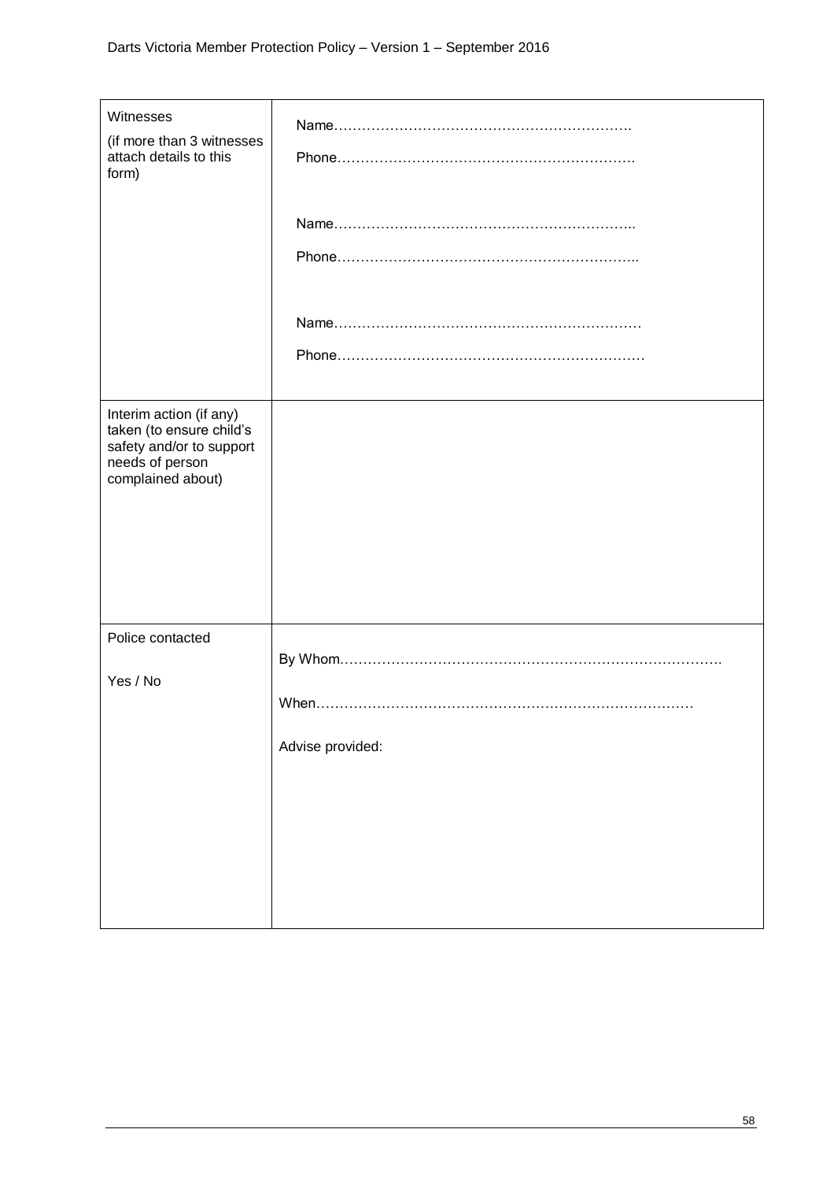| | |
|---|---|
| Witnesses<br>(if more than 3 witnesses attach details to this form) | Name……………………………………………………….<br>Phone……………………………………………………….<br><br>Name………………………………………………………..<br>Phone………………………………………………………..<br><br>Name…………………………………………………………<br>Phone………………………………………………………… |
| Interim action (if any) taken (to ensure child's safety and/or to support needs of person complained about) | |
| Police contacted<br><br>Yes / No | By Whom……………………………………………………………………….<br><br>When………………………………………………………………………<br><br>Advise provided: |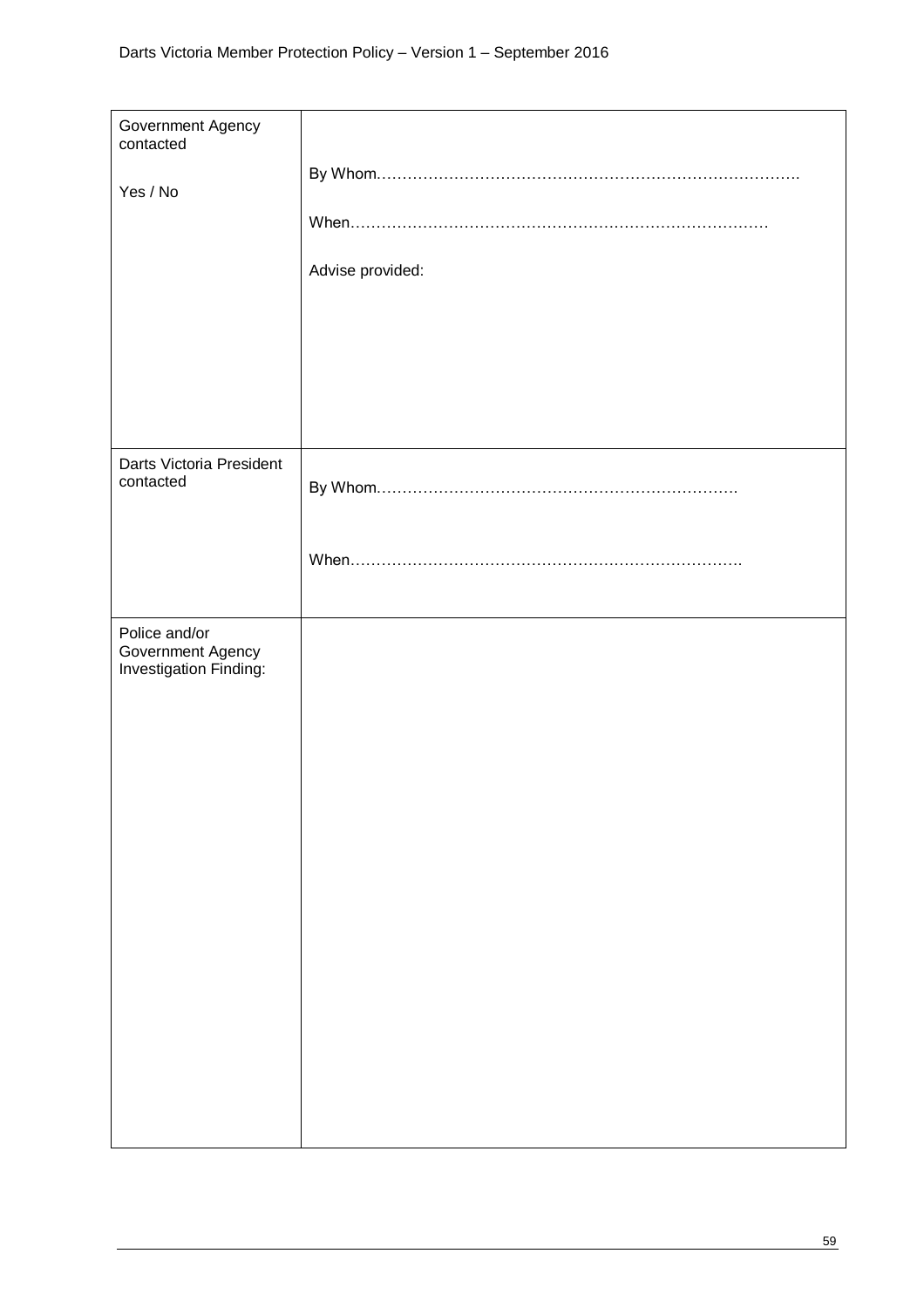| | |
|---|---|
| Government Agency contacted<br><br>Yes / No | By Whom………………………………………………………………………….<br><br>When………………………………………………………………………<br><br>Advise provided: |
| Darts Victoria President contacted | By Whom…………………………………………………………….<br><br>When…………………………………………………………………. |
| Police and/or Government Agency Investigation Finding: | |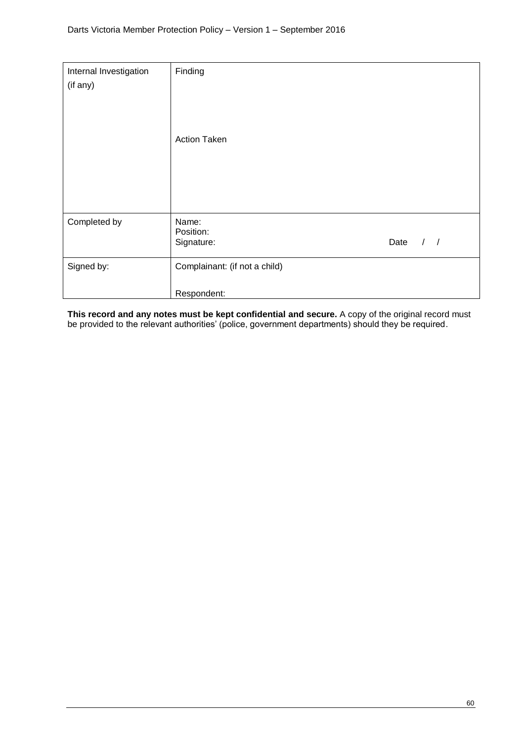| Internal Investigation (if any) | Finding<br><br><br><br>Action Taken |
| --- | --- |
| Completed by | Name:<br>Position:<br>Signature: Date / / |
| Signed by: | Complainant: (if not a child)<br><br>Respondent: |

**This record and any notes must be kept confidential and secure.** A copy of the original record must be provided to the relevant authorities' (police, government departments) should they be required.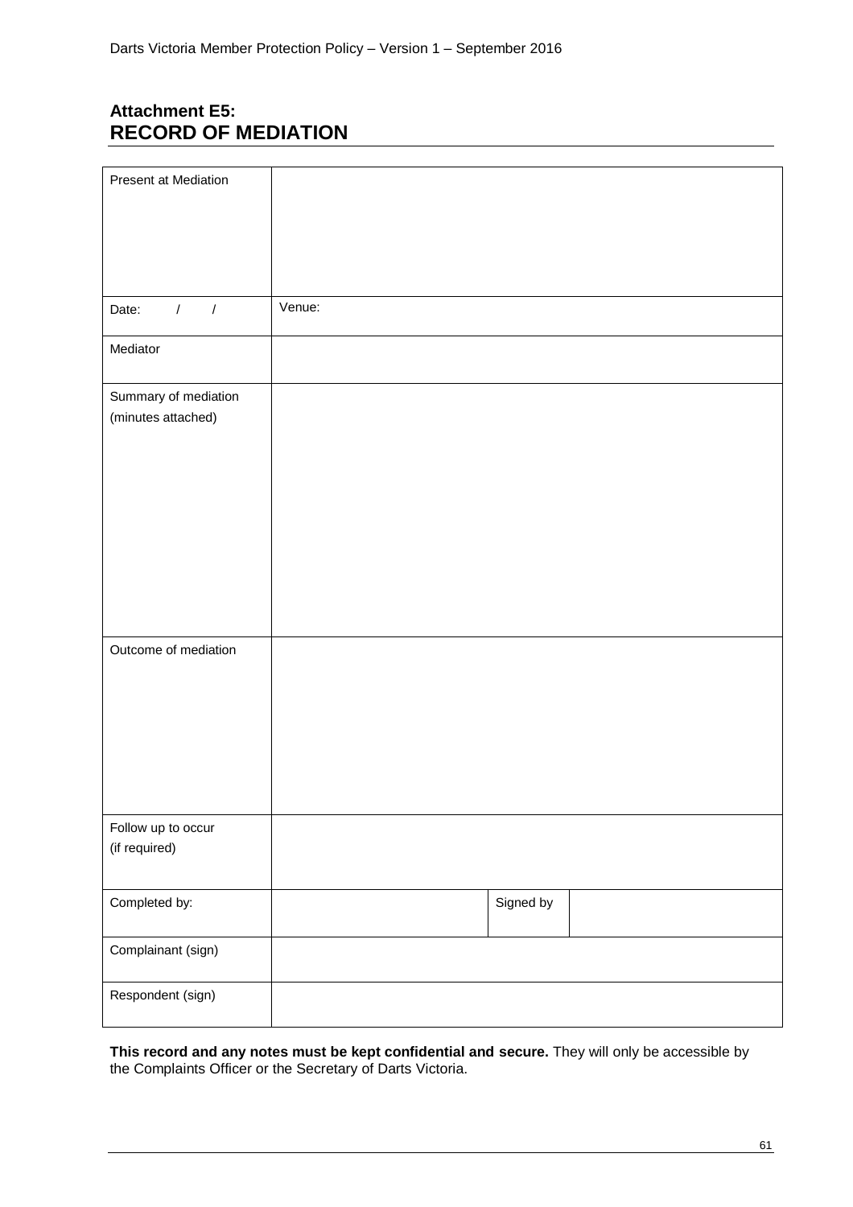## Attachment E5:
## RECORD OF MEDIATION

| | | | |
|---|---|---|---|
| Present at Mediation | | | |
| Date: / / | Venue: | | |
| Mediator | | | |
| Summary of mediation (minutes attached) | | | |
| Outcome of mediation | | | |
| Follow up to occur (if required) | | | |
| Completed by: | | Signed by | |
| Complainant (sign) | | | |
| Respondent (sign) | | | |

**This record and any notes must be kept confidential and secure.** They will only be accessible by the Complaints Officer or the Secretary of Darts Victoria.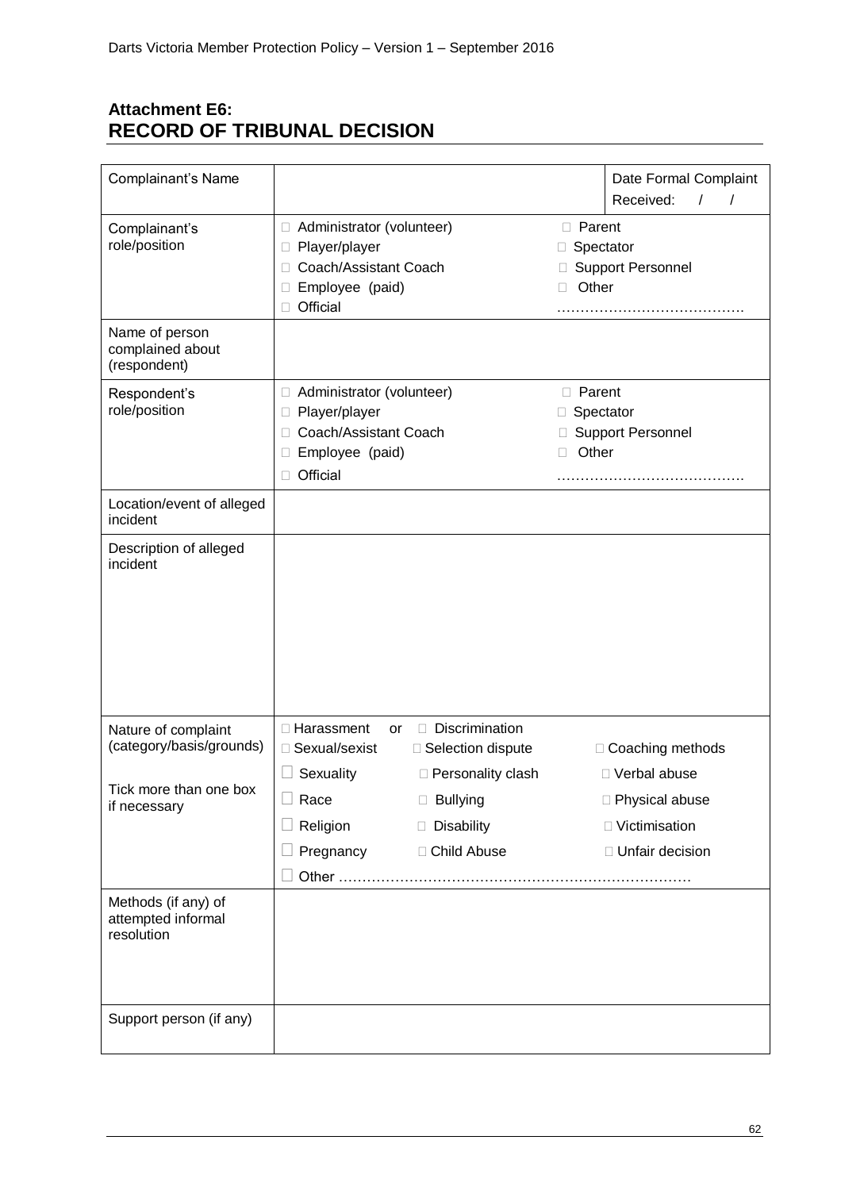## Attachment E6: RECORD OF TRIBUNAL DECISION

| Complainant's Name | | Date Formal Complaint Received: / / |
|---|---|---|
| Complainant's role/position | ☐ Administrator (volunteer)<br>☐ Player/player<br>☐ Coach/Assistant Coach<br>☐ Employee (paid)<br>☐ Official | ☐ Parent<br>☐ Spectator<br>☐ Support Personnel<br>☐ Other<br>………………………………… |
| Name of person complained about (respondent) | | |
| Respondent's role/position | ☐ Administrator (volunteer)<br>☐ Player/player<br>☐ Coach/Assistant Coach<br>☐ Employee (paid)<br>☐ Official | ☐ Parent<br>☐ Spectator<br>☐ Support Personnel<br>☐ Other<br>………………………………… |
| Location/event of alleged incident | | |
| Description of alleged incident | | |
| Nature of complaint (category/basis/grounds)<br><br>Tick more than one box if necessary | ☐ Harassment or ☐ Discrimination<br>☐ Sexual/sexist ☐ Selection dispute<br>☐ Sexuality ☐ Personality clash<br>☐ Race ☐ Bullying<br>☐ Religion ☐ Disability<br>☐ Pregnancy ☐ Child Abuse<br>☐ Other ………………………………………………………………… | ☐ Coaching methods<br>☐ Verbal abuse<br>☐ Physical abuse<br>☐ Victimisation<br>☐ Unfair decision |
| Methods (if any) of attempted informal resolution | | |
| Support person (if any) | | |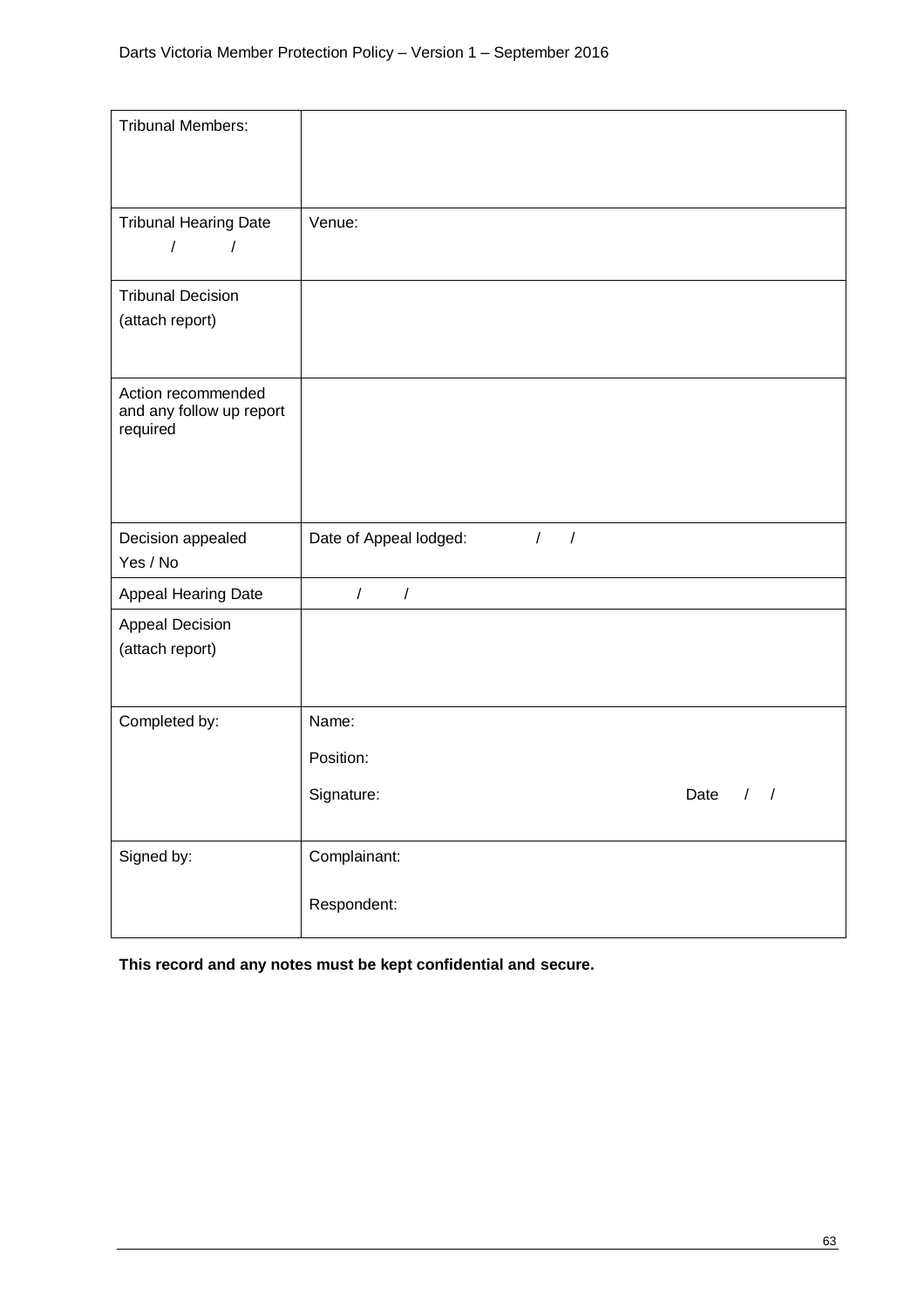| | |
|---|---|
| Tribunal Members: | |
| Tribunal Hearing Date / / | Venue: |
| Tribunal Decision (attach report) | |
| Action recommended and any follow up report required | |
| Decision appealed Yes / No | Date of Appeal lodged: / / |
| Appeal Hearing Date | / / |
| Appeal Decision (attach report) | |
| Completed by: | Name: <br> Position: <br> Signature: Date / / |
| Signed by: | Complainant: <br> Respondent: |

**This record and any notes must be kept confidential and secure.**